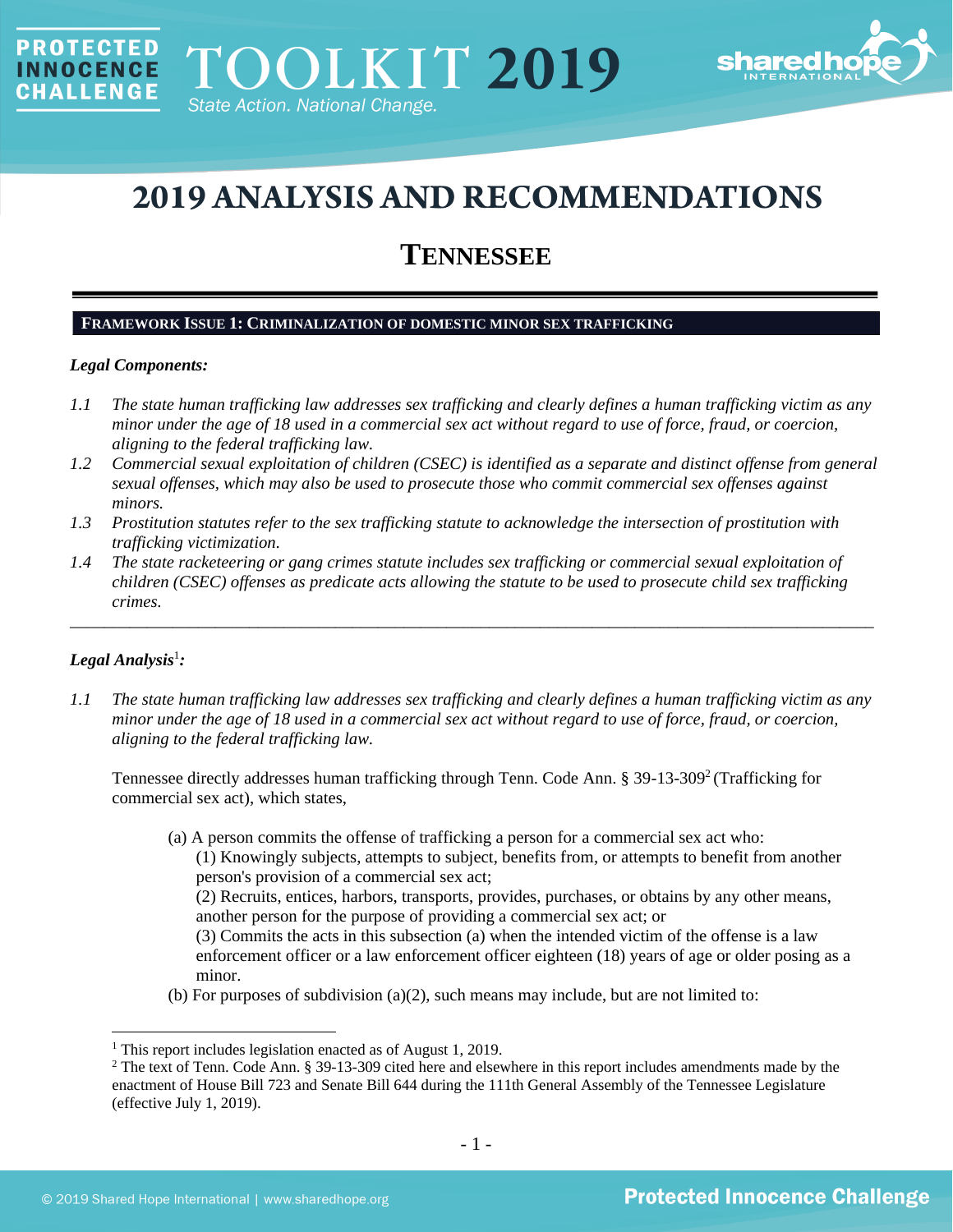# 2019 ANALYSIS AND RECOMMENDATIONS

## TENNESSEE

### FRAMEWORK ISSUE 1: CRIMINALIZATION OF DOMESTIC MINOR SEX TRAFFICKING

***Legal Components:***

*1.1 The state human trafficking law addresses sex trafficking and clearly defines a human trafficking victim as any minor under the age of 18 used in a commercial sex act without regard to use of force, fraud, or coercion, aligning to the federal trafficking law.*

*1.2 Commercial sexual exploitation of children (CSEC) is identified as a separate and distinct offense from general sexual offenses, which may also be used to prosecute those who commit commercial sex offenses against minors.*

*1.3 Prostitution statutes refer to the sex trafficking statute to acknowledge the intersection of prostitution with trafficking victimization.*

*1.4 The state racketeering or gang crimes statute includes sex trafficking or commercial sexual exploitation of children (CSEC) offenses as predicate acts allowing the statute to be used to prosecute child sex trafficking crimes.*

---

***Legal Analysis[1]:***

*1.1 The state human trafficking law addresses sex trafficking and clearly defines a human trafficking victim as any minor under the age of 18 used in a commercial sex act without regard to use of force, fraud, or coercion, aligning to the federal trafficking law.*

Tennessee directly addresses human trafficking through Tenn. Code Ann. § 39-13-309[2] (Trafficking for commercial sex act), which states,

> (a) A person commits the offense of trafficking a person for a commercial sex act who:
> (1) Knowingly subjects, attempts to subject, benefits from, or attempts to benefit from another person's provision of a commercial sex act;
> (2) Recruits, entices, harbors, transports, provides, purchases, or obtains by any other means, another person for the purpose of providing a commercial sex act; or
> (3) Commits the acts in this subsection (a) when the intended victim of the offense is a law enforcement officer or a law enforcement officer eighteen (18) years of age or older posing as a minor.
>
> (b) For purposes of subdivision (a)(2), such means may include, but are not limited to:

---

[1] This report includes legislation enacted as of August 1, 2019.

[2] The text of Tenn. Code Ann. § 39-13-309 cited here and elsewhere in this report includes amendments made by the enactment of House Bill 723 and Senate Bill 644 during the 111th General Assembly of the Tennessee Legislature (effective July 1, 2019).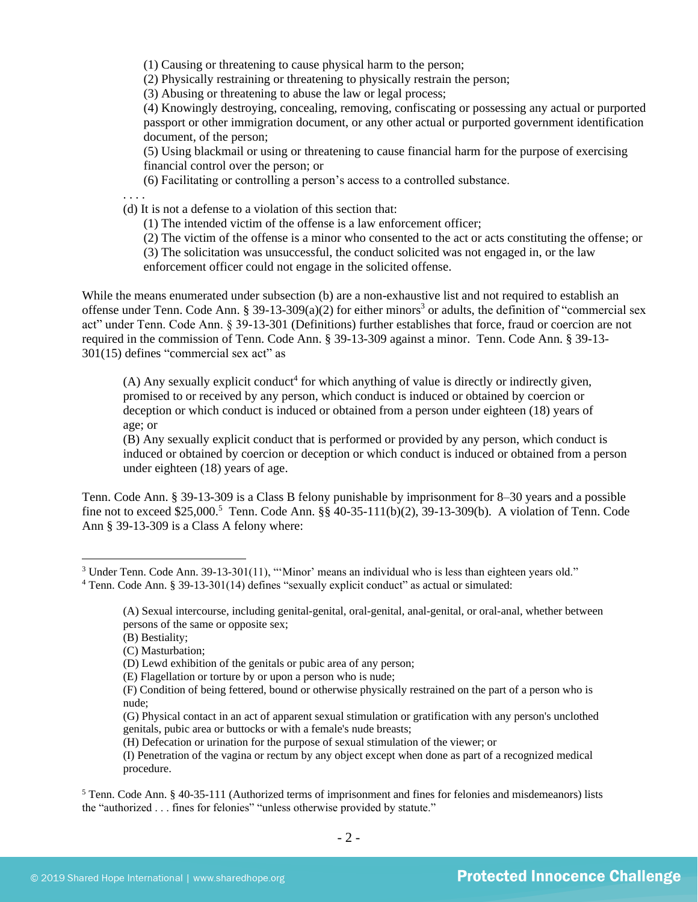(1) Causing or threatening to cause physical harm to the person;
(2) Physically restraining or threatening to physically restrain the person;
(3) Abusing or threatening to abuse the law or legal process;
(4) Knowingly destroying, concealing, removing, confiscating or possessing any actual or purported passport or other immigration document, or any other actual or purported government identification document, of the person;
(5) Using blackmail or using or threatening to cause financial harm for the purpose of exercising financial control over the person; or
(6) Facilitating or controlling a person's access to a controlled substance.

. . . .

(d) It is not a defense to a violation of this section that:
(1) The intended victim of the offense is a law enforcement officer;
(2) The victim of the offense is a minor who consented to the act or acts constituting the offense; or
(3) The solicitation was unsuccessful, the conduct solicited was not engaged in, or the law enforcement officer could not engage in the solicited offense.

While the means enumerated under subsection (b) are a non-exhaustive list and not required to establish an offense under Tenn. Code Ann. § 39-13-309(a)(2) for either minors[3] or adults, the definition of "commercial sex act" under Tenn. Code Ann. § 39-13-301 (Definitions) further establishes that force, fraud or coercion are not required in the commission of Tenn. Code Ann. § 39-13-309 against a minor. Tenn. Code Ann. § 39-13-301(15) defines "commercial sex act" as

> (A) Any sexually explicit conduct[4] for which anything of value is directly or indirectly given, promised to or received by any person, which conduct is induced or obtained by coercion or deception or which conduct is induced or obtained from a person under eighteen (18) years of age; or
> (B) Any sexually explicit conduct that is performed or provided by any person, which conduct is induced or obtained by coercion or deception or which conduct is induced or obtained from a person under eighteen (18) years of age.

Tenn. Code Ann. § 39-13-309 is a Class B felony punishable by imprisonment for 8–30 years and a possible fine not to exceed $25,000.[5] Tenn. Code Ann. §§ 40-35-111(b)(2), 39-13-309(b). A violation of Tenn. Code Ann § 39-13-309 is a Class A felony where:

---

[3] Under Tenn. Code Ann. 39-13-301(11), "'Minor' means an individual who is less than eighteen years old."

[4] Tenn. Code Ann. § 39-13-301(14) defines "sexually explicit conduct" as actual or simulated:

> (A) Sexual intercourse, including genital-genital, oral-genital, anal-genital, or oral-anal, whether between persons of the same or opposite sex;
> (B) Bestiality;
> (C) Masturbation;
> (D) Lewd exhibition of the genitals or pubic area of any person;
> (E) Flagellation or torture by or upon a person who is nude;
> (F) Condition of being fettered, bound or otherwise physically restrained on the part of a person who is nude;
> (G) Physical contact in an act of apparent sexual stimulation or gratification with any person's unclothed genitals, pubic area or buttocks or with a female's nude breasts;
> (H) Defecation or urination for the purpose of sexual stimulation of the viewer; or
> (I) Penetration of the vagina or rectum by any object except when done as part of a recognized medical procedure.

[5] Tenn. Code Ann. § 40-35-111 (Authorized terms of imprisonment and fines for felonies and misdemeanors) lists the "authorized . . . fines for felonies" "unless otherwise provided by statute."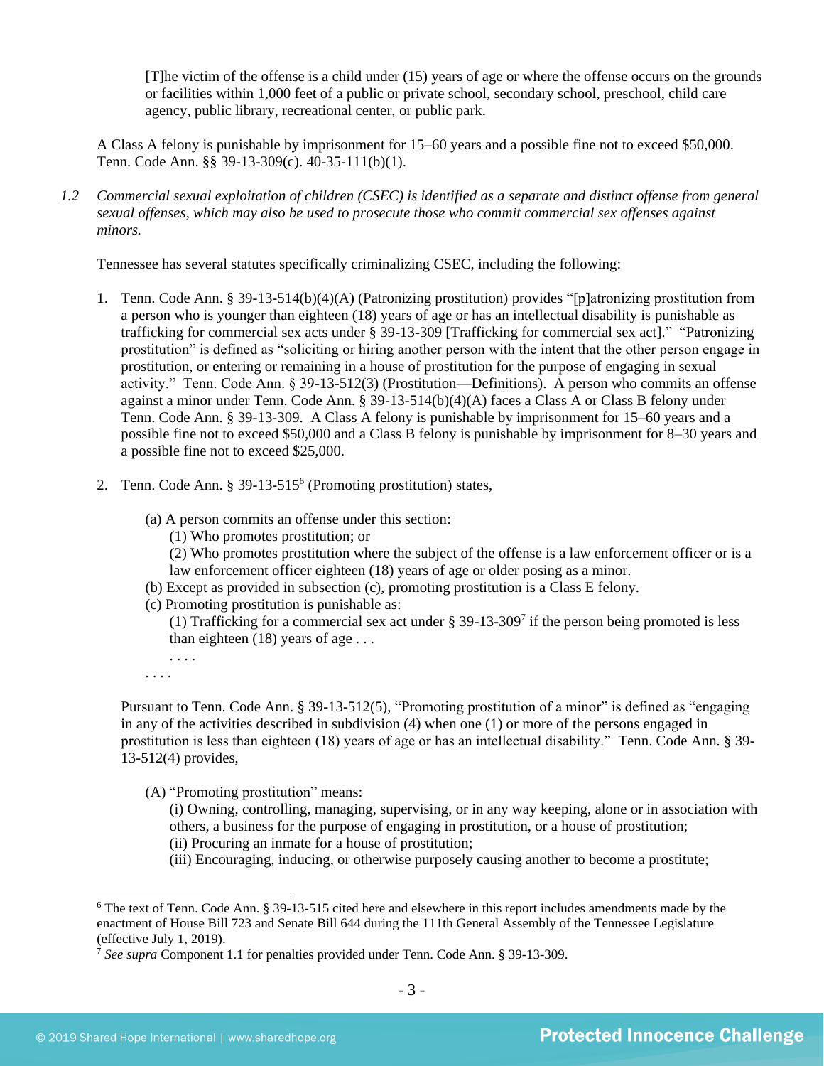> [T]he victim of the offense is a child under (15) years of age or where the offense occurs on the grounds or facilities within 1,000 feet of a public or private school, secondary school, preschool, child care agency, public library, recreational center, or public park.

A Class A felony is punishable by imprisonment for 15–60 years and a possible fine not to exceed $50,000. Tenn. Code Ann. §§ 39-13-309(c). 40-35-111(b)(1).

*1.2 Commercial sexual exploitation of children (CSEC) is identified as a separate and distinct offense from general sexual offenses, which may also be used to prosecute those who commit commercial sex offenses against minors.*

Tennessee has several statutes specifically criminalizing CSEC, including the following:

1. Tenn. Code Ann. § 39-13-514(b)(4)(A) (Patronizing prostitution) provides "[p]atronizing prostitution from a person who is younger than eighteen (18) years of age or has an intellectual disability is punishable as trafficking for commercial sex acts under § 39-13-309 [Trafficking for commercial sex act]." "Patronizing prostitution" is defined as "soliciting or hiring another person with the intent that the other person engage in prostitution, or entering or remaining in a house of prostitution for the purpose of engaging in sexual activity." Tenn. Code Ann. § 39-13-512(3) (Prostitution—Definitions). A person who commits an offense against a minor under Tenn. Code Ann. § 39-13-514(b)(4)(A) faces a Class A or Class B felony under Tenn. Code Ann. § 39-13-309. A Class A felony is punishable by imprisonment for 15–60 years and a possible fine not to exceed $50,000 and a Class B felony is punishable by imprisonment for 8–30 years and a possible fine not to exceed $25,000.

2. Tenn. Code Ann. § 39-13-515[6] (Promoting prostitution) states,

   > (a) A person commits an offense under this section:
   > (1) Who promotes prostitution; or
   > (2) Who promotes prostitution where the subject of the offense is a law enforcement officer or is a law enforcement officer eighteen (18) years of age or older posing as a minor.
   > (b) Except as provided in subsection (c), promoting prostitution is a Class E felony.
   > (c) Promoting prostitution is punishable as:
   > (1) Trafficking for a commercial sex act under § 39-13-309[7] if the person being promoted is less than eighteen (18) years of age . . .
   > . . . .
   > . . . .

   Pursuant to Tenn. Code Ann. § 39-13-512(5), "Promoting prostitution of a minor" is defined as "engaging in any of the activities described in subdivision (4) when one (1) or more of the persons engaged in prostitution is less than eighteen (18) years of age or has an intellectual disability." Tenn. Code Ann. § 39-13-512(4) provides,

   > (A) "Promoting prostitution" means:
   > (i) Owning, controlling, managing, supervising, or in any way keeping, alone or in association with others, a business for the purpose of engaging in prostitution, or a house of prostitution;
   > (ii) Procuring an inmate for a house of prostitution;
   > (iii) Encouraging, inducing, or otherwise purposely causing another to become a prostitute;

---

[6] The text of Tenn. Code Ann. § 39-13-515 cited here and elsewhere in this report includes amendments made by the enactment of House Bill 723 and Senate Bill 644 during the 111th General Assembly of the Tennessee Legislature (effective July 1, 2019).

[7] *See supra* Component 1.1 for penalties provided under Tenn. Code Ann. § 39-13-309.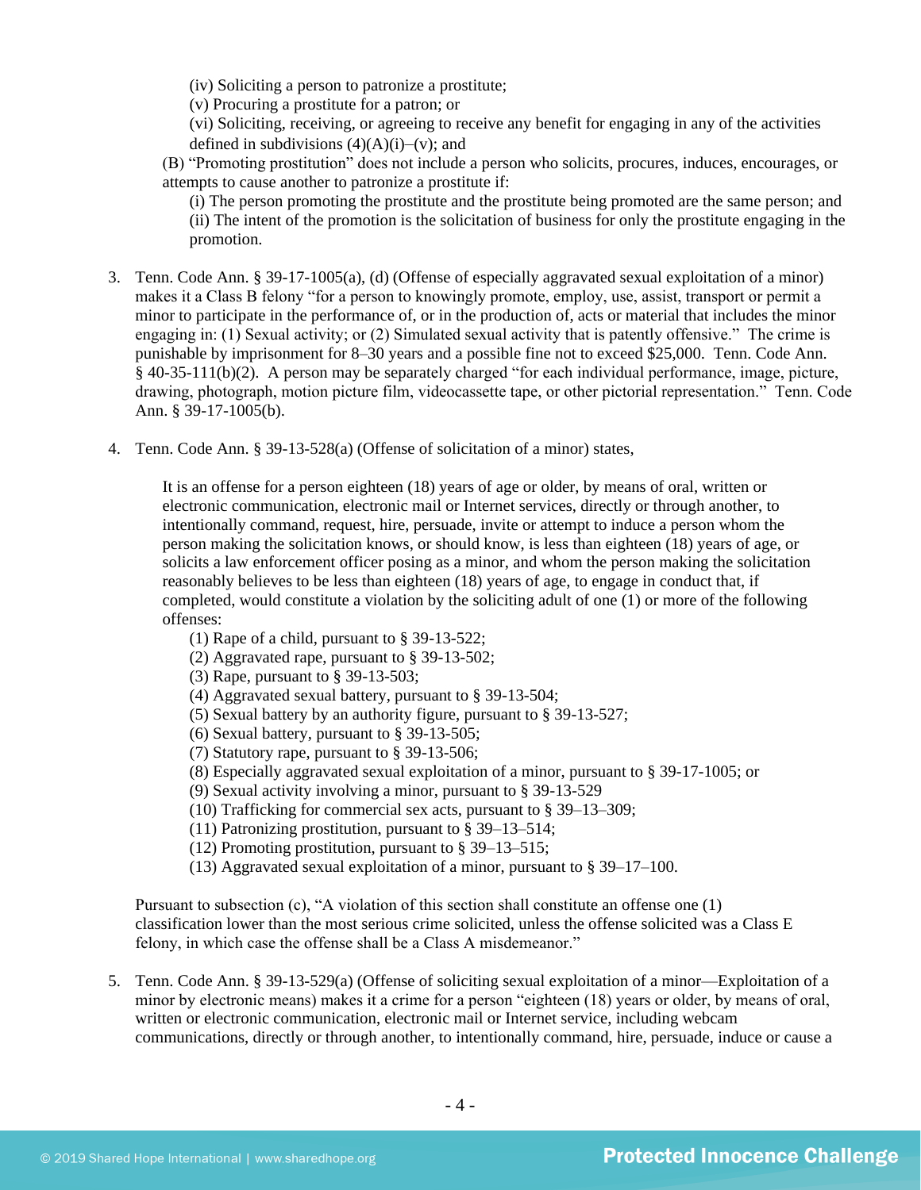(iv) Soliciting a person to patronize a prostitute;
(v) Procuring a prostitute for a patron; or
(vi) Soliciting, receiving, or agreeing to receive any benefit for engaging in any of the activities defined in subdivisions (4)(A)(i)–(v); and

(B) "Promoting prostitution" does not include a person who solicits, procures, induces, encourages, or attempts to cause another to patronize a prostitute if:

(i) The person promoting the prostitute and the prostitute being promoted are the same person; and
(ii) The intent of the promotion is the solicitation of business for only the prostitute engaging in the promotion.

3. Tenn. Code Ann. § 39-17-1005(a), (d) (Offense of especially aggravated sexual exploitation of a minor) makes it a Class B felony "for a person to knowingly promote, employ, use, assist, transport or permit a minor to participate in the performance of, or in the production of, acts or material that includes the minor engaging in: (1) Sexual activity; or (2) Simulated sexual activity that is patently offensive." The crime is punishable by imprisonment for 8–30 years and a possible fine not to exceed $25,000. Tenn. Code Ann. § 40-35-111(b)(2). A person may be separately charged "for each individual performance, image, picture, drawing, photograph, motion picture film, videocassette tape, or other pictorial representation." Tenn. Code Ann. § 39-17-1005(b).

4. Tenn. Code Ann. § 39-13-528(a) (Offense of solicitation of a minor) states,

   It is an offense for a person eighteen (18) years of age or older, by means of oral, written or electronic communication, electronic mail or Internet services, directly or through another, to intentionally command, request, hire, persuade, invite or attempt to induce a person whom the person making the solicitation knows, or should know, is less than eighteen (18) years of age, or solicits a law enforcement officer posing as a minor, and whom the person making the solicitation reasonably believes to be less than eighteen (18) years of age, to engage in conduct that, if completed, would constitute a violation by the soliciting adult of one (1) or more of the following offenses:

   (1) Rape of a child, pursuant to § 39-13-522;
   (2) Aggravated rape, pursuant to § 39-13-502;
   (3) Rape, pursuant to § 39-13-503;
   (4) Aggravated sexual battery, pursuant to § 39-13-504;
   (5) Sexual battery by an authority figure, pursuant to § 39-13-527;
   (6) Sexual battery, pursuant to § 39-13-505;
   (7) Statutory rape, pursuant to § 39-13-506;
   (8) Especially aggravated sexual exploitation of a minor, pursuant to § 39-17-1005; or
   (9) Sexual activity involving a minor, pursuant to § 39-13-529
   (10) Trafficking for commercial sex acts, pursuant to § 39–13–309;
   (11) Patronizing prostitution, pursuant to § 39–13–514;
   (12) Promoting prostitution, pursuant to § 39–13–515;
   (13) Aggravated sexual exploitation of a minor, pursuant to § 39–17–100.

   Pursuant to subsection (c), "A violation of this section shall constitute an offense one (1) classification lower than the most serious crime solicited, unless the offense solicited was a Class E felony, in which case the offense shall be a Class A misdemeanor."

5. Tenn. Code Ann. § 39-13-529(a) (Offense of soliciting sexual exploitation of a minor—Exploitation of a minor by electronic means) makes it a crime for a person "eighteen (18) years or older, by means of oral, written or electronic communication, electronic mail or Internet service, including webcam communications, directly or through another, to intentionally command, hire, persuade, induce or cause a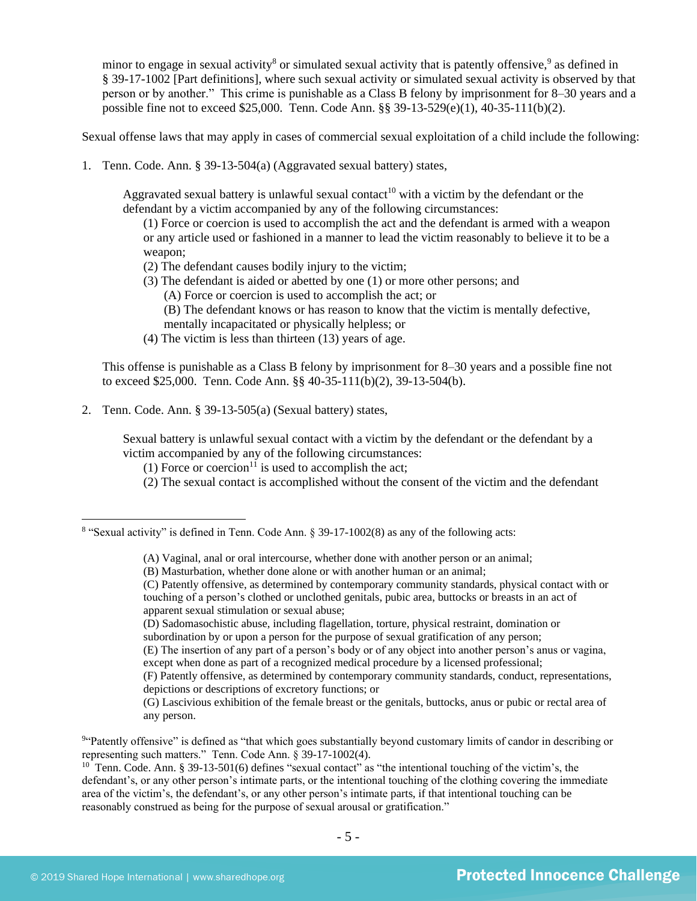minor to engage in sexual activity[8] or simulated sexual activity that is patently offensive,[9] as defined in § 39-17-1002 [Part definitions], where such sexual activity or simulated sexual activity is observed by that person or by another." This crime is punishable as a Class B felony by imprisonment for 8–30 years and a possible fine not to exceed $25,000. Tenn. Code Ann. §§ 39-13-529(e)(1), 40-35-111(b)(2).

Sexual offense laws that may apply in cases of commercial sexual exploitation of a child include the following:

1. Tenn. Code Ann. § 39-13-504(a) (Aggravated sexual battery) states,

    Aggravated sexual battery is unlawful sexual contact[10] with a victim by the defendant or the defendant by a victim accompanied by any of the following circumstances:
    
    (1) Force or coercion is used to accomplish the act and the defendant is armed with a weapon or any article used or fashioned in a manner to lead the victim reasonably to believe it to be a weapon;
    
    (2) The defendant causes bodily injury to the victim;
    
    (3) The defendant is aided or abetted by one (1) or more other persons; and
    
    (A) Force or coercion is used to accomplish the act; or
    
    (B) The defendant knows or has reason to know that the victim is mentally defective, mentally incapacitated or physically helpless; or
    
    (4) The victim is less than thirteen (13) years of age.

    This offense is punishable as a Class B felony by imprisonment for 8–30 years and a possible fine not to exceed $25,000. Tenn. Code Ann. §§ 40-35-111(b)(2), 39-13-504(b).

2. Tenn. Code Ann. § 39-13-505(a) (Sexual battery) states,

    Sexual battery is unlawful sexual contact with a victim by the defendant or the defendant by a victim accompanied by any of the following circumstances:
    
    (1) Force or coercion[11] is used to accomplish the act;
    
    (2) The sexual contact is accomplished without the consent of the victim and the defendant

---

[8] "Sexual activity" is defined in Tenn. Code Ann. § 39-17-1002(8) as any of the following acts:

> (A) Vaginal, anal or oral intercourse, whether done with another person or an animal;
> (B) Masturbation, whether done alone or with another human or an animal;
> (C) Patently offensive, as determined by contemporary community standards, physical contact with or touching of a person's clothed or unclothed genitals, pubic area, buttocks or breasts in an act of apparent sexual stimulation or sexual abuse;
> (D) Sadomasochistic abuse, including flagellation, torture, physical restraint, domination or subordination by or upon a person for the purpose of sexual gratification of any person;
> (E) The insertion of any part of a person's body or of any object into another person's anus or vagina, except when done as part of a recognized medical procedure by a licensed professional;
> (F) Patently offensive, as determined by contemporary community standards, conduct, representations, depictions or descriptions of excretory functions; or
> (G) Lascivious exhibition of the female breast or the genitals, buttocks, anus or pubic or rectal area of any person.

[9] "Patently offensive" is defined as "that which goes substantially beyond customary limits of candor in describing or representing such matters." Tenn. Code Ann. § 39-17-1002(4).

[10] Tenn. Code Ann. § 39-13-501(6) defines "sexual contact" as "the intentional touching of the victim's, the defendant's, or any other person's intimate parts, or the intentional touching of the clothing covering the immediate area of the victim's, the defendant's, or any other person's intimate parts, if that intentional touching can be reasonably construed as being for the purpose of sexual arousal or gratification."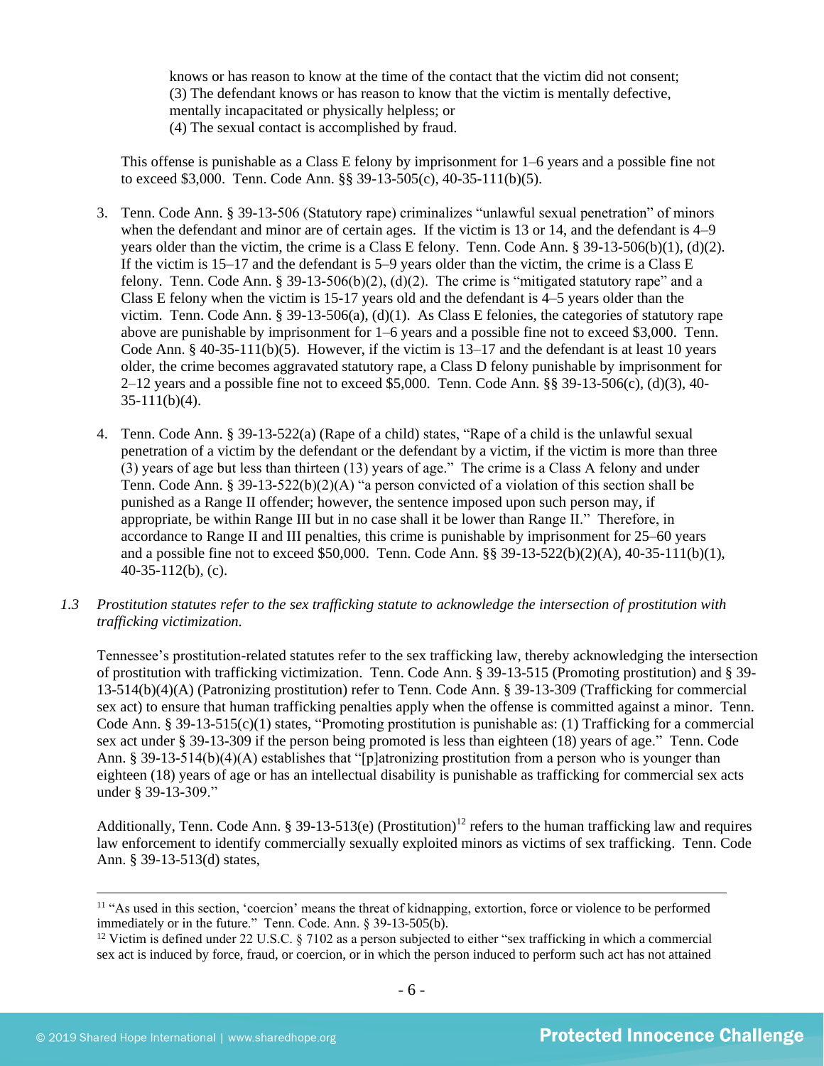knows or has reason to know at the time of the contact that the victim did not consent;
(3) The defendant knows or has reason to know that the victim is mentally defective, mentally incapacitated or physically helpless; or
(4) The sexual contact is accomplished by fraud.

This offense is punishable as a Class E felony by imprisonment for 1–6 years and a possible fine not to exceed $3,000. Tenn. Code Ann. §§ 39-13-505(c), 40-35-111(b)(5).

3. Tenn. Code Ann. § 39-13-506 (Statutory rape) criminalizes "unlawful sexual penetration" of minors when the defendant and minor are of certain ages. If the victim is 13 or 14, and the defendant is 4–9 years older than the victim, the crime is a Class E felony. Tenn. Code Ann. § 39-13-506(b)(1), (d)(2). If the victim is 15–17 and the defendant is 5–9 years older than the victim, the crime is a Class E felony. Tenn. Code Ann. § 39-13-506(b)(2), (d)(2). The crime is "mitigated statutory rape" and a Class E felony when the victim is 15-17 years old and the defendant is 4–5 years older than the victim. Tenn. Code Ann. § 39-13-506(a), (d)(1). As Class E felonies, the categories of statutory rape above are punishable by imprisonment for 1–6 years and a possible fine not to exceed $3,000. Tenn. Code Ann. § 40-35-111(b)(5). However, if the victim is 13–17 and the defendant is at least 10 years older, the crime becomes aggravated statutory rape, a Class D felony punishable by imprisonment for 2–12 years and a possible fine not to exceed $5,000. Tenn. Code Ann. §§ 39-13-506(c), (d)(3), 40-35-111(b)(4).

4. Tenn. Code Ann. § 39-13-522(a) (Rape of a child) states, "Rape of a child is the unlawful sexual penetration of a victim by the defendant or the defendant by a victim, if the victim is more than three (3) years of age but less than thirteen (13) years of age." The crime is a Class A felony and under Tenn. Code Ann. § 39-13-522(b)(2)(A) "a person convicted of a violation of this section shall be punished as a Range II offender; however, the sentence imposed upon such person may, if appropriate, be within Range III but in no case shall it be lower than Range II." Therefore, in accordance to Range II and III penalties, this crime is punishable by imprisonment for 25–60 years and a possible fine not to exceed $50,000. Tenn. Code Ann. §§ 39-13-522(b)(2)(A), 40-35-111(b)(1), 40-35-112(b), (c).

1.3 *Prostitution statutes refer to the sex trafficking statute to acknowledge the intersection of prostitution with trafficking victimization.*

Tennessee's prostitution-related statutes refer to the sex trafficking law, thereby acknowledging the intersection of prostitution with trafficking victimization. Tenn. Code Ann. § 39-13-515 (Promoting prostitution) and § 39-13-514(b)(4)(A) (Patronizing prostitution) refer to Tenn. Code Ann. § 39-13-309 (Trafficking for commercial sex act) to ensure that human trafficking penalties apply when the offense is committed against a minor. Tenn. Code Ann. § 39-13-515(c)(1) states, "Promoting prostitution is punishable as: (1) Trafficking for a commercial sex act under § 39-13-309 if the person being promoted is less than eighteen (18) years of age." Tenn. Code Ann. § 39-13-514(b)(4)(A) establishes that "[p]atronizing prostitution from a person who is younger than eighteen (18) years of age or has an intellectual disability is punishable as trafficking for commercial sex acts under § 39-13-309."

Additionally, Tenn. Code Ann. § 39-13-513(e) (Prostitution)[12] refers to the human trafficking law and requires law enforcement to identify commercially sexually exploited minors as victims of sex trafficking. Tenn. Code Ann. § 39-13-513(d) states,

---

[11] "As used in this section, 'coercion' means the threat of kidnapping, extortion, force or violence to be performed immediately or in the future." Tenn. Code. Ann. § 39-13-505(b).

[12] Victim is defined under 22 U.S.C. § 7102 as a person subjected to either "sex trafficking in which a commercial sex act is induced by force, fraud, or coercion, or in which the person induced to perform such act has not attained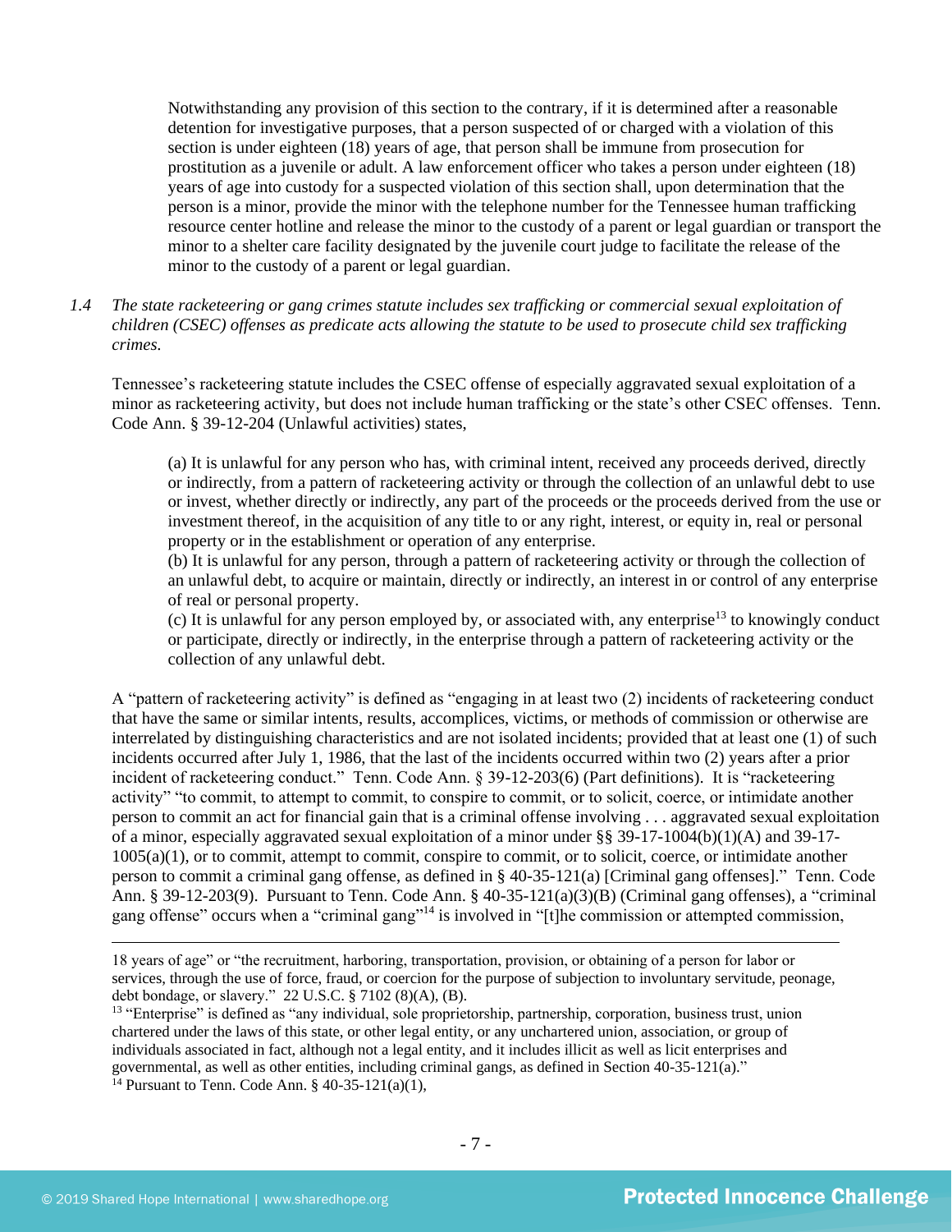> Notwithstanding any provision of this section to the contrary, if it is determined after a reasonable detention for investigative purposes, that a person suspected of or charged with a violation of this section is under eighteen (18) years of age, that person shall be immune from prosecution for prostitution as a juvenile or adult. A law enforcement officer who takes a person under eighteen (18) years of age into custody for a suspected violation of this section shall, upon determination that the person is a minor, provide the minor with the telephone number for the Tennessee human trafficking resource center hotline and release the minor to the custody of a parent or legal guardian or transport the minor to a shelter care facility designated by the juvenile court judge to facilitate the release of the minor to the custody of a parent or legal guardian.

*1.4 The state racketeering or gang crimes statute includes sex trafficking or commercial sexual exploitation of children (CSEC) offenses as predicate acts allowing the statute to be used to prosecute child sex trafficking crimes.*

Tennessee's racketeering statute includes the CSEC offense of especially aggravated sexual exploitation of a minor as racketeering activity, but does not include human trafficking or the state's other CSEC offenses. Tenn. Code Ann. § 39-12-204 (Unlawful activities) states,

> (a) It is unlawful for any person who has, with criminal intent, received any proceeds derived, directly or indirectly, from a pattern of racketeering activity or through the collection of an unlawful debt to use or invest, whether directly or indirectly, any part of the proceeds or the proceeds derived from the use or investment thereof, in the acquisition of any title to or any right, interest, or equity in, real or personal property or in the establishment or operation of any enterprise.
> (b) It is unlawful for any person, through a pattern of racketeering activity or through the collection of an unlawful debt, to acquire or maintain, directly or indirectly, an interest in or control of any enterprise of real or personal property.
> (c) It is unlawful for any person employed by, or associated with, any enterprise[13] to knowingly conduct or participate, directly or indirectly, in the enterprise through a pattern of racketeering activity or the collection of any unlawful debt.

A "pattern of racketeering activity" is defined as "engaging in at least two (2) incidents of racketeering conduct that have the same or similar intents, results, accomplices, victims, or methods of commission or otherwise are interrelated by distinguishing characteristics and are not isolated incidents; provided that at least one (1) of such incidents occurred after July 1, 1986, that the last of the incidents occurred within two (2) years after a prior incident of racketeering conduct." Tenn. Code Ann. § 39-12-203(6) (Part definitions). It is "racketeering activity" "to commit, to attempt to commit, to conspire to commit, or to solicit, coerce, or intimidate another person to commit an act for financial gain that is a criminal offense involving . . . aggravated sexual exploitation of a minor, especially aggravated sexual exploitation of a minor under §§ 39-17-1004(b)(1)(A) and 39-17-1005(a)(1), or to commit, attempt to commit, conspire to commit, or to solicit, coerce, or intimidate another person to commit a criminal gang offense, as defined in § 40-35-121(a) [Criminal gang offenses]." Tenn. Code Ann. § 39-12-203(9). Pursuant to Tenn. Code Ann. § 40-35-121(a)(3)(B) (Criminal gang offenses), a "criminal gang offense" occurs when a "criminal gang"[14] is involved in "[t]he commission or attempted commission,

---

18 years of age" or "the recruitment, harboring, transportation, provision, or obtaining of a person for labor or services, through the use of force, fraud, or coercion for the purpose of subjection to involuntary servitude, peonage, debt bondage, or slavery." 22 U.S.C. § 7102 (8)(A), (B).

[13] "Enterprise" is defined as "any individual, sole proprietorship, partnership, corporation, business trust, union chartered under the laws of this state, or other legal entity, or any unchartered union, association, or group of individuals associated in fact, although not a legal entity, and it includes illicit as well as licit enterprises and governmental, as well as other entities, including criminal gangs, as defined in Section 40-35-121(a)."

[14] Pursuant to Tenn. Code Ann. § 40-35-121(a)(1),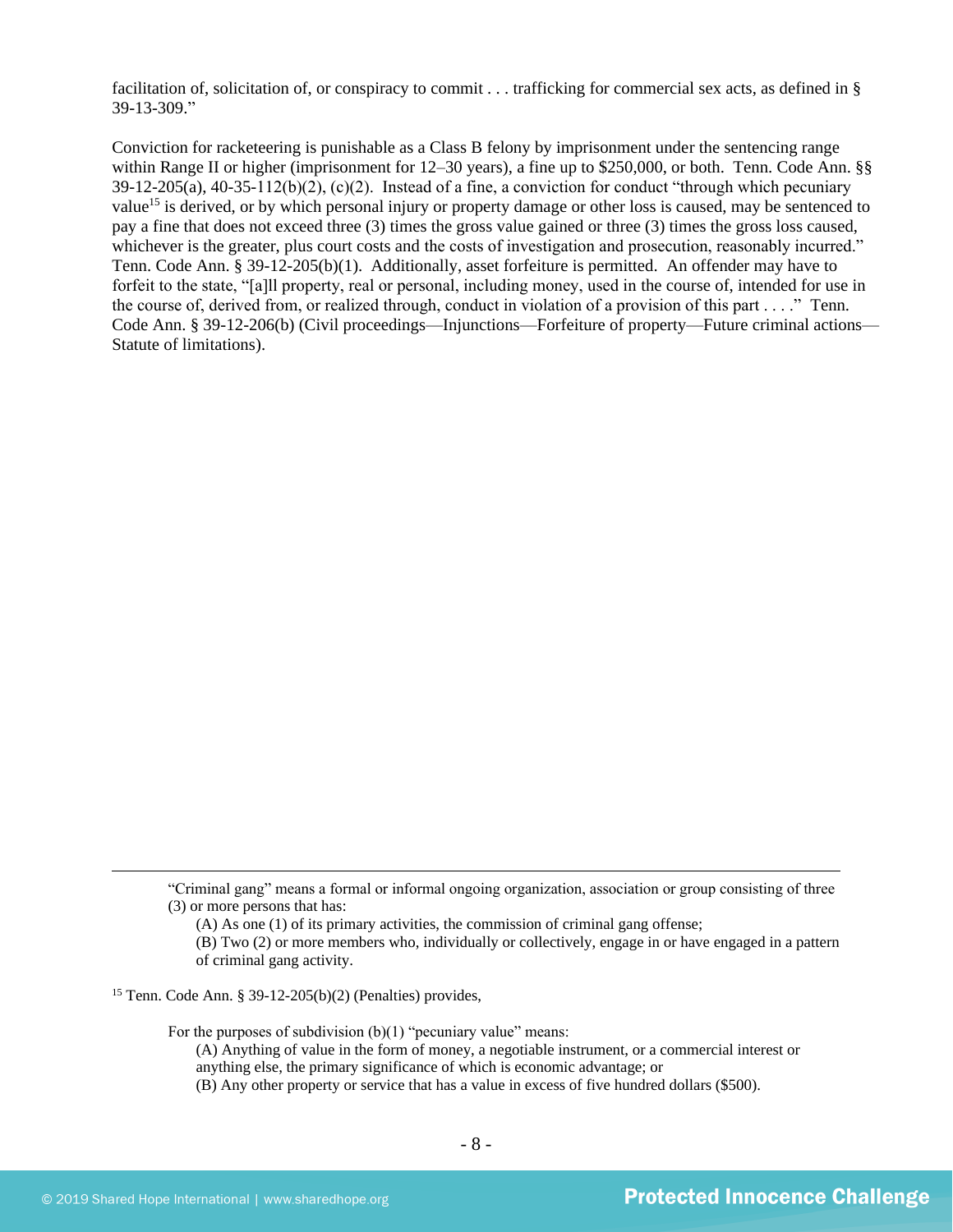facilitation of, solicitation of, or conspiracy to commit . . . trafficking for commercial sex acts, as defined in § 39-13-309."

Conviction for racketeering is punishable as a Class B felony by imprisonment under the sentencing range within Range II or higher (imprisonment for 12–30 years), a fine up to $250,000, or both. Tenn. Code Ann. §§ 39-12-205(a), 40-35-112(b)(2), (c)(2). Instead of a fine, a conviction for conduct "through which pecuniary value[15] is derived, or by which personal injury or property damage or other loss is caused, may be sentenced to pay a fine that does not exceed three (3) times the gross value gained or three (3) times the gross loss caused, whichever is the greater, plus court costs and the costs of investigation and prosecution, reasonably incurred." Tenn. Code Ann. § 39-12-205(b)(1). Additionally, asset forfeiture is permitted. An offender may have to forfeit to the state, "[a]ll property, real or personal, including money, used in the course of, intended for use in the course of, derived from, or realized through, conduct in violation of a provision of this part . . . ." Tenn. Code Ann. § 39-12-206(b) (Civil proceedings—Injunctions—Forfeiture of property—Future criminal actions—Statute of limitations).

---

> "Criminal gang" means a formal or informal ongoing organization, association or group consisting of three (3) or more persons that has:
>
> (A) As one (1) of its primary activities, the commission of criminal gang offense;
>
> (B) Two (2) or more members who, individually or collectively, engage in or have engaged in a pattern of criminal gang activity.

[15] Tenn. Code Ann. § 39-12-205(b)(2) (Penalties) provides,

> For the purposes of subdivision (b)(1) "pecuniary value" means:
>
> (A) Anything of value in the form of money, a negotiable instrument, or a commercial interest or anything else, the primary significance of which is economic advantage; or
>
> (B) Any other property or service that has a value in excess of five hundred dollars ($500).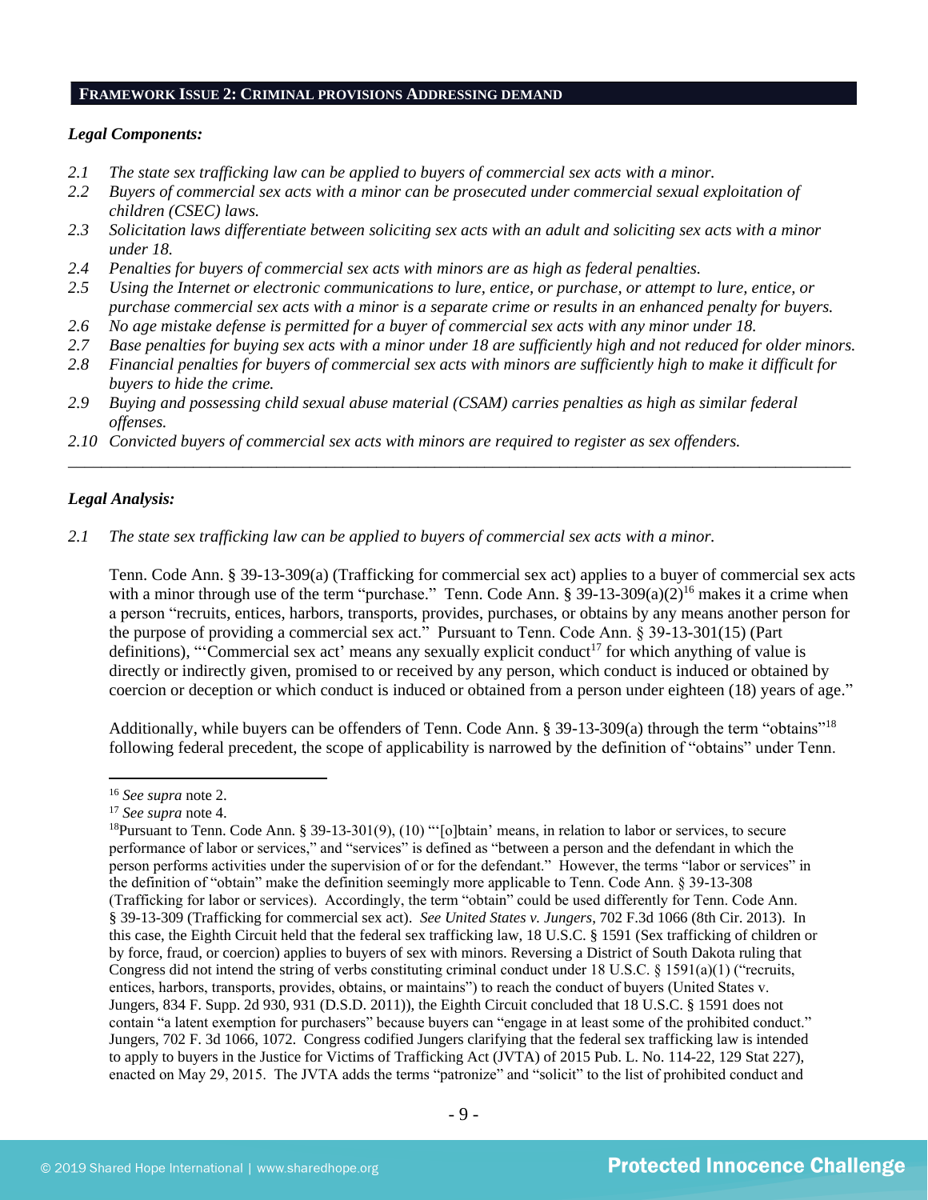## Framework Issue 2: Criminal provisions Addressing demand

***Legal Components:***

*2.1 The state sex trafficking law can be applied to buyers of commercial sex acts with a minor.*
*2.2 Buyers of commercial sex acts with a minor can be prosecuted under commercial sexual exploitation of children (CSEC) laws.*
*2.3 Solicitation laws differentiate between soliciting sex acts with an adult and soliciting sex acts with a minor under 18.*
*2.4 Penalties for buyers of commercial sex acts with minors are as high as federal penalties.*
*2.5 Using the Internet or electronic communications to lure, entice, or purchase, or attempt to lure, entice, or purchase commercial sex acts with a minor is a separate crime or results in an enhanced penalty for buyers.*
*2.6 No age mistake defense is permitted for a buyer of commercial sex acts with any minor under 18.*
*2.7 Base penalties for buying sex acts with a minor under 18 are sufficiently high and not reduced for older minors.*
*2.8 Financial penalties for buyers of commercial sex acts with minors are sufficiently high to make it difficult for buyers to hide the crime.*
*2.9 Buying and possessing child sexual abuse material (CSAM) carries penalties as high as similar federal offenses.*
*2.10 Convicted buyers of commercial sex acts with minors are required to register as sex offenders.*

---

***Legal Analysis:***

*2.1 The state sex trafficking law can be applied to buyers of commercial sex acts with a minor.*

Tenn. Code Ann. § 39-13-309(a) (Trafficking for commercial sex act) applies to a buyer of commercial sex acts with a minor through use of the term "purchase." Tenn. Code Ann. § 39-13-309(a)(2)[16] makes it a crime when a person "recruits, entices, harbors, transports, provides, purchases, or obtains by any means another person for the purpose of providing a commercial sex act." Pursuant to Tenn. Code Ann. § 39-13-301(15) (Part definitions), "'Commercial sex act' means any sexually explicit conduct[17] for which anything of value is directly or indirectly given, promised to or received by any person, which conduct is induced or obtained by coercion or deception or which conduct is induced or obtained from a person under eighteen (18) years of age."

Additionally, while buyers can be offenders of Tenn. Code Ann. § 39-13-309(a) through the term "obtains"[18] following federal precedent, the scope of applicability is narrowed by the definition of "obtains" under Tenn.

---

[16] *See supra* note 2.

[17] *See supra* note 4.

[18] Pursuant to Tenn. Code Ann. § 39-13-301(9), (10) "'[o]btain' means, in relation to labor or services, to secure performance of labor or services," and "services" is defined as "between a person and the defendant in which the person performs activities under the supervision of or for the defendant." However, the terms "labor or services" in the definition of "obtain" make the definition seemingly more applicable to Tenn. Code Ann. § 39-13-308 (Trafficking for labor or services). Accordingly, the term "obtain" could be used differently for Tenn. Code Ann. § 39-13-309 (Trafficking for commercial sex act). *See United States v. Jungers*, 702 F.3d 1066 (8th Cir. 2013). In this case, the Eighth Circuit held that the federal sex trafficking law, 18 U.S.C. § 1591 (Sex trafficking of children or by force, fraud, or coercion) applies to buyers of sex with minors. Reversing a District of South Dakota ruling that Congress did not intend the string of verbs constituting criminal conduct under 18 U.S.C. § 1591(a)(1) ("recruits, entices, harbors, transports, provides, obtains, or maintains") to reach the conduct of buyers (United States v. Jungers, 834 F. Supp. 2d 930, 931 (D.S.D. 2011)), the Eighth Circuit concluded that 18 U.S.C. § 1591 does not contain "a latent exemption for purchasers" because buyers can "engage in at least some of the prohibited conduct." Jungers, 702 F. 3d 1066, 1072. Congress codified Jungers clarifying that the federal sex trafficking law is intended to apply to buyers in the Justice for Victims of Trafficking Act (JVTA) of 2015 Pub. L. No. 114-22, 129 Stat 227), enacted on May 29, 2015. The JVTA adds the terms "patronize" and "solicit" to the list of prohibited conduct and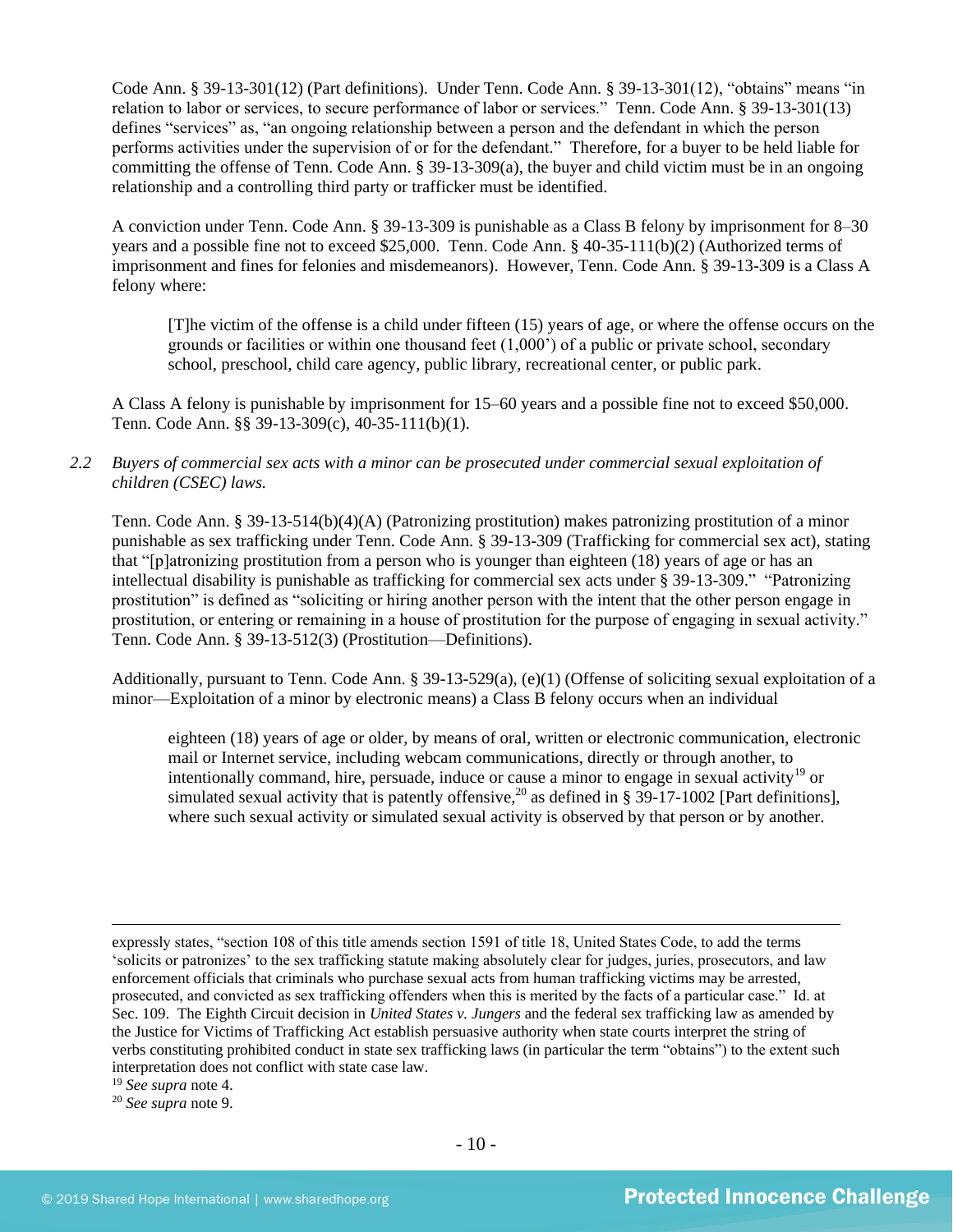Code Ann. § 39-13-301(12) (Part definitions). Under Tenn. Code Ann. § 39-13-301(12), "obtains" means "in relation to labor or services, to secure performance of labor or services." Tenn. Code Ann. § 39-13-301(13) defines "services" as, "an ongoing relationship between a person and the defendant in which the person performs activities under the supervision of or for the defendant." Therefore, for a buyer to be held liable for committing the offense of Tenn. Code Ann. § 39-13-309(a), the buyer and child victim must be in an ongoing relationship and a controlling third party or trafficker must be identified.

A conviction under Tenn. Code Ann. § 39-13-309 is punishable as a Class B felony by imprisonment for 8–30 years and a possible fine not to exceed $25,000. Tenn. Code Ann. § 40-35-111(b)(2) (Authorized terms of imprisonment and fines for felonies and misdemeanors). However, Tenn. Code Ann. § 39-13-309 is a Class A felony where:

> [T]he victim of the offense is a child under fifteen (15) years of age, or where the offense occurs on the grounds or facilities or within one thousand feet (1,000') of a public or private school, secondary school, preschool, child care agency, public library, recreational center, or public park.

A Class A felony is punishable by imprisonment for 15–60 years and a possible fine not to exceed $50,000. Tenn. Code Ann. §§ 39-13-309(c), 40-35-111(b)(1).

*2.2 Buyers of commercial sex acts with a minor can be prosecuted under commercial sexual exploitation of children (CSEC) laws.*

Tenn. Code Ann. § 39-13-514(b)(4)(A) (Patronizing prostitution) makes patronizing prostitution of a minor punishable as sex trafficking under Tenn. Code Ann. § 39-13-309 (Trafficking for commercial sex act), stating that "[p]atronizing prostitution from a person who is younger than eighteen (18) years of age or has an intellectual disability is punishable as trafficking for commercial sex acts under § 39-13-309." "Patronizing prostitution" is defined as "soliciting or hiring another person with the intent that the other person engage in prostitution, or entering or remaining in a house of prostitution for the purpose of engaging in sexual activity." Tenn. Code Ann. § 39-13-512(3) (Prostitution—Definitions).

Additionally, pursuant to Tenn. Code Ann. § 39-13-529(a), (e)(1) (Offense of soliciting sexual exploitation of a minor—Exploitation of a minor by electronic means) a Class B felony occurs when an individual

> eighteen (18) years of age or older, by means of oral, written or electronic communication, electronic mail or Internet service, including webcam communications, directly or through another, to intentionally command, hire, persuade, induce or cause a minor to engage in sexual activity[19] or simulated sexual activity that is patently offensive,[20] as defined in § 39-17-1002 [Part definitions], where such sexual activity or simulated sexual activity is observed by that person or by another.

---

expressly states, "section 108 of this title amends section 1591 of title 18, United States Code, to add the terms 'solicits or patronizes' to the sex trafficking statute making absolutely clear for judges, juries, prosecutors, and law enforcement officials that criminals who purchase sexual acts from human trafficking victims may be arrested, prosecuted, and convicted as sex trafficking offenders when this is merited by the facts of a particular case." Id. at Sec. 109. The Eighth Circuit decision in *United States v. Jungers* and the federal sex trafficking law as amended by the Justice for Victims of Trafficking Act establish persuasive authority when state courts interpret the string of verbs constituting prohibited conduct in state sex trafficking laws (in particular the term "obtains") to the extent such interpretation does not conflict with state case law.

[19] *See supra* note 4.

[20] *See supra* note 9.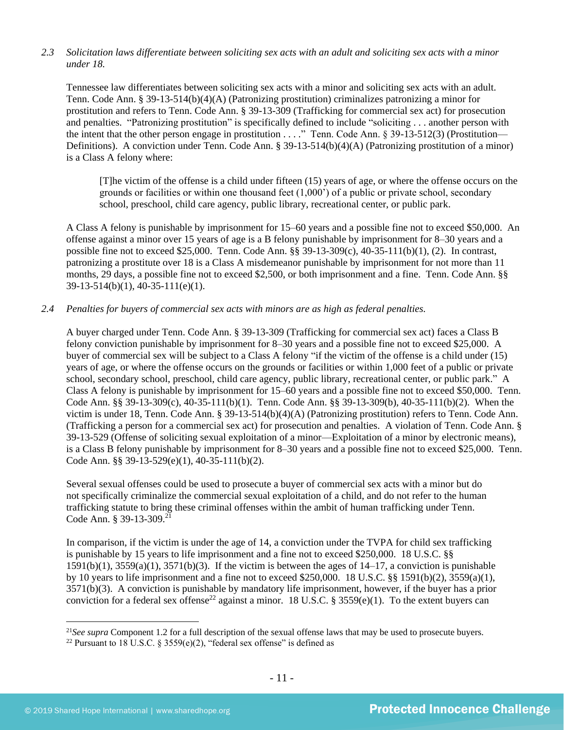*2.3 Solicitation laws differentiate between soliciting sex acts with an adult and soliciting sex acts with a minor under 18.*

Tennessee law differentiates between soliciting sex acts with a minor and soliciting sex acts with an adult. Tenn. Code Ann. § 39-13-514(b)(4)(A) (Patronizing prostitution) criminalizes patronizing a minor for prostitution and refers to Tenn. Code Ann. § 39-13-309 (Trafficking for commercial sex act) for prosecution and penalties. "Patronizing prostitution" is specifically defined to include "soliciting . . . another person with the intent that the other person engage in prostitution . . . ." Tenn. Code Ann. § 39-13-512(3) (Prostitution—Definitions). A conviction under Tenn. Code Ann. § 39-13-514(b)(4)(A) (Patronizing prostitution of a minor) is a Class A felony where:

> [T]he victim of the offense is a child under fifteen (15) years of age, or where the offense occurs on the grounds or facilities or within one thousand feet (1,000') of a public or private school, secondary school, preschool, child care agency, public library, recreational center, or public park.

A Class A felony is punishable by imprisonment for 15–60 years and a possible fine not to exceed $50,000. An offense against a minor over 15 years of age is a B felony punishable by imprisonment for 8–30 years and a possible fine not to exceed $25,000. Tenn. Code Ann. §§ 39-13-309(c), 40-35-111(b)(1), (2). In contrast, patronizing a prostitute over 18 is a Class A misdemeanor punishable by imprisonment for not more than 11 months, 29 days, a possible fine not to exceed $2,500, or both imprisonment and a fine. Tenn. Code Ann. §§ 39-13-514(b)(1), 40-35-111(e)(1).

*2.4 Penalties for buyers of commercial sex acts with minors are as high as federal penalties.*

A buyer charged under Tenn. Code Ann. § 39-13-309 (Trafficking for commercial sex act) faces a Class B felony conviction punishable by imprisonment for 8–30 years and a possible fine not to exceed $25,000. A buyer of commercial sex will be subject to a Class A felony "if the victim of the offense is a child under (15) years of age, or where the offense occurs on the grounds or facilities or within 1,000 feet of a public or private school, secondary school, preschool, child care agency, public library, recreational center, or public park." A Class A felony is punishable by imprisonment for 15–60 years and a possible fine not to exceed $50,000. Tenn. Code Ann. §§ 39-13-309(c), 40-35-111(b)(1). Tenn. Code Ann. §§ 39-13-309(b), 40-35-111(b)(2). When the victim is under 18, Tenn. Code Ann. § 39-13-514(b)(4)(A) (Patronizing prostitution) refers to Tenn. Code Ann. (Trafficking a person for a commercial sex act) for prosecution and penalties. A violation of Tenn. Code Ann. § 39-13-529 (Offense of soliciting sexual exploitation of a minor—Exploitation of a minor by electronic means), is a Class B felony punishable by imprisonment for 8–30 years and a possible fine not to exceed $25,000. Tenn. Code Ann. §§ 39-13-529(e)(1), 40-35-111(b)(2).

Several sexual offenses could be used to prosecute a buyer of commercial sex acts with a minor but do not specifically criminalize the commercial sexual exploitation of a child, and do not refer to the human trafficking statute to bring these criminal offenses within the ambit of human trafficking under Tenn. Code Ann. § 39-13-309.[21]

In comparison, if the victim is under the age of 14, a conviction under the TVPA for child sex trafficking is punishable by 15 years to life imprisonment and a fine not to exceed $250,000. 18 U.S.C. §§ 1591(b)(1), 3559(a)(1), 3571(b)(3). If the victim is between the ages of 14–17, a conviction is punishable by 10 years to life imprisonment and a fine not to exceed $250,000. 18 U.S.C. §§ 1591(b)(2), 3559(a)(1), 3571(b)(3). A conviction is punishable by mandatory life imprisonment, however, if the buyer has a prior conviction for a federal sex offense[22] against a minor. 18 U.S.C. § 3559(e)(1). To the extent buyers can

---

[21] *See supra* Component 1.2 for a full description of the sexual offense laws that may be used to prosecute buyers.

[22] Pursuant to 18 U.S.C. § 3559(e)(2), "federal sex offense" is defined as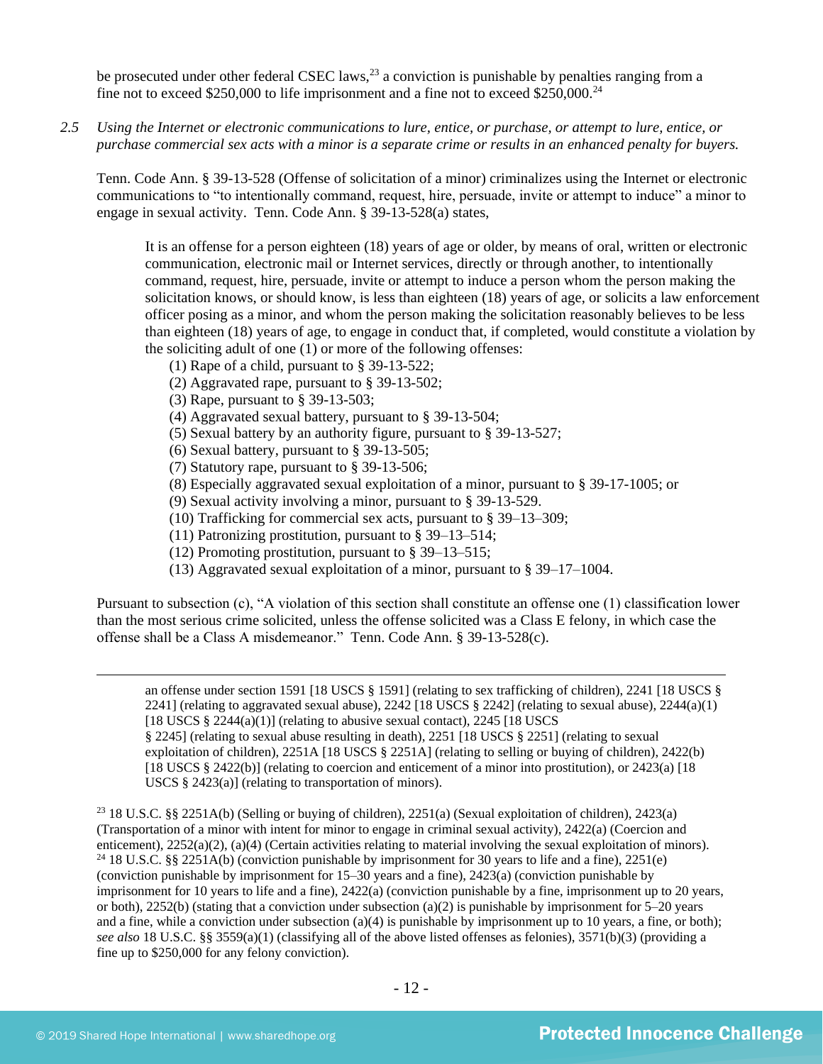be prosecuted under other federal CSEC laws,[23] a conviction is punishable by penalties ranging from a fine not to exceed $250,000 to life imprisonment and a fine not to exceed $250,000.[24]

*2.5 Using the Internet or electronic communications to lure, entice, or purchase, or attempt to lure, entice, or purchase commercial sex acts with a minor is a separate crime or results in an enhanced penalty for buyers.*

Tenn. Code Ann. § 39-13-528 (Offense of solicitation of a minor) criminalizes using the Internet or electronic communications to "to intentionally command, request, hire, persuade, invite or attempt to induce" a minor to engage in sexual activity. Tenn. Code Ann. § 39-13-528(a) states,

> It is an offense for a person eighteen (18) years of age or older, by means of oral, written or electronic communication, electronic mail or Internet services, directly or through another, to intentionally command, request, hire, persuade, invite or attempt to induce a person whom the person making the solicitation knows, or should know, is less than eighteen (18) years of age, or solicits a law enforcement officer posing as a minor, and whom the person making the solicitation reasonably believes to be less than eighteen (18) years of age, to engage in conduct that, if completed, would constitute a violation by the soliciting adult of one (1) or more of the following offenses:
>
> (1) Rape of a child, pursuant to § 39-13-522;
> (2) Aggravated rape, pursuant to § 39-13-502;
> (3) Rape, pursuant to § 39-13-503;
> (4) Aggravated sexual battery, pursuant to § 39-13-504;
> (5) Sexual battery by an authority figure, pursuant to § 39-13-527;
> (6) Sexual battery, pursuant to § 39-13-505;
> (7) Statutory rape, pursuant to § 39-13-506;
> (8) Especially aggravated sexual exploitation of a minor, pursuant to § 39-17-1005; or
> (9) Sexual activity involving a minor, pursuant to § 39-13-529.
> (10) Trafficking for commercial sex acts, pursuant to § 39–13–309;
> (11) Patronizing prostitution, pursuant to § 39–13–514;
> (12) Promoting prostitution, pursuant to § 39–13–515;
> (13) Aggravated sexual exploitation of a minor, pursuant to § 39–17–1004.

Pursuant to subsection (c), "A violation of this section shall constitute an offense one (1) classification lower than the most serious crime solicited, unless the offense solicited was a Class E felony, in which case the offense shall be a Class A misdemeanor." Tenn. Code Ann. § 39-13-528(c).

---

an offense under section 1591 [18 USCS § 1591] (relating to sex trafficking of children), 2241 [18 USCS § 2241] (relating to aggravated sexual abuse), 2242 [18 USCS § 2242] (relating to sexual abuse), 2244(a)(1) [18 USCS § 2244(a)(1)] (relating to abusive sexual contact), 2245 [18 USCS § 2245] (relating to sexual abuse resulting in death), 2251 [18 USCS § 2251] (relating to sexual exploitation of children), 2251A [18 USCS § 2251A] (relating to selling or buying of children), 2422(b) [18 USCS § 2422(b)] (relating to coercion and enticement of a minor into prostitution), or 2423(a) [18 USCS § 2423(a)] (relating to transportation of minors).

[23] 18 U.S.C. §§ 2251A(b) (Selling or buying of children), 2251(a) (Sexual exploitation of children), 2423(a) (Transportation of a minor with intent for minor to engage in criminal sexual activity), 2422(a) (Coercion and enticement), 2252(a)(2), (a)(4) (Certain activities relating to material involving the sexual exploitation of minors).

[24] 18 U.S.C. §§ 2251A(b) (conviction punishable by imprisonment for 30 years to life and a fine), 2251(e) (conviction punishable by imprisonment for 15–30 years and a fine), 2423(a) (conviction punishable by imprisonment for 10 years to life and a fine), 2422(a) (conviction punishable by a fine, imprisonment up to 20 years, or both), 2252(b) (stating that a conviction under subsection (a)(2) is punishable by imprisonment for 5–20 years and a fine, while a conviction under subsection (a)(4) is punishable by imprisonment up to 10 years, a fine, or both); *see also* 18 U.S.C. §§ 3559(a)(1) (classifying all of the above listed offenses as felonies), 3571(b)(3) (providing a fine up to $250,000 for any felony conviction).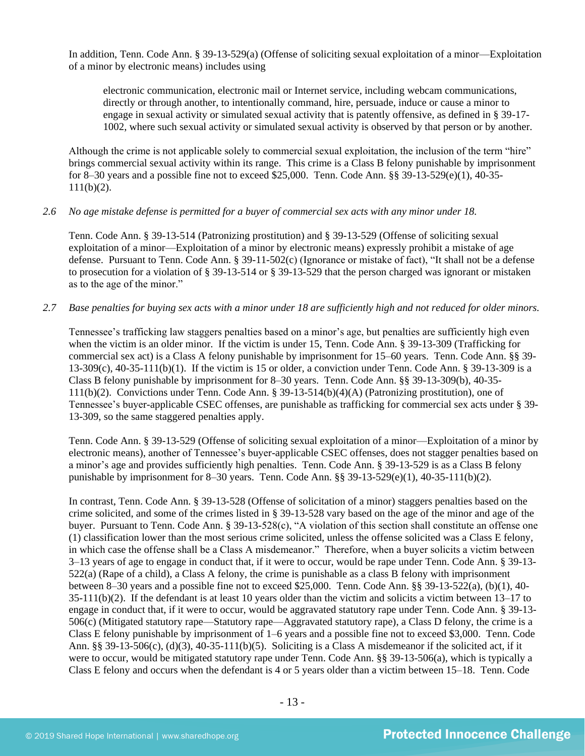In addition, Tenn. Code Ann. § 39-13-529(a) (Offense of soliciting sexual exploitation of a minor—Exploitation of a minor by electronic means) includes using

> electronic communication, electronic mail or Internet service, including webcam communications, directly or through another, to intentionally command, hire, persuade, induce or cause a minor to engage in sexual activity or simulated sexual activity that is patently offensive, as defined in § 39-17-1002, where such sexual activity or simulated sexual activity is observed by that person or by another.

Although the crime is not applicable solely to commercial sexual exploitation, the inclusion of the term "hire" brings commercial sexual activity within its range. This crime is a Class B felony punishable by imprisonment for 8–30 years and a possible fine not to exceed $25,000. Tenn. Code Ann. §§ 39-13-529(e)(1), 40-35-111(b)(2).

*2.6 No age mistake defense is permitted for a buyer of commercial sex acts with any minor under 18.*

Tenn. Code Ann. § 39-13-514 (Patronizing prostitution) and § 39-13-529 (Offense of soliciting sexual exploitation of a minor—Exploitation of a minor by electronic means) expressly prohibit a mistake of age defense. Pursuant to Tenn. Code Ann. § 39-11-502(c) (Ignorance or mistake of fact), "It shall not be a defense to prosecution for a violation of § 39-13-514 or § 39-13-529 that the person charged was ignorant or mistaken as to the age of the minor."

*2.7 Base penalties for buying sex acts with a minor under 18 are sufficiently high and not reduced for older minors.*

Tennessee's trafficking law staggers penalties based on a minor's age, but penalties are sufficiently high even when the victim is an older minor. If the victim is under 15, Tenn. Code Ann. § 39-13-309 (Trafficking for commercial sex act) is a Class A felony punishable by imprisonment for 15–60 years. Tenn. Code Ann. §§ 39-13-309(c), 40-35-111(b)(1). If the victim is 15 or older, a conviction under Tenn. Code Ann. § 39-13-309 is a Class B felony punishable by imprisonment for 8–30 years. Tenn. Code Ann. §§ 39-13-309(b), 40-35-111(b)(2). Convictions under Tenn. Code Ann. § 39-13-514(b)(4)(A) (Patronizing prostitution), one of Tennessee's buyer-applicable CSEC offenses, are punishable as trafficking for commercial sex acts under § 39-13-309, so the same staggered penalties apply.

Tenn. Code Ann. § 39-13-529 (Offense of soliciting sexual exploitation of a minor—Exploitation of a minor by electronic means), another of Tennessee's buyer-applicable CSEC offenses, does not stagger penalties based on a minor's age and provides sufficiently high penalties. Tenn. Code Ann. § 39-13-529 is as a Class B felony punishable by imprisonment for 8–30 years. Tenn. Code Ann. §§ 39-13-529(e)(1), 40-35-111(b)(2).

In contrast, Tenn. Code Ann. § 39-13-528 (Offense of solicitation of a minor) staggers penalties based on the crime solicited, and some of the crimes listed in § 39-13-528 vary based on the age of the minor and age of the buyer. Pursuant to Tenn. Code Ann. § 39-13-528(c), "A violation of this section shall constitute an offense one (1) classification lower than the most serious crime solicited, unless the offense solicited was a Class E felony, in which case the offense shall be a Class A misdemeanor." Therefore, when a buyer solicits a victim between 3–13 years of age to engage in conduct that, if it were to occur, would be rape under Tenn. Code Ann. § 39-13-522(a) (Rape of a child), a Class A felony, the crime is punishable as a class B felony with imprisonment between 8–30 years and a possible fine not to exceed $25,000. Tenn. Code Ann. §§ 39-13-522(a), (b)(1), 40-35-111(b)(2). If the defendant is at least 10 years older than the victim and solicits a victim between 13–17 to engage in conduct that, if it were to occur, would be aggravated statutory rape under Tenn. Code Ann. § 39-13-506(c) (Mitigated statutory rape—Statutory rape—Aggravated statutory rape), a Class D felony, the crime is a Class E felony punishable by imprisonment of 1–6 years and a possible fine not to exceed $3,000. Tenn. Code Ann. §§ 39-13-506(c), (d)(3), 40-35-111(b)(5). Soliciting is a Class A misdemeanor if the solicited act, if it were to occur, would be mitigated statutory rape under Tenn. Code Ann. §§ 39-13-506(a), which is typically a Class E felony and occurs when the defendant is 4 or 5 years older than a victim between 15–18. Tenn. Code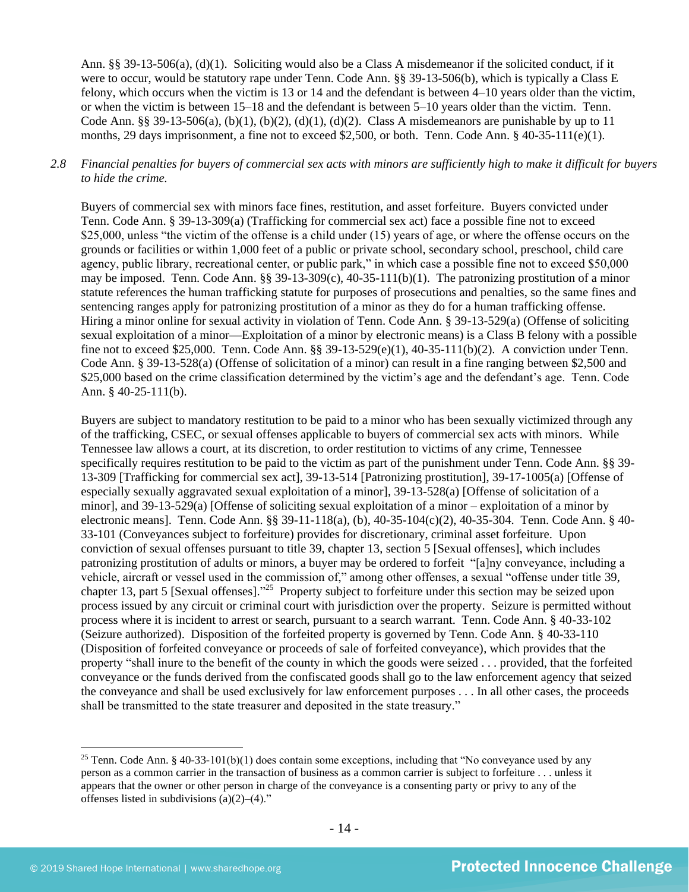Ann. §§ 39-13-506(a), (d)(1). Soliciting would also be a Class A misdemeanor if the solicited conduct, if it were to occur, would be statutory rape under Tenn. Code Ann. §§ 39-13-506(b), which is typically a Class E felony, which occurs when the victim is 13 or 14 and the defendant is between 4–10 years older than the victim, or when the victim is between 15–18 and the defendant is between 5–10 years older than the victim. Tenn. Code Ann. §§ 39-13-506(a), (b)(1), (b)(2), (d)(1), (d)(2). Class A misdemeanors are punishable by up to 11 months, 29 days imprisonment, a fine not to exceed $2,500, or both. Tenn. Code Ann. § 40-35-111(e)(1).

*2.8 Financial penalties for buyers of commercial sex acts with minors are sufficiently high to make it difficult for buyers to hide the crime.*

Buyers of commercial sex with minors face fines, restitution, and asset forfeiture. Buyers convicted under Tenn. Code Ann. § 39-13-309(a) (Trafficking for commercial sex act) face a possible fine not to exceed $25,000, unless "the victim of the offense is a child under (15) years of age, or where the offense occurs on the grounds or facilities or within 1,000 feet of a public or private school, secondary school, preschool, child care agency, public library, recreational center, or public park," in which case a possible fine not to exceed $50,000 may be imposed. Tenn. Code Ann. §§ 39-13-309(c), 40-35-111(b)(1). The patronizing prostitution of a minor statute references the human trafficking statute for purposes of prosecutions and penalties, so the same fines and sentencing ranges apply for patronizing prostitution of a minor as they do for a human trafficking offense. Hiring a minor online for sexual activity in violation of Tenn. Code Ann. § 39-13-529(a) (Offense of soliciting sexual exploitation of a minor—Exploitation of a minor by electronic means) is a Class B felony with a possible fine not to exceed $25,000. Tenn. Code Ann. §§ 39-13-529(e)(1), 40-35-111(b)(2). A conviction under Tenn. Code Ann. § 39-13-528(a) (Offense of solicitation of a minor) can result in a fine ranging between $2,500 and $25,000 based on the crime classification determined by the victim's age and the defendant's age. Tenn. Code Ann. § 40-25-111(b).

Buyers are subject to mandatory restitution to be paid to a minor who has been sexually victimized through any of the trafficking, CSEC, or sexual offenses applicable to buyers of commercial sex acts with minors. While Tennessee law allows a court, at its discretion, to order restitution to victims of any crime, Tennessee specifically requires restitution to be paid to the victim as part of the punishment under Tenn. Code Ann. §§ 39-13-309 [Trafficking for commercial sex act], 39-13-514 [Patronizing prostitution], 39-17-1005(a) [Offense of especially sexually aggravated sexual exploitation of a minor], 39-13-528(a) [Offense of solicitation of a minor], and 39-13-529(a) [Offense of soliciting sexual exploitation of a minor – exploitation of a minor by electronic means]. Tenn. Code Ann. §§ 39-11-118(a), (b), 40-35-104(c)(2), 40-35-304. Tenn. Code Ann. § 40-33-101 (Conveyances subject to forfeiture) provides for discretionary, criminal asset forfeiture. Upon conviction of sexual offenses pursuant to title 39, chapter 13, section 5 [Sexual offenses], which includes patronizing prostitution of adults or minors, a buyer may be ordered to forfeit "[a]ny conveyance, including a vehicle, aircraft or vessel used in the commission of," among other offenses, a sexual "offense under title 39, chapter 13, part 5 [Sexual offenses]."[25] Property subject to forfeiture under this section may be seized upon process issued by any circuit or criminal court with jurisdiction over the property. Seizure is permitted without process where it is incident to arrest or search, pursuant to a search warrant. Tenn. Code Ann. § 40-33-102 (Seizure authorized). Disposition of the forfeited property is governed by Tenn. Code Ann. § 40-33-110 (Disposition of forfeited conveyance or proceeds of sale of forfeited conveyance), which provides that the property "shall inure to the benefit of the county in which the goods were seized . . . provided, that the forfeited conveyance or the funds derived from the confiscated goods shall go to the law enforcement agency that seized the conveyance and shall be used exclusively for law enforcement purposes . . . In all other cases, the proceeds shall be transmitted to the state treasurer and deposited in the state treasury."

[25] Tenn. Code Ann. § 40-33-101(b)(1) does contain some exceptions, including that "No conveyance used by any person as a common carrier in the transaction of business as a common carrier is subject to forfeiture . . . unless it appears that the owner or other person in charge of the conveyance is a consenting party or privy to any of the offenses listed in subdivisions (a)(2)–(4)."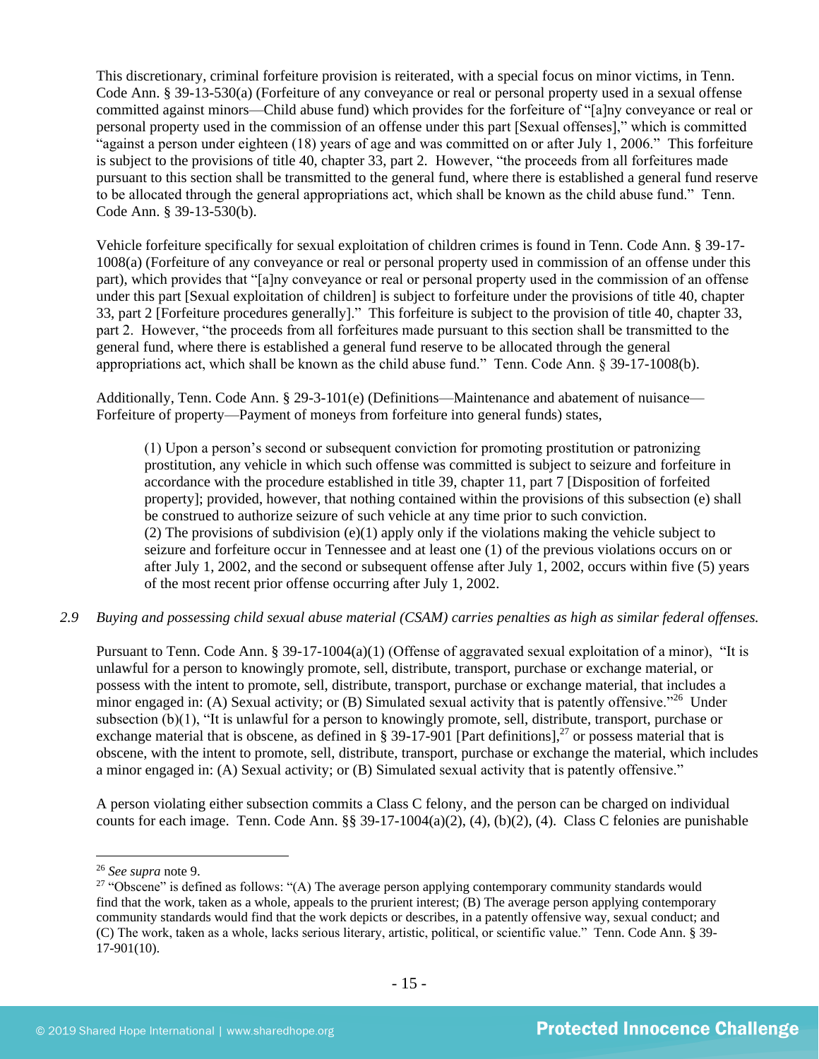This discretionary, criminal forfeiture provision is reiterated, with a special focus on minor victims, in Tenn. Code Ann. § 39-13-530(a) (Forfeiture of any conveyance or real or personal property used in a sexual offense committed against minors—Child abuse fund) which provides for the forfeiture of "[a]ny conveyance or real or personal property used in the commission of an offense under this part [Sexual offenses]," which is committed "against a person under eighteen (18) years of age and was committed on or after July 1, 2006." This forfeiture is subject to the provisions of title 40, chapter 33, part 2. However, "the proceeds from all forfeitures made pursuant to this section shall be transmitted to the general fund, where there is established a general fund reserve to be allocated through the general appropriations act, which shall be known as the child abuse fund." Tenn. Code Ann. § 39-13-530(b).

Vehicle forfeiture specifically for sexual exploitation of children crimes is found in Tenn. Code Ann. § 39-17-1008(a) (Forfeiture of any conveyance or real or personal property used in commission of an offense under this part), which provides that "[a]ny conveyance or real or personal property used in the commission of an offense under this part [Sexual exploitation of children] is subject to forfeiture under the provisions of title 40, chapter 33, part 2 [Forfeiture procedures generally]." This forfeiture is subject to the provision of title 40, chapter 33, part 2. However, "the proceeds from all forfeitures made pursuant to this section shall be transmitted to the general fund, where there is established a general fund reserve to be allocated through the general appropriations act, which shall be known as the child abuse fund." Tenn. Code Ann. § 39-17-1008(b).

Additionally, Tenn. Code Ann. § 29-3-101(e) (Definitions—Maintenance and abatement of nuisance—Forfeiture of property—Payment of moneys from forfeiture into general funds) states,

> (1) Upon a person's second or subsequent conviction for promoting prostitution or patronizing prostitution, any vehicle in which such offense was committed is subject to seizure and forfeiture in accordance with the procedure established in title 39, chapter 11, part 7 [Disposition of forfeited property]; provided, however, that nothing contained within the provisions of this subsection (e) shall be construed to authorize seizure of such vehicle at any time prior to such conviction.
> (2) The provisions of subdivision (e)(1) apply only if the violations making the vehicle subject to seizure and forfeiture occur in Tennessee and at least one (1) of the previous violations occurs on or after July 1, 2002, and the second or subsequent offense after July 1, 2002, occurs within five (5) years of the most recent prior offense occurring after July 1, 2002.

*2.9 Buying and possessing child sexual abuse material (CSAM) carries penalties as high as similar federal offenses.*

Pursuant to Tenn. Code Ann. § 39-17-1004(a)(1) (Offense of aggravated sexual exploitation of a minor), "It is unlawful for a person to knowingly promote, sell, distribute, transport, purchase or exchange material, or possess with the intent to promote, sell, distribute, transport, purchase or exchange material, that includes a minor engaged in: (A) Sexual activity; or (B) Simulated sexual activity that is patently offensive."[26] Under subsection (b)(1), "It is unlawful for a person to knowingly promote, sell, distribute, transport, purchase or exchange material that is obscene, as defined in § 39-17-901 [Part definitions],[27] or possess material that is obscene, with the intent to promote, sell, distribute, transport, purchase or exchange the material, which includes a minor engaged in: (A) Sexual activity; or (B) Simulated sexual activity that is patently offensive."

A person violating either subsection commits a Class C felony, and the person can be charged on individual counts for each image. Tenn. Code Ann. §§ 39-17-1004(a)(2), (4), (b)(2), (4). Class C felonies are punishable

[26] *See supra* note 9.

[27] "Obscene" is defined as follows: "(A) The average person applying contemporary community standards would find that the work, taken as a whole, appeals to the prurient interest; (B) The average person applying contemporary community standards would find that the work depicts or describes, in a patently offensive way, sexual conduct; and (C) The work, taken as a whole, lacks serious literary, artistic, political, or scientific value." Tenn. Code Ann. § 39-17-901(10).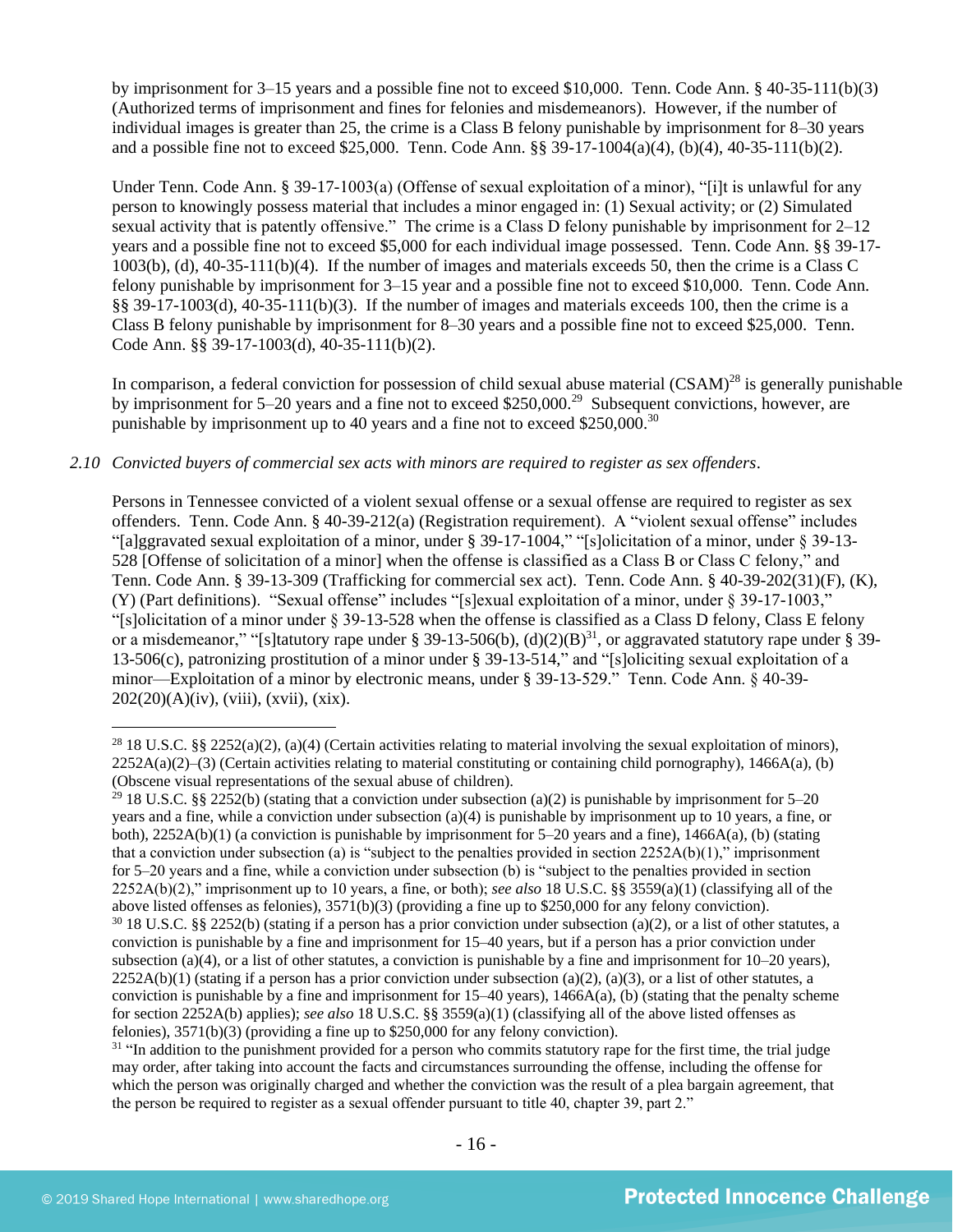by imprisonment for 3–15 years and a possible fine not to exceed $10,000. Tenn. Code Ann. § 40-35-111(b)(3) (Authorized terms of imprisonment and fines for felonies and misdemeanors). However, if the number of individual images is greater than 25, the crime is a Class B felony punishable by imprisonment for 8–30 years and a possible fine not to exceed $25,000. Tenn. Code Ann. §§ 39-17-1004(a)(4), (b)(4), 40-35-111(b)(2).

Under Tenn. Code Ann. § 39-17-1003(a) (Offense of sexual exploitation of a minor), "[i]t is unlawful for any person to knowingly possess material that includes a minor engaged in: (1) Sexual activity; or (2) Simulated sexual activity that is patently offensive." The crime is a Class D felony punishable by imprisonment for 2–12 years and a possible fine not to exceed $5,000 for each individual image possessed. Tenn. Code Ann. §§ 39-17-1003(b), (d), 40-35-111(b)(4). If the number of images and materials exceeds 50, then the crime is a Class C felony punishable by imprisonment for 3–15 year and a possible fine not to exceed $10,000. Tenn. Code Ann. §§ 39-17-1003(d), 40-35-111(b)(3). If the number of images and materials exceeds 100, then the crime is a Class B felony punishable by imprisonment for 8–30 years and a possible fine not to exceed $25,000. Tenn. Code Ann. §§ 39-17-1003(d), 40-35-111(b)(2).

In comparison, a federal conviction for possession of child sexual abuse material (CSAM)[28] is generally punishable by imprisonment for 5–20 years and a fine not to exceed $250,000.[29] Subsequent convictions, however, are punishable by imprisonment up to 40 years and a fine not to exceed $250,000.[30]

*2.10 Convicted buyers of commercial sex acts with minors are required to register as sex offenders*.

Persons in Tennessee convicted of a violent sexual offense or a sexual offense are required to register as sex offenders. Tenn. Code Ann. § 40-39-212(a) (Registration requirement). A "violent sexual offense" includes "[a]ggravated sexual exploitation of a minor, under § 39-17-1004," "[s]olicitation of a minor, under § 39-13-528 [Offense of solicitation of a minor] when the offense is classified as a Class B or Class C felony," and Tenn. Code Ann. § 39-13-309 (Trafficking for commercial sex act). Tenn. Code Ann. § 40-39-202(31)(F), (K), (Y) (Part definitions). "Sexual offense" includes "[s]exual exploitation of a minor, under § 39-17-1003," "[s]olicitation of a minor under § 39-13-528 when the offense is classified as a Class D felony, Class E felony or a misdemeanor," "[s]tatutory rape under § 39-13-506(b), (d)(2)(B)[31], or aggravated statutory rape under § 39-13-506(c), patronizing prostitution of a minor under § 39-13-514," and "[s]oliciting sexual exploitation of a minor—Exploitation of a minor by electronic means, under § 39-13-529." Tenn. Code Ann. § 40-39-202(20)(A)(iv), (viii), (xvii), (xix).

---

[28] 18 U.S.C. §§ 2252(a)(2), (a)(4) (Certain activities relating to material involving the sexual exploitation of minors), 2252A(a)(2)–(3) (Certain activities relating to material constituting or containing child pornography), 1466A(a), (b) (Obscene visual representations of the sexual abuse of children).

[29] 18 U.S.C. §§ 2252(b) (stating that a conviction under subsection (a)(2) is punishable by imprisonment for 5–20 years and a fine, while a conviction under subsection (a)(4) is punishable by imprisonment up to 10 years, a fine, or both), 2252A(b)(1) (a conviction is punishable by imprisonment for 5–20 years and a fine), 1466A(a), (b) (stating that a conviction under subsection (a) is "subject to the penalties provided in section 2252A(b)(1)," imprisonment for 5–20 years and a fine, while a conviction under subsection (b) is "subject to the penalties provided in section 2252A(b)(2)," imprisonment up to 10 years, a fine, or both); *see also* 18 U.S.C. §§ 3559(a)(1) (classifying all of the above listed offenses as felonies), 3571(b)(3) (providing a fine up to $250,000 for any felony conviction).

[30] 18 U.S.C. §§ 2252(b) (stating if a person has a prior conviction under subsection (a)(2), or a list of other statutes, a conviction is punishable by a fine and imprisonment for 15–40 years, but if a person has a prior conviction under subsection (a)(4), or a list of other statutes, a conviction is punishable by a fine and imprisonment for 10–20 years), 2252A(b)(1) (stating if a person has a prior conviction under subsection (a)(2), (a)(3), or a list of other statutes, a conviction is punishable by a fine and imprisonment for 15–40 years), 1466A(a), (b) (stating that the penalty scheme for section 2252A(b) applies); *see also* 18 U.S.C. §§ 3559(a)(1) (classifying all of the above listed offenses as felonies), 3571(b)(3) (providing a fine up to $250,000 for any felony conviction).

[31] "In addition to the punishment provided for a person who commits statutory rape for the first time, the trial judge may order, after taking into account the facts and circumstances surrounding the offense, including the offense for which the person was originally charged and whether the conviction was the result of a plea bargain agreement, that the person be required to register as a sexual offender pursuant to title 40, chapter 39, part 2."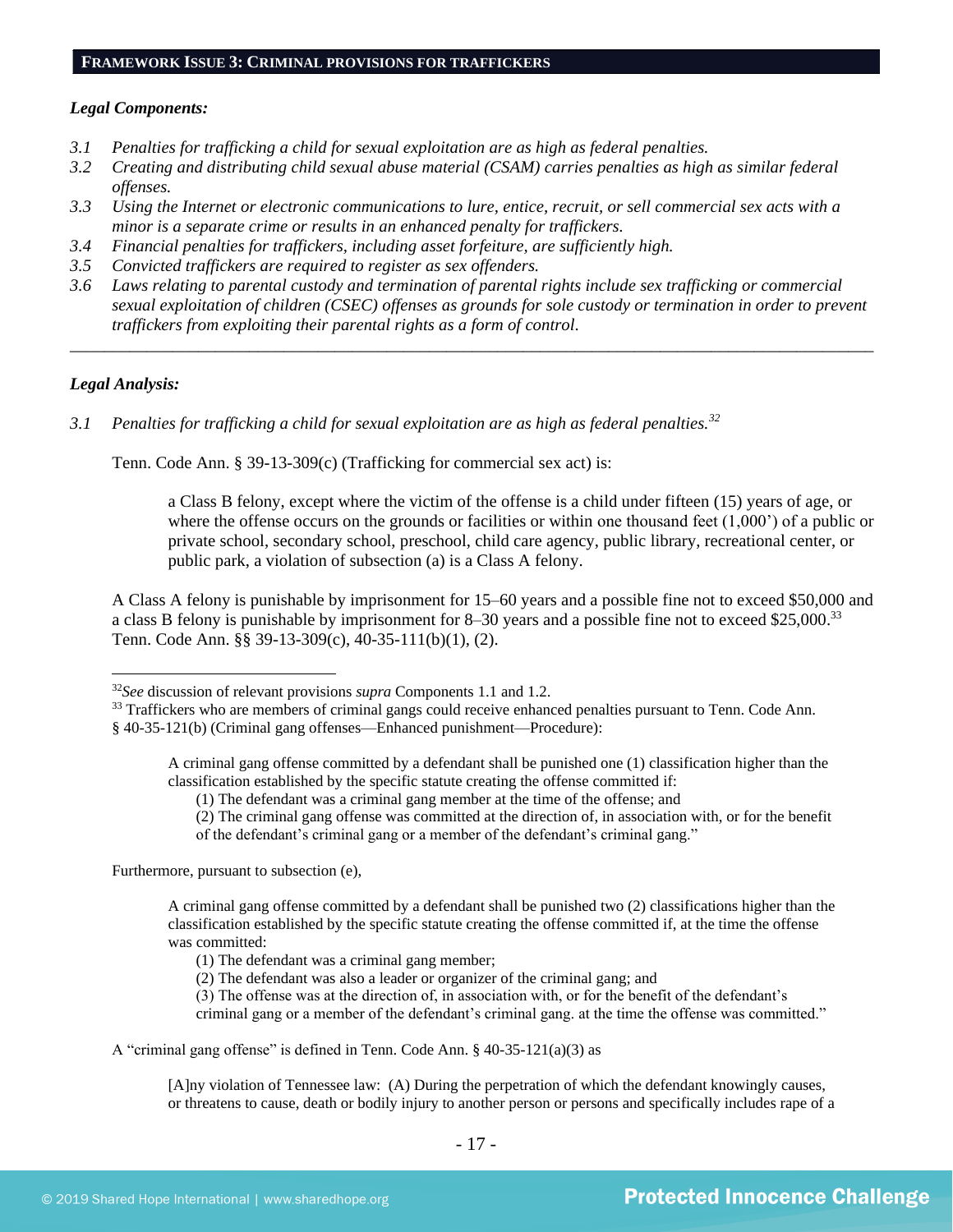## FRAMEWORK ISSUE 3: CRIMINAL PROVISIONS FOR TRAFFICKERS

### *Legal Components:*

3.1 *Penalties for trafficking a child for sexual exploitation are as high as federal penalties.*
3.2 *Creating and distributing child sexual abuse material (CSAM) carries penalties as high as similar federal offenses.*
3.3 *Using the Internet or electronic communications to lure, entice, recruit, or sell commercial sex acts with a minor is a separate crime or results in an enhanced penalty for traffickers.*
3.4 *Financial penalties for traffickers, including asset forfeiture, are sufficiently high.*
3.5 *Convicted traffickers are required to register as sex offenders.*
3.6 *Laws relating to parental custody and termination of parental rights include sex trafficking or commercial sexual exploitation of children (CSEC) offenses as grounds for sole custody or termination in order to prevent traffickers from exploiting their parental rights as a form of control.*

---

### *Legal Analysis:*

3.1 *Penalties for trafficking a child for sexual exploitation are as high as federal penalties.*[32]

Tenn. Code Ann. § 39-13-309(c) (Trafficking for commercial sex act) is:

> a Class B felony, except where the victim of the offense is a child under fifteen (15) years of age, or where the offense occurs on the grounds or facilities or within one thousand feet (1,000') of a public or private school, secondary school, preschool, child care agency, public library, recreational center, or public park, a violation of subsection (a) is a Class A felony.

A Class A felony is punishable by imprisonment for 15–60 years and a possible fine not to exceed $50,000 and a class B felony is punishable by imprisonment for 8–30 years and a possible fine not to exceed $25,000.[33] Tenn. Code Ann. §§ 39-13-309(c), 40-35-111(b)(1), (2).

---

[32] *See* discussion of relevant provisions *supra* Components 1.1 and 1.2.

[33] Traffickers who are members of criminal gangs could receive enhanced penalties pursuant to Tenn. Code Ann. § 40-35-121(b) (Criminal gang offenses—Enhanced punishment—Procedure):

> A criminal gang offense committed by a defendant shall be punished one (1) classification higher than the classification established by the specific statute creating the offense committed if:
> (1) The defendant was a criminal gang member at the time of the offense; and
> (2) The criminal gang offense was committed at the direction of, in association with, or for the benefit of the defendant's criminal gang or a member of the defendant's criminal gang."

Furthermore, pursuant to subsection (e),

> A criminal gang offense committed by a defendant shall be punished two (2) classifications higher than the classification established by the specific statute creating the offense committed if, at the time the offense was committed:
> (1) The defendant was a criminal gang member;
> (2) The defendant was also a leader or organizer of the criminal gang; and
> (3) The offense was at the direction of, in association with, or for the benefit of the defendant's criminal gang or a member of the defendant's criminal gang. at the time the offense was committed."

A "criminal gang offense" is defined in Tenn. Code Ann. § 40-35-121(a)(3) as

> [A]ny violation of Tennessee law: (A) During the perpetration of which the defendant knowingly causes, or threatens to cause, death or bodily injury to another person or persons and specifically includes rape of a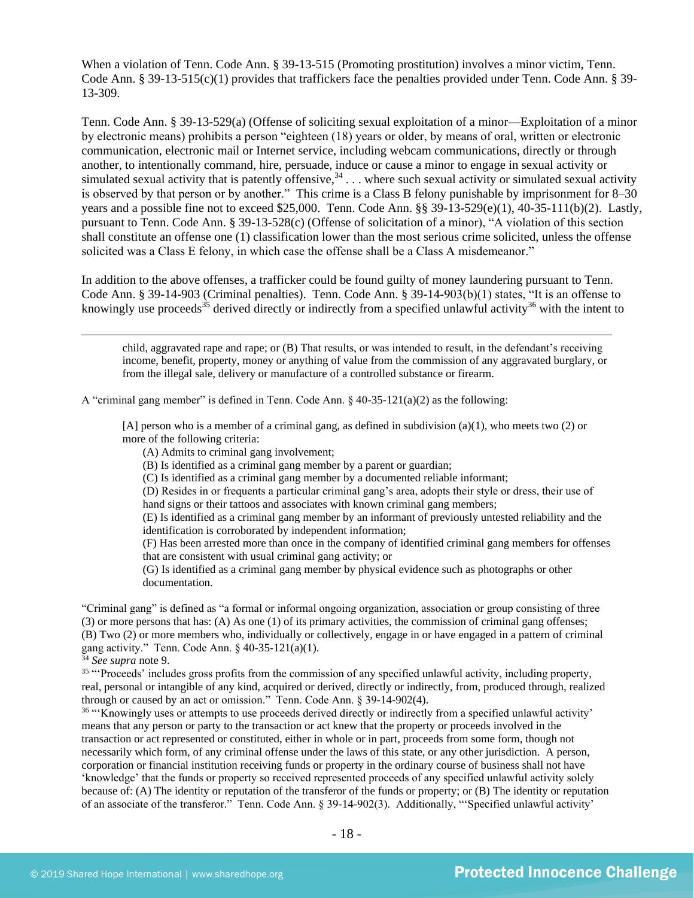When a violation of Tenn. Code Ann. § 39-13-515 (Promoting prostitution) involves a minor victim, Tenn. Code Ann. § 39-13-515(c)(1) provides that traffickers face the penalties provided under Tenn. Code Ann. § 39-13-309.

Tenn. Code Ann. § 39-13-529(a) (Offense of soliciting sexual exploitation of a minor—Exploitation of a minor by electronic means) prohibits a person "eighteen (18) years or older, by means of oral, written or electronic communication, electronic mail or Internet service, including webcam communications, directly or through another, to intentionally command, hire, persuade, induce or cause a minor to engage in sexual activity or simulated sexual activity that is patently offensive,[34] . . . where such sexual activity or simulated sexual activity is observed by that person or by another." This crime is a Class B felony punishable by imprisonment for 8–30 years and a possible fine not to exceed $25,000. Tenn. Code Ann. §§ 39-13-529(e)(1), 40-35-111(b)(2). Lastly, pursuant to Tenn. Code Ann. § 39-13-528(c) (Offense of solicitation of a minor), "A violation of this section shall constitute an offense one (1) classification lower than the most serious crime solicited, unless the offense solicited was a Class E felony, in which case the offense shall be a Class A misdemeanor."

In addition to the above offenses, a trafficker could be found guilty of money laundering pursuant to Tenn. Code Ann. § 39-14-903 (Criminal penalties). Tenn. Code Ann. § 39-14-903(b)(1) states, "It is an offense to knowingly use proceeds[35] derived directly or indirectly from a specified unlawful activity[36] with the intent to

---

child, aggravated rape and rape; or (B) That results, or was intended to result, in the defendant's receiving income, benefit, property, money or anything of value from the commission of any aggravated burglary, or from the illegal sale, delivery or manufacture of a controlled substance or firearm.

A "criminal gang member" is defined in Tenn. Code Ann. § 40-35-121(a)(2) as the following:

> [A] person who is a member of a criminal gang, as defined in subdivision (a)(1), who meets two (2) or more of the following criteria:
> (A) Admits to criminal gang involvement;
> (B) Is identified as a criminal gang member by a parent or guardian;
> (C) Is identified as a criminal gang member by a documented reliable informant;
> (D) Resides in or frequents a particular criminal gang's area, adopts their style or dress, their use of hand signs or their tattoos and associates with known criminal gang members;
> (E) Is identified as a criminal gang member by an informant of previously untested reliability and the identification is corroborated by independent information;
> (F) Has been arrested more than once in the company of identified criminal gang members for offenses that are consistent with usual criminal gang activity; or
> (G) Is identified as a criminal gang member by physical evidence such as photographs or other documentation.

"Criminal gang" is defined as "a formal or informal ongoing organization, association or group consisting of three (3) or more persons that has: (A) As one (1) of its primary activities, the commission of criminal gang offenses; (B) Two (2) or more members who, individually or collectively, engage in or have engaged in a pattern of criminal gang activity." Tenn. Code Ann. § 40-35-121(a)(1).

[34] *See supra* note 9.

[35] "'Proceeds' includes gross profits from the commission of any specified unlawful activity, including property, real, personal or intangible of any kind, acquired or derived, directly or indirectly, from, produced through, realized through or caused by an act or omission." Tenn. Code Ann. § 39-14-902(4).

[36] "'Knowingly uses or attempts to use proceeds derived directly or indirectly from a specified unlawful activity' means that any person or party to the transaction or act knew that the property or proceeds involved in the transaction or act represented or constituted, either in whole or in part, proceeds from some form, though not necessarily which form, of any criminal offense under the laws of this state, or any other jurisdiction. A person, corporation or financial institution receiving funds or property in the ordinary course of business shall not have 'knowledge' that the funds or property so received represented proceeds of any specified unlawful activity solely because of: (A) The identity or reputation of the transferor of the funds or property; or (B) The identity or reputation of an associate of the transferor." Tenn. Code Ann. § 39-14-902(3). Additionally, "'Specified unlawful activity'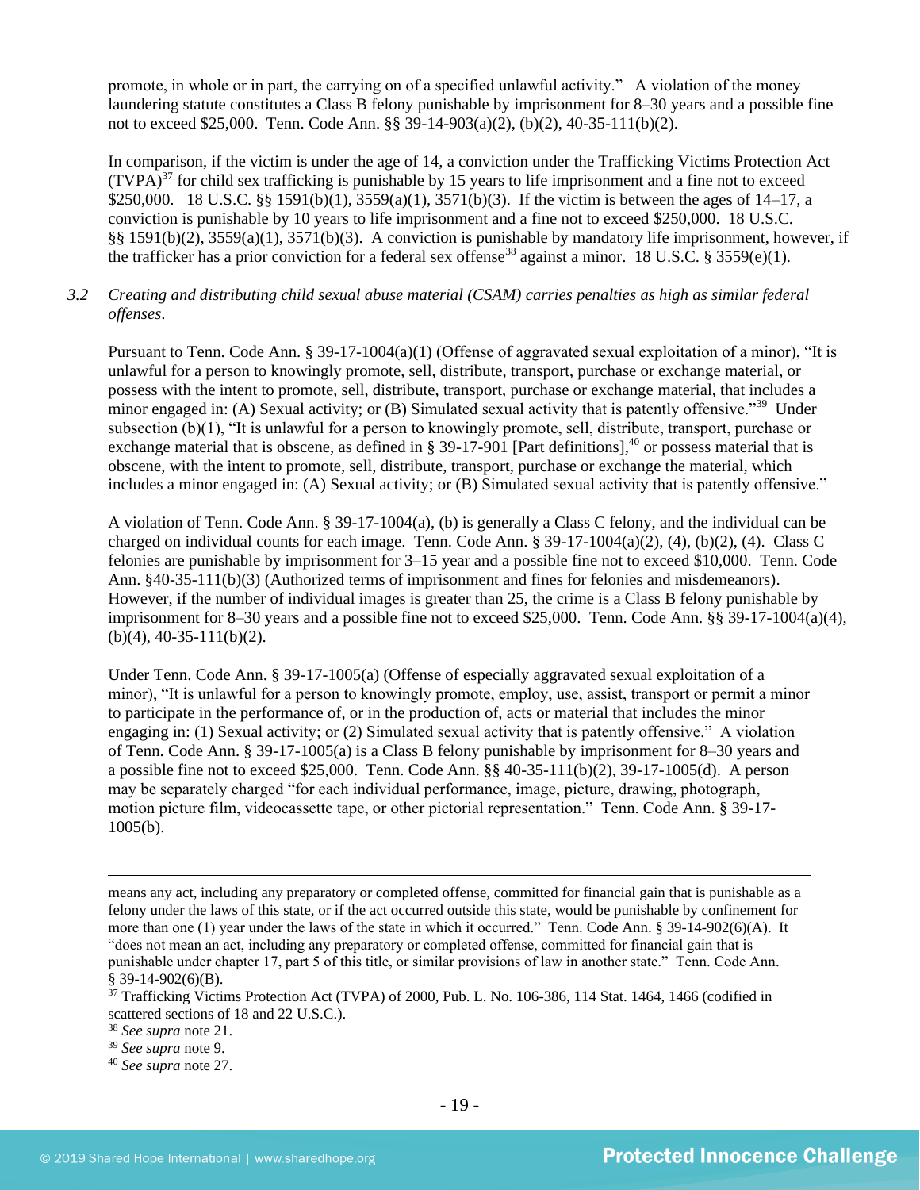promote, in whole or in part, the carrying on of a specified unlawful activity." A violation of the money laundering statute constitutes a Class B felony punishable by imprisonment for 8–30 years and a possible fine not to exceed $25,000. Tenn. Code Ann. §§ 39-14-903(a)(2), (b)(2), 40-35-111(b)(2).

In comparison, if the victim is under the age of 14, a conviction under the Trafficking Victims Protection Act (TVPA)[37] for child sex trafficking is punishable by 15 years to life imprisonment and a fine not to exceed $250,000. 18 U.S.C. §§ 1591(b)(1), 3559(a)(1), 3571(b)(3). If the victim is between the ages of 14–17, a conviction is punishable by 10 years to life imprisonment and a fine not to exceed $250,000. 18 U.S.C. §§ 1591(b)(2), 3559(a)(1), 3571(b)(3). A conviction is punishable by mandatory life imprisonment, however, if the trafficker has a prior conviction for a federal sex offense[38] against a minor. 18 U.S.C. § 3559(e)(1).

3.2 *Creating and distributing child sexual abuse material (CSAM) carries penalties as high as similar federal offenses.*

Pursuant to Tenn. Code Ann. § 39-17-1004(a)(1) (Offense of aggravated sexual exploitation of a minor), "It is unlawful for a person to knowingly promote, sell, distribute, transport, purchase or exchange material, or possess with the intent to promote, sell, distribute, transport, purchase or exchange material, that includes a minor engaged in: (A) Sexual activity; or (B) Simulated sexual activity that is patently offensive."[39] Under subsection (b)(1), "It is unlawful for a person to knowingly promote, sell, distribute, transport, purchase or exchange material that is obscene, as defined in § 39-17-901 [Part definitions],[40] or possess material that is obscene, with the intent to promote, sell, distribute, transport, purchase or exchange the material, which includes a minor engaged in: (A) Sexual activity; or (B) Simulated sexual activity that is patently offensive."

A violation of Tenn. Code Ann. § 39-17-1004(a), (b) is generally a Class C felony, and the individual can be charged on individual counts for each image. Tenn. Code Ann. § 39-17-1004(a)(2), (4), (b)(2), (4). Class C felonies are punishable by imprisonment for 3–15 year and a possible fine not to exceed $10,000. Tenn. Code Ann. §40-35-111(b)(3) (Authorized terms of imprisonment and fines for felonies and misdemeanors). However, if the number of individual images is greater than 25, the crime is a Class B felony punishable by imprisonment for 8–30 years and a possible fine not to exceed $25,000. Tenn. Code Ann. §§ 39-17-1004(a)(4), (b)(4), 40-35-111(b)(2).

Under Tenn. Code Ann. § 39-17-1005(a) (Offense of especially aggravated sexual exploitation of a minor), "It is unlawful for a person to knowingly promote, employ, use, assist, transport or permit a minor to participate in the performance of, or in the production of, acts or material that includes the minor engaging in: (1) Sexual activity; or (2) Simulated sexual activity that is patently offensive." A violation of Tenn. Code Ann. § 39-17-1005(a) is a Class B felony punishable by imprisonment for 8–30 years and a possible fine not to exceed $25,000. Tenn. Code Ann. §§ 40-35-111(b)(2), 39-17-1005(d). A person may be separately charged "for each individual performance, image, picture, drawing, photograph, motion picture film, videocassette tape, or other pictorial representation." Tenn. Code Ann. § 39-17-1005(b).

---

means any act, including any preparatory or completed offense, committed for financial gain that is punishable as a felony under the laws of this state, or if the act occurred outside this state, would be punishable by confinement for more than one (1) year under the laws of the state in which it occurred." Tenn. Code Ann. § 39-14-902(6)(A). It "does not mean an act, including any preparatory or completed offense, committed for financial gain that is punishable under chapter 17, part 5 of this title, or similar provisions of law in another state." Tenn. Code Ann. § 39-14-902(6)(B).

[37] Trafficking Victims Protection Act (TVPA) of 2000, Pub. L. No. 106-386, 114 Stat. 1464, 1466 (codified in scattered sections of 18 and 22 U.S.C.).

[38] *See supra* note 21.

[39] *See supra* note 9.

[40] *See supra* note 27.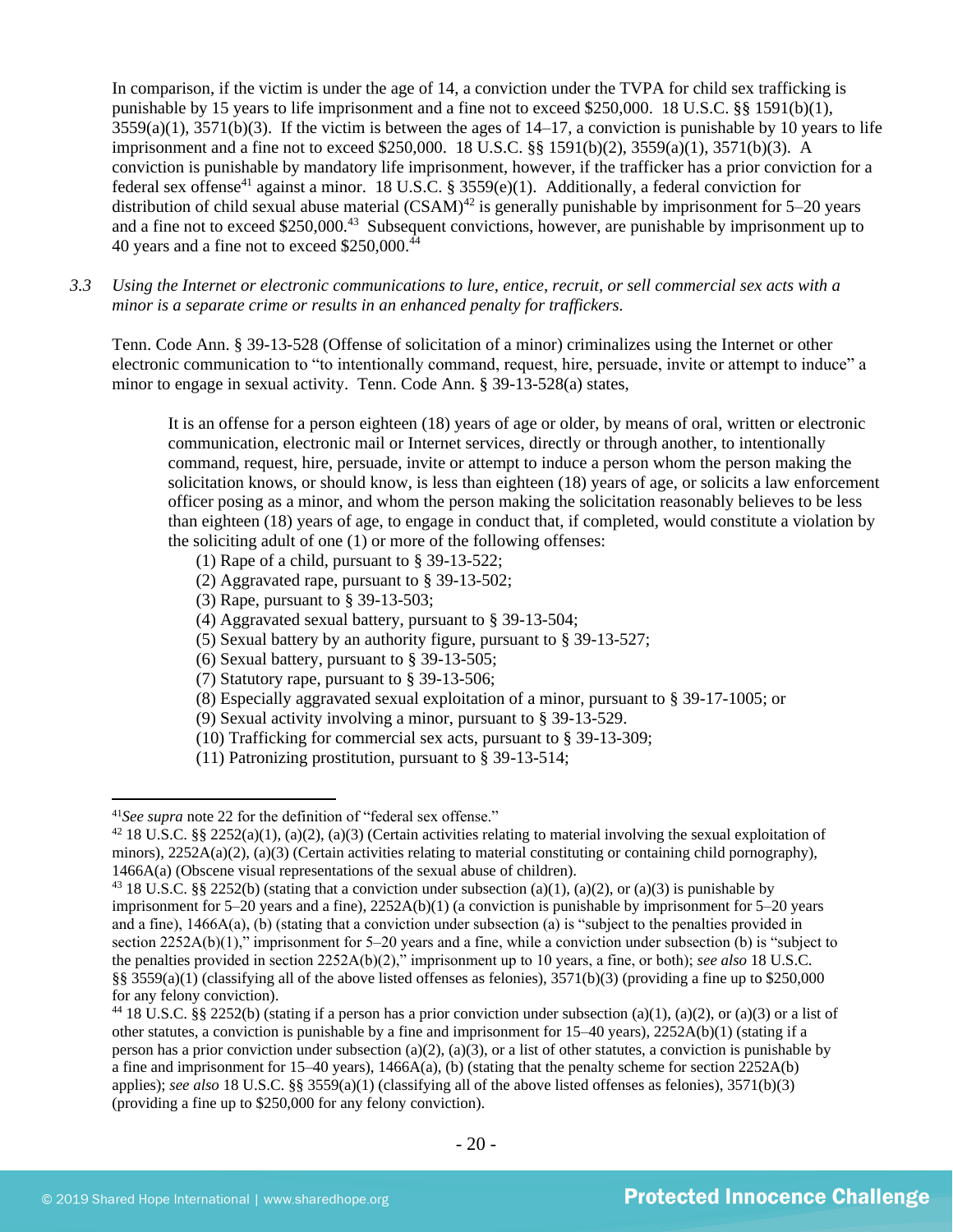In comparison, if the victim is under the age of 14, a conviction under the TVPA for child sex trafficking is punishable by 15 years to life imprisonment and a fine not to exceed $250,000. 18 U.S.C. §§ 1591(b)(1), 3559(a)(1), 3571(b)(3). If the victim is between the ages of 14–17, a conviction is punishable by 10 years to life imprisonment and a fine not to exceed $250,000. 18 U.S.C. §§ 1591(b)(2), 3559(a)(1), 3571(b)(3). A conviction is punishable by mandatory life imprisonment, however, if the trafficker has a prior conviction for a federal sex offense[41] against a minor. 18 U.S.C. § 3559(e)(1). Additionally, a federal conviction for distribution of child sexual abuse material (CSAM)[42] is generally punishable by imprisonment for 5–20 years and a fine not to exceed $250,000.[43] Subsequent convictions, however, are punishable by imprisonment up to 40 years and a fine not to exceed $250,000.[44]

*3.3 Using the Internet or electronic communications to lure, entice, recruit, or sell commercial sex acts with a minor is a separate crime or results in an enhanced penalty for traffickers.*

Tenn. Code Ann. § 39-13-528 (Offense of solicitation of a minor) criminalizes using the Internet or other electronic communication to "to intentionally command, request, hire, persuade, invite or attempt to induce" a minor to engage in sexual activity. Tenn. Code Ann. § 39-13-528(a) states,

> It is an offense for a person eighteen (18) years of age or older, by means of oral, written or electronic communication, electronic mail or Internet services, directly or through another, to intentionally command, request, hire, persuade, invite or attempt to induce a person whom the person making the solicitation knows, or should know, is less than eighteen (18) years of age, or solicits a law enforcement officer posing as a minor, and whom the person making the solicitation reasonably believes to be less than eighteen (18) years of age, to engage in conduct that, if completed, would constitute a violation by the soliciting adult of one (1) or more of the following offenses:
>
> (1) Rape of a child, pursuant to § 39-13-522;
> (2) Aggravated rape, pursuant to § 39-13-502;
> (3) Rape, pursuant to § 39-13-503;
> (4) Aggravated sexual battery, pursuant to § 39-13-504;
> (5) Sexual battery by an authority figure, pursuant to § 39-13-527;
> (6) Sexual battery, pursuant to § 39-13-505;
> (7) Statutory rape, pursuant to § 39-13-506;
> (8) Especially aggravated sexual exploitation of a minor, pursuant to § 39-17-1005; or
> (9) Sexual activity involving a minor, pursuant to § 39-13-529.
> (10) Trafficking for commercial sex acts, pursuant to § 39-13-309;
> (11) Patronizing prostitution, pursuant to § 39-13-514;

---

[41] *See supra* note 22 for the definition of "federal sex offense."

[42] 18 U.S.C. §§ 2252(a)(1), (a)(2), (a)(3) (Certain activities relating to material involving the sexual exploitation of minors), 2252A(a)(2), (a)(3) (Certain activities relating to material constituting or containing child pornography), 1466A(a) (Obscene visual representations of the sexual abuse of children).

[43] 18 U.S.C. §§ 2252(b) (stating that a conviction under subsection (a)(1), (a)(2), or (a)(3) is punishable by imprisonment for 5–20 years and a fine), 2252A(b)(1) (a conviction is punishable by imprisonment for 5–20 years and a fine), 1466A(a), (b) (stating that a conviction under subsection (a) is "subject to the penalties provided in section 2252A(b)(1)," imprisonment for 5–20 years and a fine, while a conviction under subsection (b) is "subject to the penalties provided in section 2252A(b)(2)," imprisonment up to 10 years, a fine, or both); *see also* 18 U.S.C. §§ 3559(a)(1) (classifying all of the above listed offenses as felonies), 3571(b)(3) (providing a fine up to $250,000 for any felony conviction).

[44] 18 U.S.C. §§ 2252(b) (stating if a person has a prior conviction under subsection (a)(1), (a)(2), or (a)(3) or a list of other statutes, a conviction is punishable by a fine and imprisonment for 15–40 years), 2252A(b)(1) (stating if a person has a prior conviction under subsection (a)(2), (a)(3), or a list of other statutes, a conviction is punishable by a fine and imprisonment for 15–40 years), 1466A(a), (b) (stating that the penalty scheme for section 2252A(b) applies); *see also* 18 U.S.C. §§ 3559(a)(1) (classifying all of the above listed offenses as felonies), 3571(b)(3) (providing a fine up to $250,000 for any felony conviction).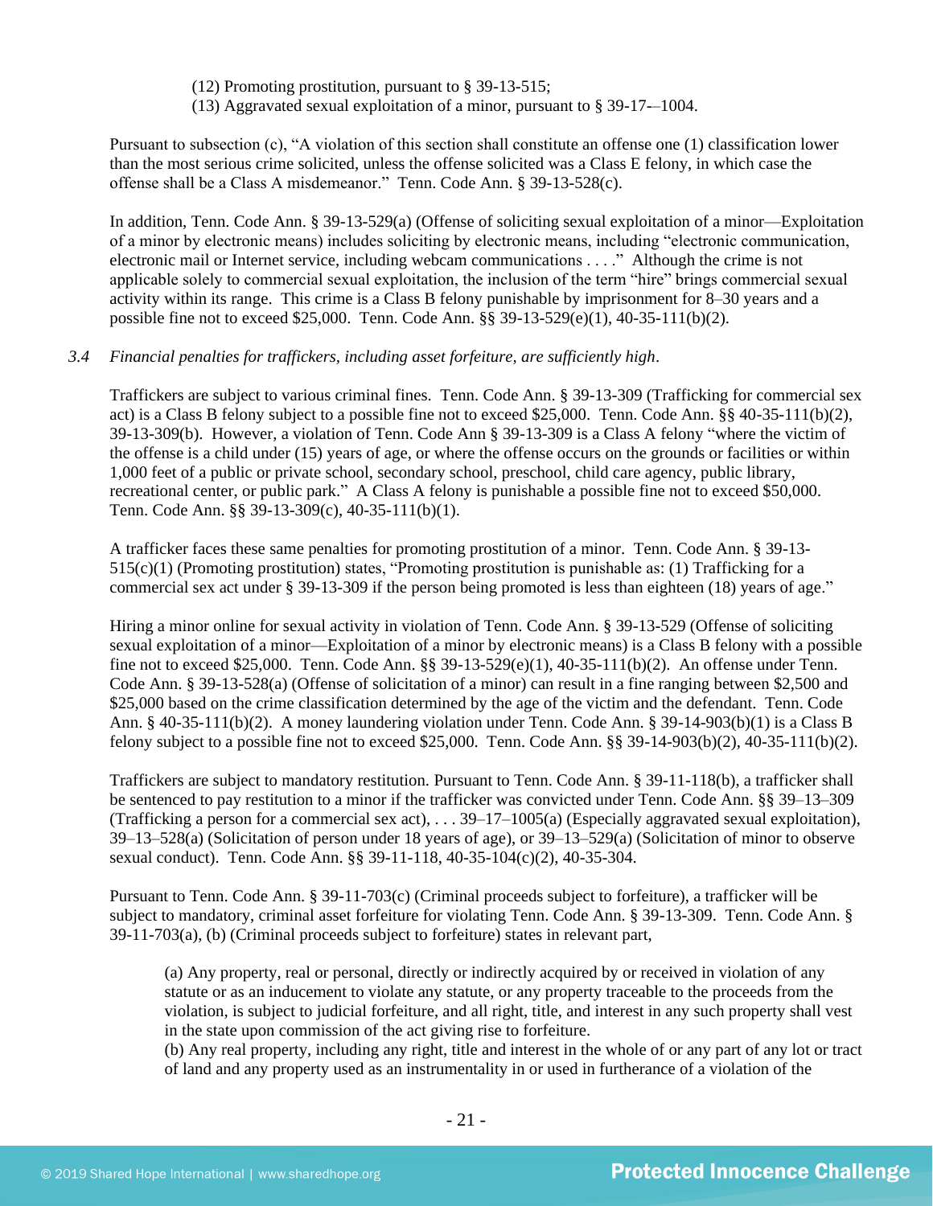(12) Promoting prostitution, pursuant to § 39-13-515;
(13) Aggravated sexual exploitation of a minor, pursuant to § 39-17-–1004.

Pursuant to subsection (c), "A violation of this section shall constitute an offense one (1) classification lower than the most serious crime solicited, unless the offense solicited was a Class E felony, in which case the offense shall be a Class A misdemeanor." Tenn. Code Ann. § 39-13-528(c).

In addition, Tenn. Code Ann. § 39-13-529(a) (Offense of soliciting sexual exploitation of a minor—Exploitation of a minor by electronic means) includes soliciting by electronic means, including "electronic communication, electronic mail or Internet service, including webcam communications . . . ." Although the crime is not applicable solely to commercial sexual exploitation, the inclusion of the term "hire" brings commercial sexual activity within its range. This crime is a Class B felony punishable by imprisonment for 8–30 years and a possible fine not to exceed $25,000. Tenn. Code Ann. §§ 39-13-529(e)(1), 40-35-111(b)(2).

*3.4 Financial penalties for traffickers, including asset forfeiture, are sufficiently high.*

Traffickers are subject to various criminal fines. Tenn. Code Ann. § 39-13-309 (Trafficking for commercial sex act) is a Class B felony subject to a possible fine not to exceed $25,000. Tenn. Code Ann. §§ 40-35-111(b)(2), 39-13-309(b). However, a violation of Tenn. Code Ann § 39-13-309 is a Class A felony "where the victim of the offense is a child under (15) years of age, or where the offense occurs on the grounds or facilities or within 1,000 feet of a public or private school, secondary school, preschool, child care agency, public library, recreational center, or public park." A Class A felony is punishable a possible fine not to exceed $50,000. Tenn. Code Ann. §§ 39-13-309(c), 40-35-111(b)(1).

A trafficker faces these same penalties for promoting prostitution of a minor. Tenn. Code Ann. § 39-13-515(c)(1) (Promoting prostitution) states, "Promoting prostitution is punishable as: (1) Trafficking for a commercial sex act under § 39-13-309 if the person being promoted is less than eighteen (18) years of age."

Hiring a minor online for sexual activity in violation of Tenn. Code Ann. § 39-13-529 (Offense of soliciting sexual exploitation of a minor—Exploitation of a minor by electronic means) is a Class B felony with a possible fine not to exceed $25,000. Tenn. Code Ann. §§ 39-13-529(e)(1), 40-35-111(b)(2). An offense under Tenn. Code Ann. § 39-13-528(a) (Offense of solicitation of a minor) can result in a fine ranging between $2,500 and $25,000 based on the crime classification determined by the age of the victim and the defendant. Tenn. Code Ann. § 40-35-111(b)(2). A money laundering violation under Tenn. Code Ann. § 39-14-903(b)(1) is a Class B felony subject to a possible fine not to exceed $25,000. Tenn. Code Ann. §§ 39-14-903(b)(2), 40-35-111(b)(2).

Traffickers are subject to mandatory restitution. Pursuant to Tenn. Code Ann. § 39-11-118(b), a trafficker shall be sentenced to pay restitution to a minor if the trafficker was convicted under Tenn. Code Ann. §§ 39–13–309 (Trafficking a person for a commercial sex act), . . . 39–17–1005(a) (Especially aggravated sexual exploitation), 39–13–528(a) (Solicitation of person under 18 years of age), or 39–13–529(a) (Solicitation of minor to observe sexual conduct). Tenn. Code Ann. §§ 39-11-118, 40-35-104(c)(2), 40-35-304.

Pursuant to Tenn. Code Ann. § 39-11-703(c) (Criminal proceeds subject to forfeiture), a trafficker will be subject to mandatory, criminal asset forfeiture for violating Tenn. Code Ann. § 39-13-309. Tenn. Code Ann. § 39-11-703(a), (b) (Criminal proceeds subject to forfeiture) states in relevant part,

> (a) Any property, real or personal, directly or indirectly acquired by or received in violation of any statute or as an inducement to violate any statute, or any property traceable to the proceeds from the violation, is subject to judicial forfeiture, and all right, title, and interest in any such property shall vest in the state upon commission of the act giving rise to forfeiture.
> (b) Any real property, including any right, title and interest in the whole of or any part of any lot or tract of land and any property used as an instrumentality in or used in furtherance of a violation of the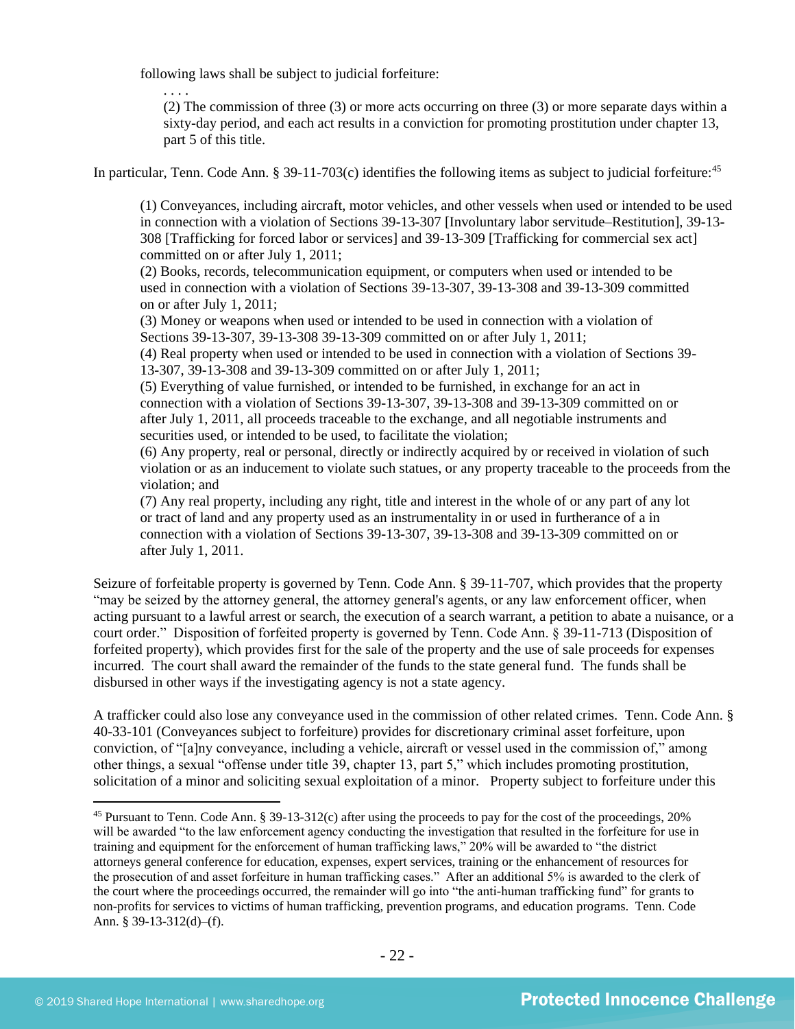following laws shall be subject to judicial forfeiture:

> . . . .
> (2) The commission of three (3) or more acts occurring on three (3) or more separate days within a sixty-day period, and each act results in a conviction for promoting prostitution under chapter 13, part 5 of this title.

In particular, Tenn. Code Ann. § 39-11-703(c) identifies the following items as subject to judicial forfeiture:[45]

> (1) Conveyances, including aircraft, motor vehicles, and other vessels when used or intended to be used in connection with a violation of Sections 39-13-307 [Involuntary labor servitude–Restitution], 39-13-308 [Trafficking for forced labor or services] and 39-13-309 [Trafficking for commercial sex act] committed on or after July 1, 2011;
> (2) Books, records, telecommunication equipment, or computers when used or intended to be used in connection with a violation of Sections 39-13-307, 39-13-308 and 39-13-309 committed on or after July 1, 2011;
> (3) Money or weapons when used or intended to be used in connection with a violation of Sections 39-13-307, 39-13-308 39-13-309 committed on or after July 1, 2011;
> (4) Real property when used or intended to be used in connection with a violation of Sections 39-13-307, 39-13-308 and 39-13-309 committed on or after July 1, 2011;
> (5) Everything of value furnished, or intended to be furnished, in exchange for an act in connection with a violation of Sections 39-13-307, 39-13-308 and 39-13-309 committed on or after July 1, 2011, all proceeds traceable to the exchange, and all negotiable instruments and securities used, or intended to be used, to facilitate the violation;
> (6) Any property, real or personal, directly or indirectly acquired by or received in violation of such violation or as an inducement to violate such statues, or any property traceable to the proceeds from the violation; and
> (7) Any real property, including any right, title and interest in the whole of or any part of any lot or tract of land and any property used as an instrumentality in or used in furtherance of a in connection with a violation of Sections 39-13-307, 39-13-308 and 39-13-309 committed on or after July 1, 2011.

Seizure of forfeitable property is governed by Tenn. Code Ann. § 39-11-707, which provides that the property "may be seized by the attorney general, the attorney general's agents, or any law enforcement officer, when acting pursuant to a lawful arrest or search, the execution of a search warrant, a petition to abate a nuisance, or a court order." Disposition of forfeited property is governed by Tenn. Code Ann. § 39-11-713 (Disposition of forfeited property), which provides first for the sale of the property and the use of sale proceeds for expenses incurred. The court shall award the remainder of the funds to the state general fund. The funds shall be disbursed in other ways if the investigating agency is not a state agency.

A trafficker could also lose any conveyance used in the commission of other related crimes. Tenn. Code Ann. § 40-33-101 (Conveyances subject to forfeiture) provides for discretionary criminal asset forfeiture, upon conviction, of "[a]ny conveyance, including a vehicle, aircraft or vessel used in the commission of," among other things, a sexual "offense under title 39, chapter 13, part 5," which includes promoting prostitution, solicitation of a minor and soliciting sexual exploitation of a minor. Property subject to forfeiture under this

---

[45] Pursuant to Tenn. Code Ann. § 39-13-312(c) after using the proceeds to pay for the cost of the proceedings, 20% will be awarded "to the law enforcement agency conducting the investigation that resulted in the forfeiture for use in training and equipment for the enforcement of human trafficking laws," 20% will be awarded to "the district attorneys general conference for education, expenses, expert services, training or the enhancement of resources for the prosecution of and asset forfeiture in human trafficking cases." After an additional 5% is awarded to the clerk of the court where the proceedings occurred, the remainder will go into "the anti-human trafficking fund" for grants to non-profits for services to victims of human trafficking, prevention programs, and education programs. Tenn. Code Ann. § 39-13-312(d)–(f).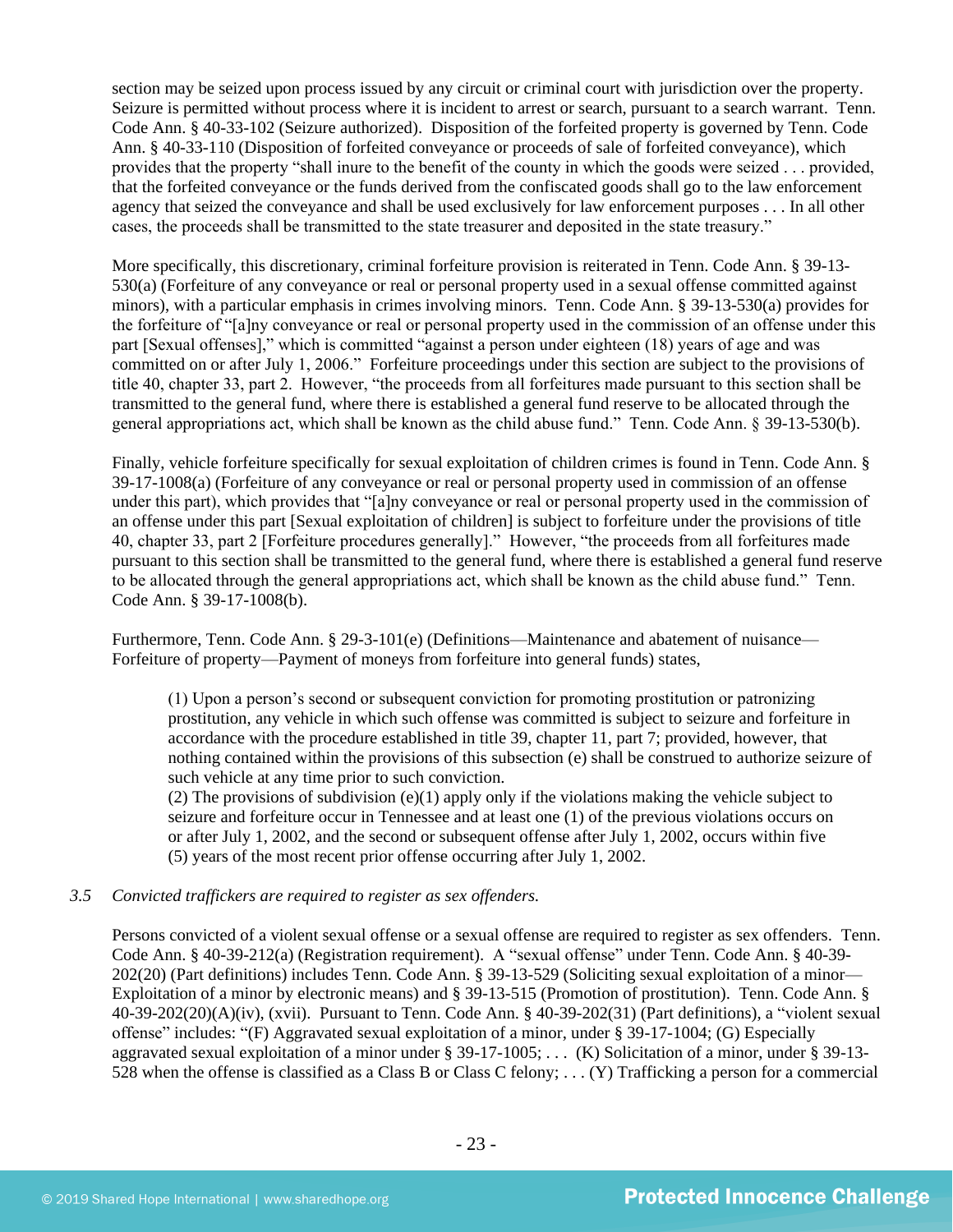section may be seized upon process issued by any circuit or criminal court with jurisdiction over the property. Seizure is permitted without process where it is incident to arrest or search, pursuant to a search warrant. Tenn. Code Ann. § 40-33-102 (Seizure authorized). Disposition of the forfeited property is governed by Tenn. Code Ann. § 40-33-110 (Disposition of forfeited conveyance or proceeds of sale of forfeited conveyance), which provides that the property "shall inure to the benefit of the county in which the goods were seized . . . provided, that the forfeited conveyance or the funds derived from the confiscated goods shall go to the law enforcement agency that seized the conveyance and shall be used exclusively for law enforcement purposes . . . In all other cases, the proceeds shall be transmitted to the state treasurer and deposited in the state treasury."

More specifically, this discretionary, criminal forfeiture provision is reiterated in Tenn. Code Ann. § 39-13-530(a) (Forfeiture of any conveyance or real or personal property used in a sexual offense committed against minors), with a particular emphasis in crimes involving minors. Tenn. Code Ann. § 39-13-530(a) provides for the forfeiture of "[a]ny conveyance or real or personal property used in the commission of an offense under this part [Sexual offenses]," which is committed "against a person under eighteen (18) years of age and was committed on or after July 1, 2006." Forfeiture proceedings under this section are subject to the provisions of title 40, chapter 33, part 2. However, "the proceeds from all forfeitures made pursuant to this section shall be transmitted to the general fund, where there is established a general fund reserve to be allocated through the general appropriations act, which shall be known as the child abuse fund." Tenn. Code Ann. § 39-13-530(b).

Finally, vehicle forfeiture specifically for sexual exploitation of children crimes is found in Tenn. Code Ann. § 39-17-1008(a) (Forfeiture of any conveyance or real or personal property used in commission of an offense under this part), which provides that "[a]ny conveyance or real or personal property used in the commission of an offense under this part [Sexual exploitation of children] is subject to forfeiture under the provisions of title 40, chapter 33, part 2 [Forfeiture procedures generally]." However, "the proceeds from all forfeitures made pursuant to this section shall be transmitted to the general fund, where there is established a general fund reserve to be allocated through the general appropriations act, which shall be known as the child abuse fund." Tenn. Code Ann. § 39-17-1008(b).

Furthermore, Tenn. Code Ann. § 29-3-101(e) (Definitions—Maintenance and abatement of nuisance—Forfeiture of property—Payment of moneys from forfeiture into general funds) states,

> (1) Upon a person's second or subsequent conviction for promoting prostitution or patronizing prostitution, any vehicle in which such offense was committed is subject to seizure and forfeiture in accordance with the procedure established in title 39, chapter 11, part 7; provided, however, that nothing contained within the provisions of this subsection (e) shall be construed to authorize seizure of such vehicle at any time prior to such conviction.
> (2) The provisions of subdivision (e)(1) apply only if the violations making the vehicle subject to seizure and forfeiture occur in Tennessee and at least one (1) of the previous violations occurs on or after July 1, 2002, and the second or subsequent offense after July 1, 2002, occurs within five (5) years of the most recent prior offense occurring after July 1, 2002.

*3.5 Convicted traffickers are required to register as sex offenders.*

Persons convicted of a violent sexual offense or a sexual offense are required to register as sex offenders. Tenn. Code Ann. § 40-39-212(a) (Registration requirement). A "sexual offense" under Tenn. Code Ann. § 40-39-202(20) (Part definitions) includes Tenn. Code Ann. § 39-13-529 (Soliciting sexual exploitation of a minor—Exploitation of a minor by electronic means) and § 39-13-515 (Promotion of prostitution). Tenn. Code Ann. § 40-39-202(20)(A)(iv), (xvii). Pursuant to Tenn. Code Ann. § 40-39-202(31) (Part definitions), a "violent sexual offense" includes: "(F) Aggravated sexual exploitation of a minor, under § 39-17-1004; (G) Especially aggravated sexual exploitation of a minor under § 39-17-1005; . . . (K) Solicitation of a minor, under § 39-13-528 when the offense is classified as a Class B or Class C felony; . . . (Y) Trafficking a person for a commercial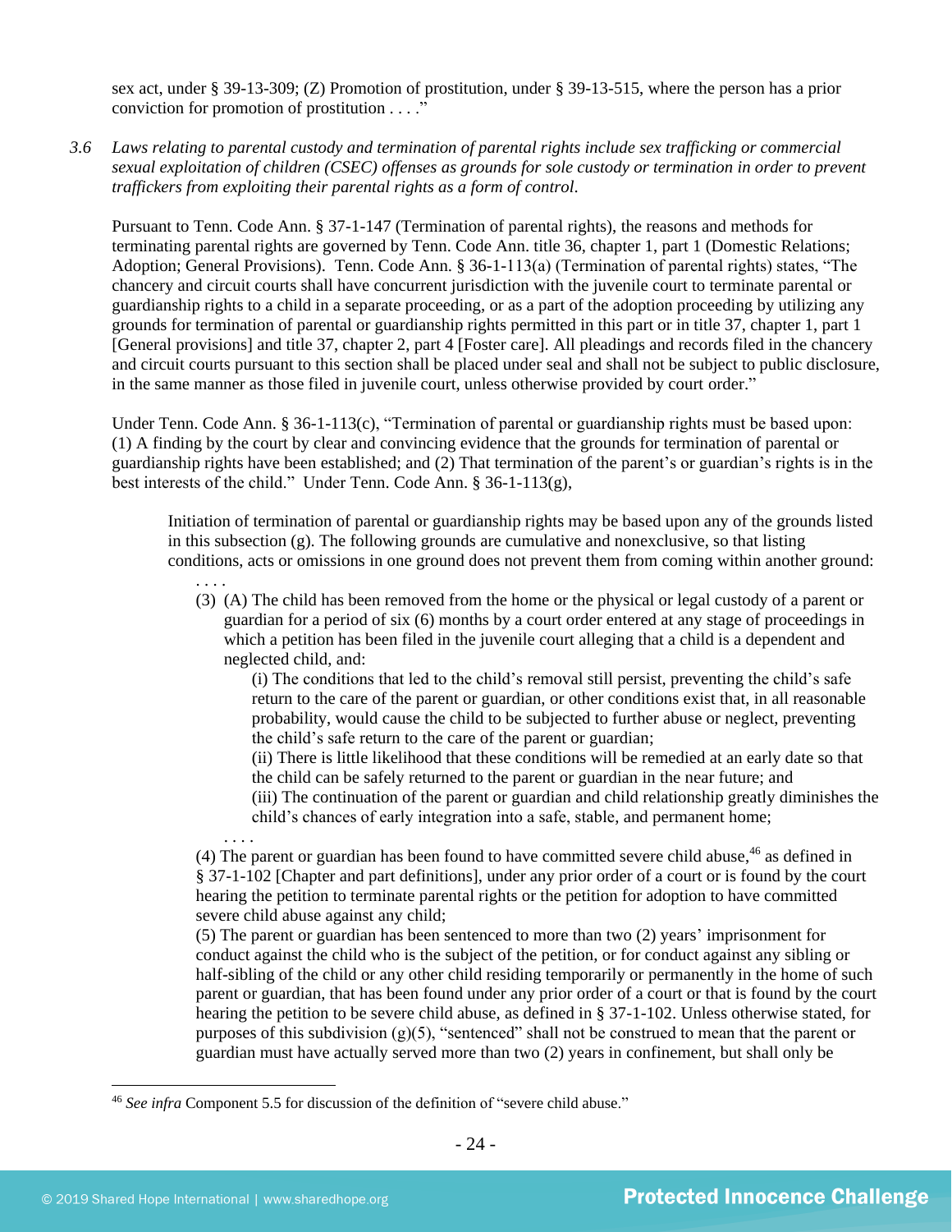sex act, under § 39-13-309; (Z) Promotion of prostitution, under § 39-13-515, where the person has a prior conviction for promotion of prostitution . . . ."

*3.6 Laws relating to parental custody and termination of parental rights include sex trafficking or commercial sexual exploitation of children (CSEC) offenses as grounds for sole custody or termination in order to prevent traffickers from exploiting their parental rights as a form of control.*

Pursuant to Tenn. Code Ann. § 37-1-147 (Termination of parental rights), the reasons and methods for terminating parental rights are governed by Tenn. Code Ann. title 36, chapter 1, part 1 (Domestic Relations; Adoption; General Provisions). Tenn. Code Ann. § 36-1-113(a) (Termination of parental rights) states, "The chancery and circuit courts shall have concurrent jurisdiction with the juvenile court to terminate parental or guardianship rights to a child in a separate proceeding, or as a part of the adoption proceeding by utilizing any grounds for termination of parental or guardianship rights permitted in this part or in title 37, chapter 1, part 1 [General provisions] and title 37, chapter 2, part 4 [Foster care]. All pleadings and records filed in the chancery and circuit courts pursuant to this section shall be placed under seal and shall not be subject to public disclosure, in the same manner as those filed in juvenile court, unless otherwise provided by court order."

Under Tenn. Code Ann. § 36-1-113(c), "Termination of parental or guardianship rights must be based upon: (1) A finding by the court by clear and convincing evidence that the grounds for termination of parental or guardianship rights have been established; and (2) That termination of the parent's or guardian's rights is in the best interests of the child." Under Tenn. Code Ann. § 36-1-113(g),

> Initiation of termination of parental or guardianship rights may be based upon any of the grounds listed in this subsection (g). The following grounds are cumulative and nonexclusive, so that listing conditions, acts or omissions in one ground does not prevent them from coming within another ground:
>
> . . . .
>
> (3) (A) The child has been removed from the home or the physical or legal custody of a parent or guardian for a period of six (6) months by a court order entered at any stage of proceedings in which a petition has been filed in the juvenile court alleging that a child is a dependent and neglected child, and:
>
> (i) The conditions that led to the child's removal still persist, preventing the child's safe return to the care of the parent or guardian, or other conditions exist that, in all reasonable probability, would cause the child to be subjected to further abuse or neglect, preventing the child's safe return to the care of the parent or guardian;
>
> (ii) There is little likelihood that these conditions will be remedied at an early date so that the child can be safely returned to the parent or guardian in the near future; and
>
> (iii) The continuation of the parent or guardian and child relationship greatly diminishes the child's chances of early integration into a safe, stable, and permanent home;
>
> . . . .
>
> (4) The parent or guardian has been found to have committed severe child abuse,[46] as defined in § 37-1-102 [Chapter and part definitions], under any prior order of a court or is found by the court hearing the petition to terminate parental rights or the petition for adoption to have committed severe child abuse against any child;
>
> (5) The parent or guardian has been sentenced to more than two (2) years' imprisonment for conduct against the child who is the subject of the petition, or for conduct against any sibling or half-sibling of the child or any other child residing temporarily or permanently in the home of such parent or guardian, that has been found under any prior order of a court or that is found by the court hearing the petition to be severe child abuse, as defined in § 37-1-102. Unless otherwise stated, for purposes of this subdivision (g)(5), "sentenced" shall not be construed to mean that the parent or guardian must have actually served more than two (2) years in confinement, but shall only be

[46] *See infra* Component 5.5 for discussion of the definition of "severe child abuse."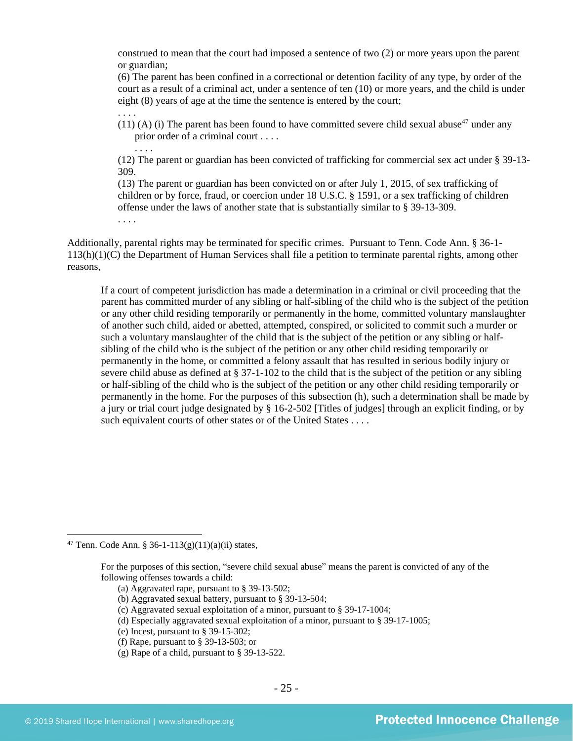construed to mean that the court had imposed a sentence of two (2) or more years upon the parent or guardian;

> (6) The parent has been confined in a correctional or detention facility of any type, by order of the court as a result of a criminal act, under a sentence of ten (10) or more years, and the child is under eight (8) years of age at the time the sentence is entered by the court;
>
> . . . .
>
> (11) (A) (i) The parent has been found to have committed severe child sexual abuse[47] under any prior order of a criminal court . . . .
>
> . . . .
>
> (12) The parent or guardian has been convicted of trafficking for commercial sex act under § 39-13-309.
>
> (13) The parent or guardian has been convicted on or after July 1, 2015, of sex trafficking of children or by force, fraud, or coercion under 18 U.S.C. § 1591, or a sex trafficking of children offense under the laws of another state that is substantially similar to § 39-13-309.
>
> . . . .

Additionally, parental rights may be terminated for specific crimes. Pursuant to Tenn. Code Ann. § 36-1-113(h)(1)(C) the Department of Human Services shall file a petition to terminate parental rights, among other reasons,

> If a court of competent jurisdiction has made a determination in a criminal or civil proceeding that the parent has committed murder of any sibling or half-sibling of the child who is the subject of the petition or any other child residing temporarily or permanently in the home, committed voluntary manslaughter of another such child, aided or abetted, attempted, conspired, or solicited to commit such a murder or such a voluntary manslaughter of the child that is the subject of the petition or any sibling or half-sibling of the child who is the subject of the petition or any other child residing temporarily or permanently in the home, or committed a felony assault that has resulted in serious bodily injury or severe child abuse as defined at § 37-1-102 to the child that is the subject of the petition or any sibling or half-sibling of the child who is the subject of the petition or any other child residing temporarily or permanently in the home. For the purposes of this subsection (h), such a determination shall be made by a jury or trial court judge designated by § 16-2-502 [Titles of judges] through an explicit finding, or by such equivalent courts of other states or of the United States . . . .

---

[47] Tenn. Code Ann. § 36-1-113(g)(11)(a)(ii) states,

> For the purposes of this section, "severe child sexual abuse" means the parent is convicted of any of the following offenses towards a child:
>
> (a) Aggravated rape, pursuant to § 39-13-502;
> (b) Aggravated sexual battery, pursuant to § 39-13-504;
> (c) Aggravated sexual exploitation of a minor, pursuant to § 39-17-1004;
> (d) Especially aggravated sexual exploitation of a minor, pursuant to § 39-17-1005;
> (e) Incest, pursuant to § 39-15-302;
> (f) Rape, pursuant to § 39-13-503; or
> (g) Rape of a child, pursuant to § 39-13-522.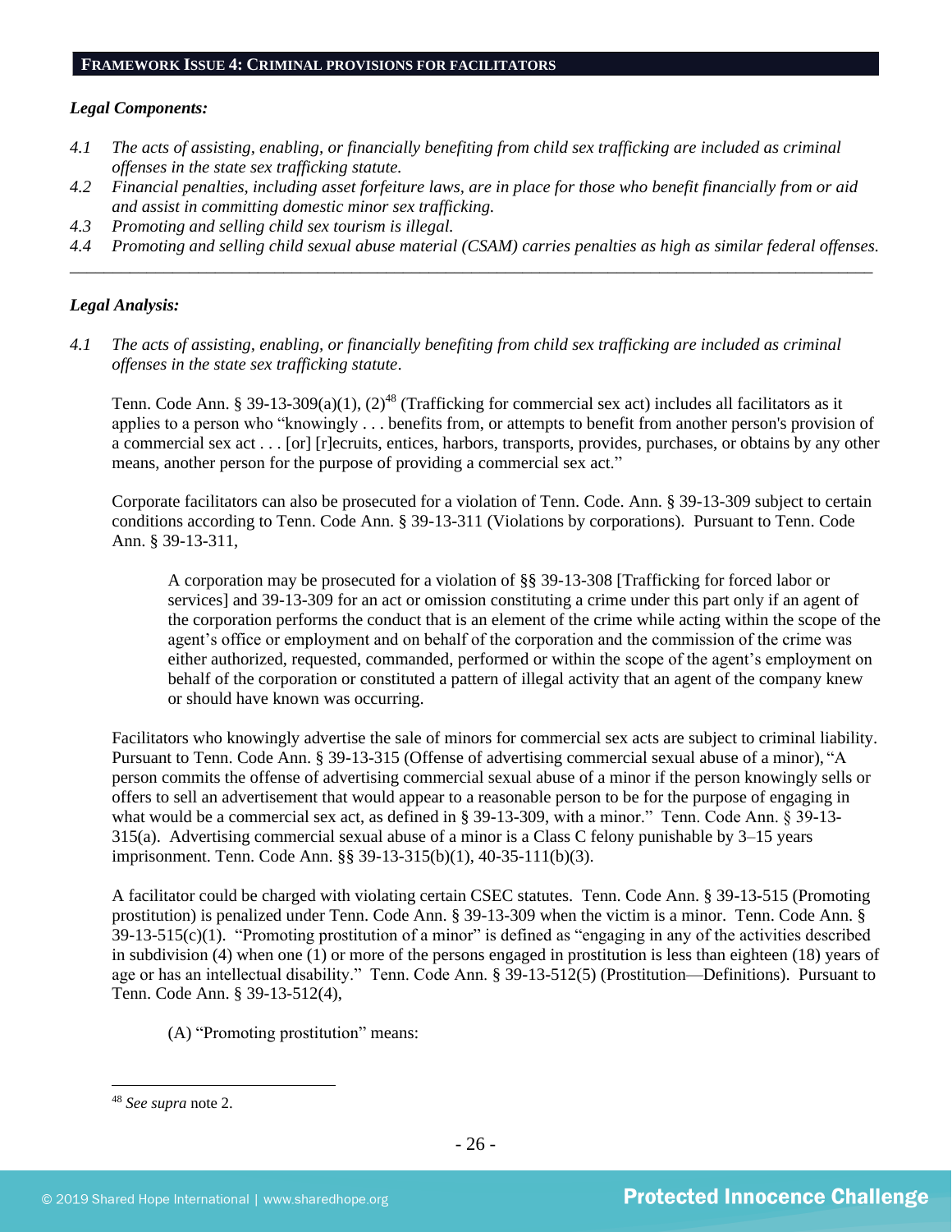## FRAMEWORK ISSUE 4: CRIMINAL PROVISIONS FOR FACILITATORS

***Legal Components:***

*4.1 The acts of assisting, enabling, or financially benefiting from child sex trafficking are included as criminal offenses in the state sex trafficking statute.*

*4.2 Financial penalties, including asset forfeiture laws, are in place for those who benefit financially from or aid and assist in committing domestic minor sex trafficking.*

*4.3 Promoting and selling child sex tourism is illegal.*

*4.4 Promoting and selling child sexual abuse material (CSAM) carries penalties as high as similar federal offenses.*

---

***Legal Analysis:***

*4.1 The acts of assisting, enabling, or financially benefiting from child sex trafficking are included as criminal offenses in the state sex trafficking statute.*

Tenn. Code Ann. § 39-13-309(a)(1), (2)[48] (Trafficking for commercial sex act) includes all facilitators as it applies to a person who "knowingly . . . benefits from, or attempts to benefit from another person's provision of a commercial sex act . . . [or] [r]ecruits, entices, harbors, transports, provides, purchases, or obtains by any other means, another person for the purpose of providing a commercial sex act."

Corporate facilitators can also be prosecuted for a violation of Tenn. Code. Ann. § 39-13-309 subject to certain conditions according to Tenn. Code Ann. § 39-13-311 (Violations by corporations). Pursuant to Tenn. Code Ann. § 39-13-311,

> A corporation may be prosecuted for a violation of §§ 39-13-308 [Trafficking for forced labor or services] and 39-13-309 for an act or omission constituting a crime under this part only if an agent of the corporation performs the conduct that is an element of the crime while acting within the scope of the agent's office or employment and on behalf of the corporation and the commission of the crime was either authorized, requested, commanded, performed or within the scope of the agent's employment on behalf of the corporation or constituted a pattern of illegal activity that an agent of the company knew or should have known was occurring.

Facilitators who knowingly advertise the sale of minors for commercial sex acts are subject to criminal liability. Pursuant to Tenn. Code Ann. § 39-13-315 (Offense of advertising commercial sexual abuse of a minor), "A person commits the offense of advertising commercial sexual abuse of a minor if the person knowingly sells or offers to sell an advertisement that would appear to a reasonable person to be for the purpose of engaging in what would be a commercial sex act, as defined in § 39-13-309, with a minor." Tenn. Code Ann. § 39-13-315(a). Advertising commercial sexual abuse of a minor is a Class C felony punishable by 3–15 years imprisonment. Tenn. Code Ann. §§ 39-13-315(b)(1), 40-35-111(b)(3).

A facilitator could be charged with violating certain CSEC statutes. Tenn. Code Ann. § 39-13-515 (Promoting prostitution) is penalized under Tenn. Code Ann. § 39-13-309 when the victim is a minor. Tenn. Code Ann. § 39-13-515(c)(1). "Promoting prostitution of a minor" is defined as "engaging in any of the activities described in subdivision (4) when one (1) or more of the persons engaged in prostitution is less than eighteen (18) years of age or has an intellectual disability." Tenn. Code Ann. § 39-13-512(5) (Prostitution—Definitions). Pursuant to Tenn. Code Ann. § 39-13-512(4),

> (A) "Promoting prostitution" means:

---

[48] *See supra* note 2.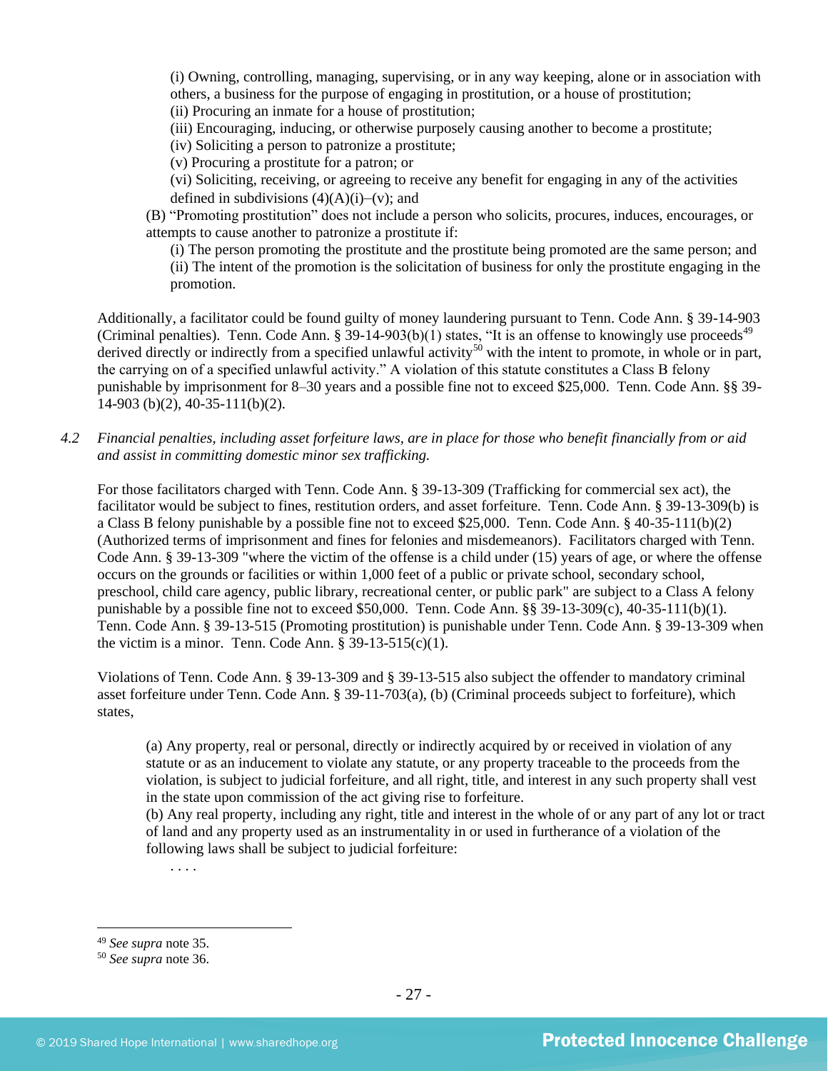(i) Owning, controlling, managing, supervising, or in any way keeping, alone or in association with others, a business for the purpose of engaging in prostitution, or a house of prostitution;
(ii) Procuring an inmate for a house of prostitution;
(iii) Encouraging, inducing, or otherwise purposely causing another to become a prostitute;
(iv) Soliciting a person to patronize a prostitute;
(v) Procuring a prostitute for a patron; or
(vi) Soliciting, receiving, or agreeing to receive any benefit for engaging in any of the activities defined in subdivisions (4)(A)(i)–(v); and

(B) "Promoting prostitution" does not include a person who solicits, procures, induces, encourages, or attempts to cause another to patronize a prostitute if:

(i) The person promoting the prostitute and the prostitute being promoted are the same person; and
(ii) The intent of the promotion is the solicitation of business for only the prostitute engaging in the promotion.

Additionally, a facilitator could be found guilty of money laundering pursuant to Tenn. Code Ann. § 39-14-903 (Criminal penalties). Tenn. Code Ann. § 39-14-903(b)(1) states, "It is an offense to knowingly use proceeds[49] derived directly or indirectly from a specified unlawful activity[50] with the intent to promote, in whole or in part, the carrying on of a specified unlawful activity." A violation of this statute constitutes a Class B felony punishable by imprisonment for 8–30 years and a possible fine not to exceed $25,000. Tenn. Code Ann. §§ 39-14-903 (b)(2), 40-35-111(b)(2).

4.2 *Financial penalties, including asset forfeiture laws, are in place for those who benefit financially from or aid and assist in committing domestic minor sex trafficking.*

For those facilitators charged with Tenn. Code Ann. § 39-13-309 (Trafficking for commercial sex act), the facilitator would be subject to fines, restitution orders, and asset forfeiture. Tenn. Code Ann. § 39-13-309(b) is a Class B felony punishable by a possible fine not to exceed $25,000. Tenn. Code Ann. § 40-35-111(b)(2) (Authorized terms of imprisonment and fines for felonies and misdemeanors). Facilitators charged with Tenn. Code Ann. § 39-13-309 "where the victim of the offense is a child under (15) years of age, or where the offense occurs on the grounds or facilities or within 1,000 feet of a public or private school, secondary school, preschool, child care agency, public library, recreational center, or public park" are subject to a Class A felony punishable by a possible fine not to exceed $50,000. Tenn. Code Ann. §§ 39-13-309(c), 40-35-111(b)(1). Tenn. Code Ann. § 39-13-515 (Promoting prostitution) is punishable under Tenn. Code Ann. § 39-13-309 when the victim is a minor. Tenn. Code Ann. § 39-13-515(c)(1).

Violations of Tenn. Code Ann. § 39-13-309 and § 39-13-515 also subject the offender to mandatory criminal asset forfeiture under Tenn. Code Ann. § 39-11-703(a), (b) (Criminal proceeds subject to forfeiture), which states,

(a) Any property, real or personal, directly or indirectly acquired by or received in violation of any statute or as an inducement to violate any statute, or any property traceable to the proceeds from the violation, is subject to judicial forfeiture, and all right, title, and interest in any such property shall vest in the state upon commission of the act giving rise to forfeiture.
(b) Any real property, including any right, title and interest in the whole of or any part of any lot or tract of land and any property used as an instrumentality in or used in furtherance of a violation of the following laws shall be subject to judicial forfeiture:

. . . .

---

[49] *See supra* note 35.
[50] *See supra* note 36.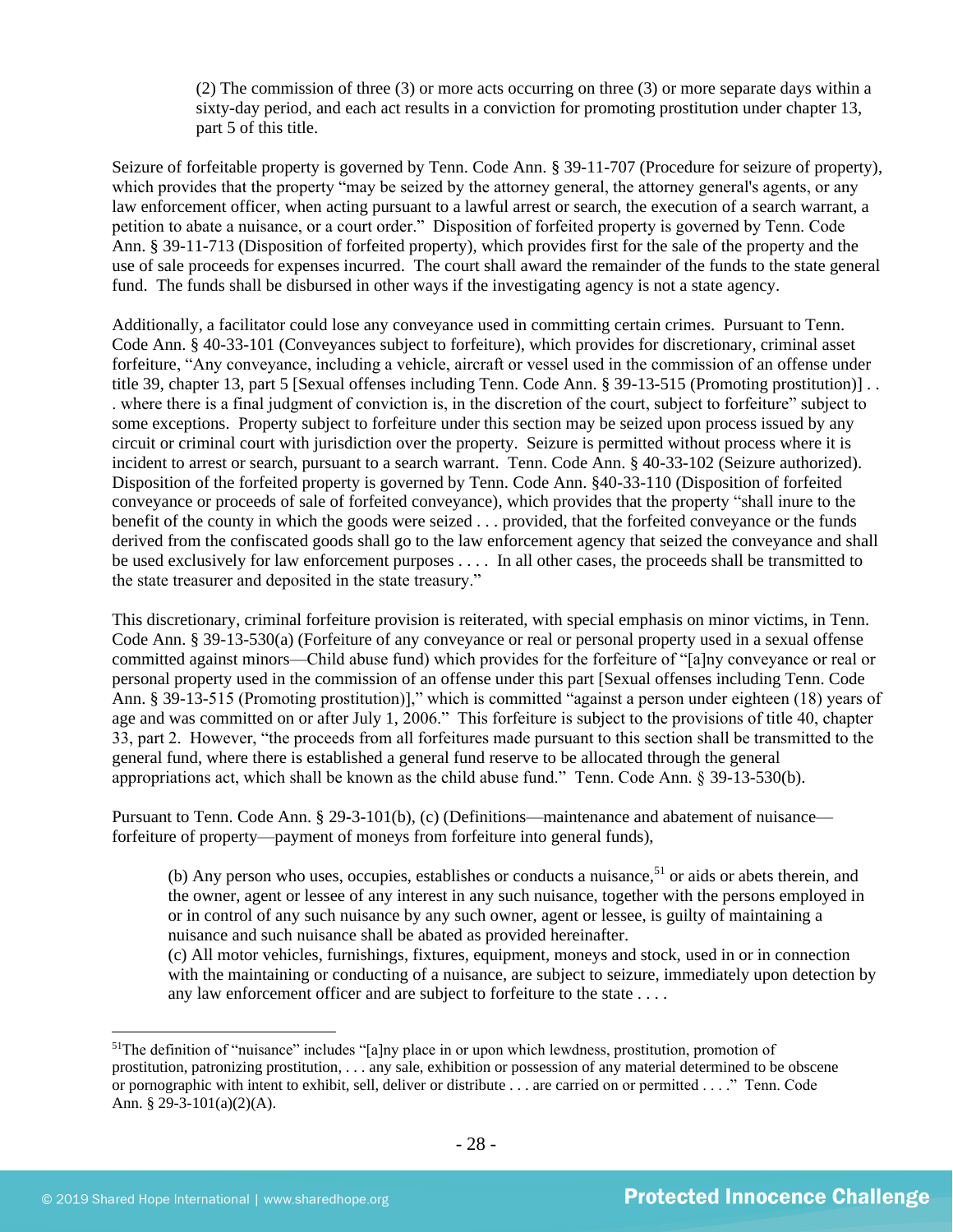(2) The commission of three (3) or more acts occurring on three (3) or more separate days within a sixty-day period, and each act results in a conviction for promoting prostitution under chapter 13, part 5 of this title.

Seizure of forfeitable property is governed by Tenn. Code Ann. § 39-11-707 (Procedure for seizure of property), which provides that the property "may be seized by the attorney general, the attorney general's agents, or any law enforcement officer, when acting pursuant to a lawful arrest or search, the execution of a search warrant, a petition to abate a nuisance, or a court order." Disposition of forfeited property is governed by Tenn. Code Ann. § 39-11-713 (Disposition of forfeited property), which provides first for the sale of the property and the use of sale proceeds for expenses incurred. The court shall award the remainder of the funds to the state general fund. The funds shall be disbursed in other ways if the investigating agency is not a state agency.

Additionally, a facilitator could lose any conveyance used in committing certain crimes. Pursuant to Tenn. Code Ann. § 40-33-101 (Conveyances subject to forfeiture), which provides for discretionary, criminal asset forfeiture, "Any conveyance, including a vehicle, aircraft or vessel used in the commission of an offense under title 39, chapter 13, part 5 [Sexual offenses including Tenn. Code Ann. § 39-13-515 (Promoting prostitution)] . . . where there is a final judgment of conviction is, in the discretion of the court, subject to forfeiture" subject to some exceptions. Property subject to forfeiture under this section may be seized upon process issued by any circuit or criminal court with jurisdiction over the property. Seizure is permitted without process where it is incident to arrest or search, pursuant to a search warrant. Tenn. Code Ann. § 40-33-102 (Seizure authorized). Disposition of the forfeited property is governed by Tenn. Code Ann. §40-33-110 (Disposition of forfeited conveyance or proceeds of sale of forfeited conveyance), which provides that the property "shall inure to the benefit of the county in which the goods were seized . . . provided, that the forfeited conveyance or the funds derived from the confiscated goods shall go to the law enforcement agency that seized the conveyance and shall be used exclusively for law enforcement purposes . . . . In all other cases, the proceeds shall be transmitted to the state treasurer and deposited in the state treasury."

This discretionary, criminal forfeiture provision is reiterated, with special emphasis on minor victims, in Tenn. Code Ann. § 39-13-530(a) (Forfeiture of any conveyance or real or personal property used in a sexual offense committed against minors—Child abuse fund) which provides for the forfeiture of "[a]ny conveyance or real or personal property used in the commission of an offense under this part [Sexual offenses including Tenn. Code Ann. § 39-13-515 (Promoting prostitution)]," which is committed "against a person under eighteen (18) years of age and was committed on or after July 1, 2006." This forfeiture is subject to the provisions of title 40, chapter 33, part 2. However, "the proceeds from all forfeitures made pursuant to this section shall be transmitted to the general fund, where there is established a general fund reserve to be allocated through the general appropriations act, which shall be known as the child abuse fund." Tenn. Code Ann. § 39-13-530(b).

Pursuant to Tenn. Code Ann. § 29-3-101(b), (c) (Definitions—maintenance and abatement of nuisance—forfeiture of property—payment of moneys from forfeiture into general funds),

> (b) Any person who uses, occupies, establishes or conducts a nuisance,[51] or aids or abets therein, and the owner, agent or lessee of any interest in any such nuisance, together with the persons employed in or in control of any such nuisance by any such owner, agent or lessee, is guilty of maintaining a nuisance and such nuisance shall be abated as provided hereinafter.
> (c) All motor vehicles, furnishings, fixtures, equipment, moneys and stock, used in or in connection with the maintaining or conducting of a nuisance, are subject to seizure, immediately upon detection by any law enforcement officer and are subject to forfeiture to the state . . . .

---

[51] The definition of "nuisance" includes "[a]ny place in or upon which lewdness, prostitution, promotion of prostitution, patronizing prostitution, . . . any sale, exhibition or possession of any material determined to be obscene or pornographic with intent to exhibit, sell, deliver or distribute . . . are carried on or permitted . . . ." Tenn. Code Ann. § 29-3-101(a)(2)(A).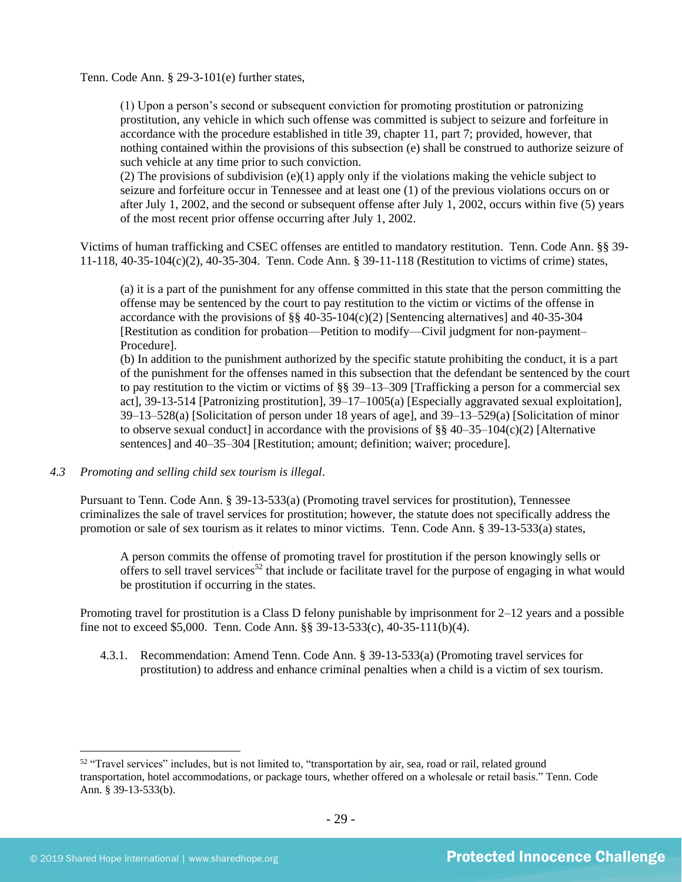Tenn. Code Ann. § 29-3-101(e) further states,

> (1) Upon a person's second or subsequent conviction for promoting prostitution or patronizing prostitution, any vehicle in which such offense was committed is subject to seizure and forfeiture in accordance with the procedure established in title 39, chapter 11, part 7; provided, however, that nothing contained within the provisions of this subsection (e) shall be construed to authorize seizure of such vehicle at any time prior to such conviction.
> (2) The provisions of subdivision (e)(1) apply only if the violations making the vehicle subject to seizure and forfeiture occur in Tennessee and at least one (1) of the previous violations occurs on or after July 1, 2002, and the second or subsequent offense after July 1, 2002, occurs within five (5) years of the most recent prior offense occurring after July 1, 2002.

Victims of human trafficking and CSEC offenses are entitled to mandatory restitution. Tenn. Code Ann. §§ 39-11-118, 40-35-104(c)(2), 40-35-304. Tenn. Code Ann. § 39-11-118 (Restitution to victims of crime) states,

> (a) it is a part of the punishment for any offense committed in this state that the person committing the offense may be sentenced by the court to pay restitution to the victim or victims of the offense in accordance with the provisions of §§ 40-35-104(c)(2) [Sentencing alternatives] and 40-35-304 [Restitution as condition for probation—Petition to modify—Civil judgment for non-payment–Procedure].
> (b) In addition to the punishment authorized by the specific statute prohibiting the conduct, it is a part of the punishment for the offenses named in this subsection that the defendant be sentenced by the court to pay restitution to the victim or victims of §§ 39–13–309 [Trafficking a person for a commercial sex act], 39-13-514 [Patronizing prostitution], 39–17–1005(a) [Especially aggravated sexual exploitation], 39–13–528(a) [Solicitation of person under 18 years of age], and 39–13–529(a) [Solicitation of minor to observe sexual conduct] in accordance with the provisions of §§ 40–35–104(c)(2) [Alternative sentences] and 40–35–304 [Restitution; amount; definition; waiver; procedure].

*4.3 Promoting and selling child sex tourism is illegal*.

Pursuant to Tenn. Code Ann. § 39-13-533(a) (Promoting travel services for prostitution), Tennessee criminalizes the sale of travel services for prostitution; however, the statute does not specifically address the promotion or sale of sex tourism as it relates to minor victims. Tenn. Code Ann. § 39-13-533(a) states,

> A person commits the offense of promoting travel for prostitution if the person knowingly sells or offers to sell travel services[52] that include or facilitate travel for the purpose of engaging in what would be prostitution if occurring in the states.

Promoting travel for prostitution is a Class D felony punishable by imprisonment for 2–12 years and a possible fine not to exceed $5,000. Tenn. Code Ann. §§ 39-13-533(c), 40-35-111(b)(4).

4.3.1. Recommendation: Amend Tenn. Code Ann. § 39-13-533(a) (Promoting travel services for prostitution) to address and enhance criminal penalties when a child is a victim of sex tourism.

---

[52] "Travel services" includes, but is not limited to, "transportation by air, sea, road or rail, related ground transportation, hotel accommodations, or package tours, whether offered on a wholesale or retail basis." Tenn. Code Ann. § 39-13-533(b).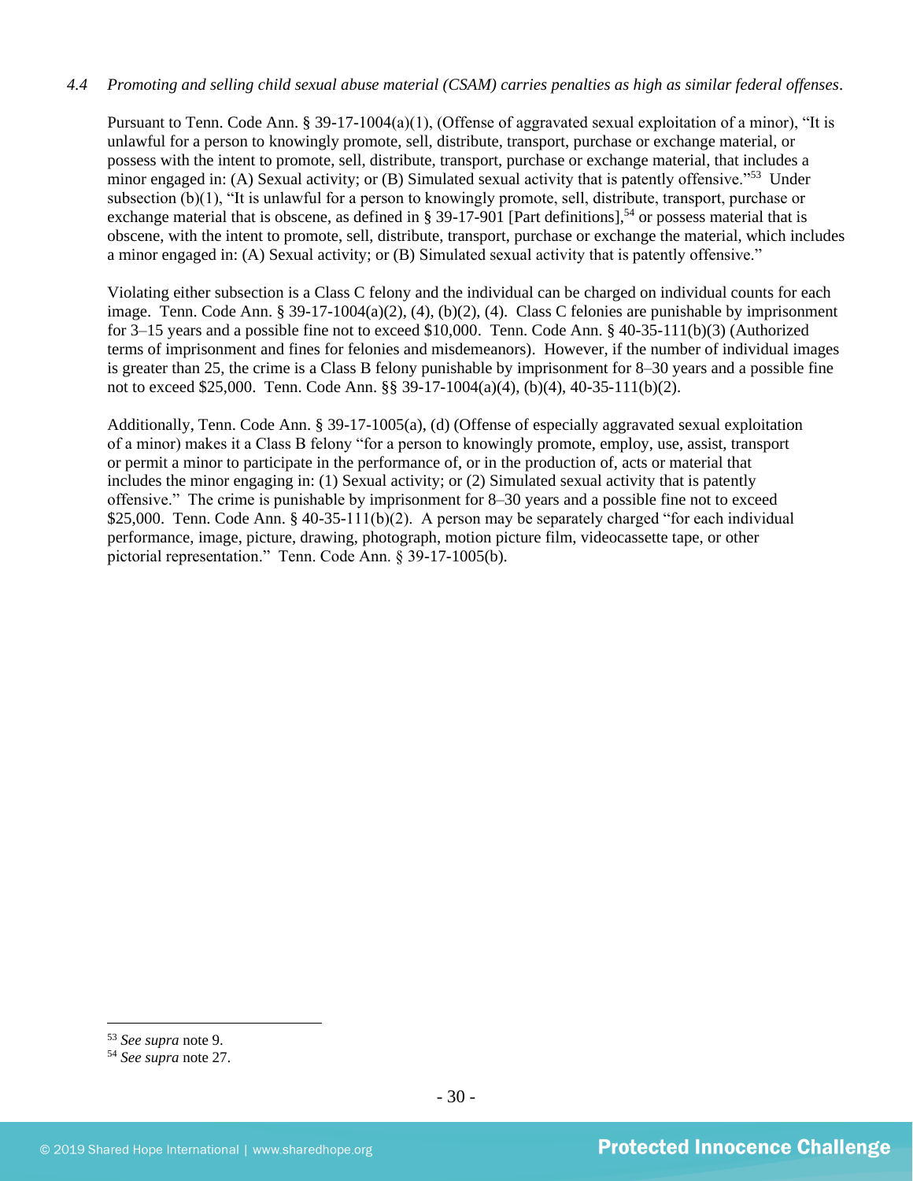*4.4 Promoting and selling child sexual abuse material (CSAM) carries penalties as high as similar federal offenses.*

Pursuant to Tenn. Code Ann. § 39-17-1004(a)(1), (Offense of aggravated sexual exploitation of a minor), "It is unlawful for a person to knowingly promote, sell, distribute, transport, purchase or exchange material, or possess with the intent to promote, sell, distribute, transport, purchase or exchange material, that includes a minor engaged in: (A) Sexual activity; or (B) Simulated sexual activity that is patently offensive."[53] Under subsection (b)(1), "It is unlawful for a person to knowingly promote, sell, distribute, transport, purchase or exchange material that is obscene, as defined in § 39-17-901 [Part definitions],[54] or possess material that is obscene, with the intent to promote, sell, distribute, transport, purchase or exchange the material, which includes a minor engaged in: (A) Sexual activity; or (B) Simulated sexual activity that is patently offensive."

Violating either subsection is a Class C felony and the individual can be charged on individual counts for each image. Tenn. Code Ann. § 39-17-1004(a)(2), (4), (b)(2), (4). Class C felonies are punishable by imprisonment for 3–15 years and a possible fine not to exceed $10,000. Tenn. Code Ann. § 40-35-111(b)(3) (Authorized terms of imprisonment and fines for felonies and misdemeanors). However, if the number of individual images is greater than 25, the crime is a Class B felony punishable by imprisonment for 8–30 years and a possible fine not to exceed $25,000. Tenn. Code Ann. §§ 39-17-1004(a)(4), (b)(4), 40-35-111(b)(2).

Additionally, Tenn. Code Ann. § 39-17-1005(a), (d) (Offense of especially aggravated sexual exploitation of a minor) makes it a Class B felony "for a person to knowingly promote, employ, use, assist, transport or permit a minor to participate in the performance of, or in the production of, acts or material that includes the minor engaging in: (1) Sexual activity; or (2) Simulated sexual activity that is patently offensive." The crime is punishable by imprisonment for 8–30 years and a possible fine not to exceed $25,000. Tenn. Code Ann. § 40-35-111(b)(2). A person may be separately charged "for each individual performance, image, picture, drawing, photograph, motion picture film, videocassette tape, or other pictorial representation." Tenn. Code Ann. § 39-17-1005(b).

---

[53] *See supra* note 9.

[54] *See supra* note 27.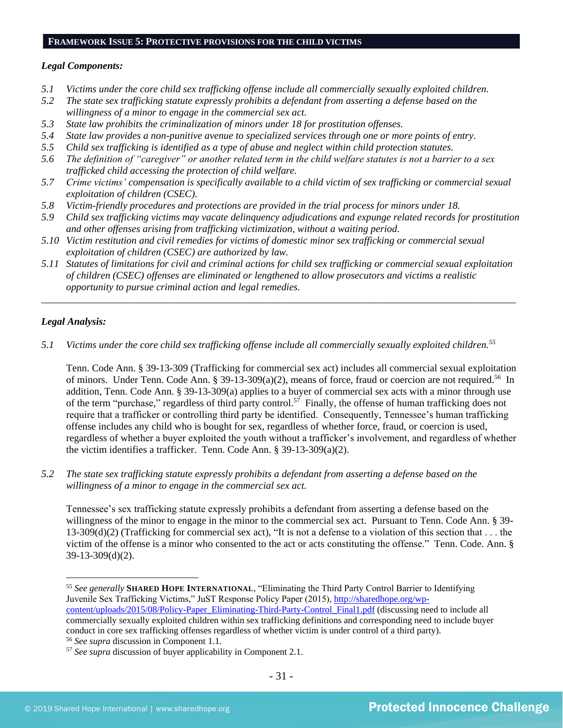## FRAMEWORK ISSUE 5: PROTECTIVE PROVISIONS FOR THE CHILD VICTIMS

***Legal Components:***

*5.1 Victims under the core child sex trafficking offense include all commercially sexually exploited children.*
*5.2 The state sex trafficking statute expressly prohibits a defendant from asserting a defense based on the willingness of a minor to engage in the commercial sex act.*
*5.3 State law prohibits the criminalization of minors under 18 for prostitution offenses.*
*5.4 State law provides a non-punitive avenue to specialized services through one or more points of entry.*
*5.5 Child sex trafficking is identified as a type of abuse and neglect within child protection statutes.*
*5.6 The definition of "caregiver" or another related term in the child welfare statutes is not a barrier to a sex trafficked child accessing the protection of child welfare.*
*5.7 Crime victims' compensation is specifically available to a child victim of sex trafficking or commercial sexual exploitation of children (CSEC).*
*5.8 Victim-friendly procedures and protections are provided in the trial process for minors under 18.*
*5.9 Child sex trafficking victims may vacate delinquency adjudications and expunge related records for prostitution and other offenses arising from trafficking victimization, without a waiting period.*
*5.10 Victim restitution and civil remedies for victims of domestic minor sex trafficking or commercial sexual exploitation of children (CSEC) are authorized by law.*
*5.11 Statutes of limitations for civil and criminal actions for child sex trafficking or commercial sexual exploitation of children (CSEC) offenses are eliminated or lengthened to allow prosecutors and victims a realistic opportunity to pursue criminal action and legal remedies.*

---

***Legal Analysis:***

*5.1 Victims under the core child sex trafficking offense include all commercially sexually exploited children.*[55]

Tenn. Code Ann. § 39-13-309 (Trafficking for commercial sex act) includes all commercial sexual exploitation of minors. Under Tenn. Code Ann. § 39-13-309(a)(2), means of force, fraud or coercion are not required.[56] In addition, Tenn. Code Ann. § 39-13-309(a) applies to a buyer of commercial sex acts with a minor through use of the term "purchase," regardless of third party control.[57] Finally, the offense of human trafficking does not require that a trafficker or controlling third party be identified. Consequently, Tennessee's human trafficking offense includes any child who is bought for sex, regardless of whether force, fraud, or coercion is used, regardless of whether a buyer exploited the youth without a trafficker's involvement, and regardless of whether the victim identifies a trafficker. Tenn. Code Ann. § 39-13-309(a)(2).

*5.2 The state sex trafficking statute expressly prohibits a defendant from asserting a defense based on the willingness of a minor to engage in the commercial sex act.*

Tennessee's sex trafficking statute expressly prohibits a defendant from asserting a defense based on the willingness of the minor to engage in the minor to the commercial sex act. Pursuant to Tenn. Code Ann. § 39-13-309(d)(2) (Trafficking for commercial sex act), "It is not a defense to a violation of this section that . . . the victim of the offense is a minor who consented to the act or acts constituting the offense." Tenn. Code. Ann. § 39-13-309(d)(2).

---

[55] *See generally* **SHARED HOPE INTERNATIONAL**, "Eliminating the Third Party Control Barrier to Identifying Juvenile Sex Trafficking Victims," JuST Response Policy Paper (2015), http://sharedhope.org/wp-content/uploads/2015/08/Policy-Paper_Eliminating-Third-Party-Control_Final1.pdf (discussing need to include all commercially sexually exploited children within sex trafficking definitions and corresponding need to include buyer conduct in core sex trafficking offenses regardless of whether victim is under control of a third party).
[56] *See supra* discussion in Component 1.1.
[57] *See supra* discussion of buyer applicability in Component 2.1.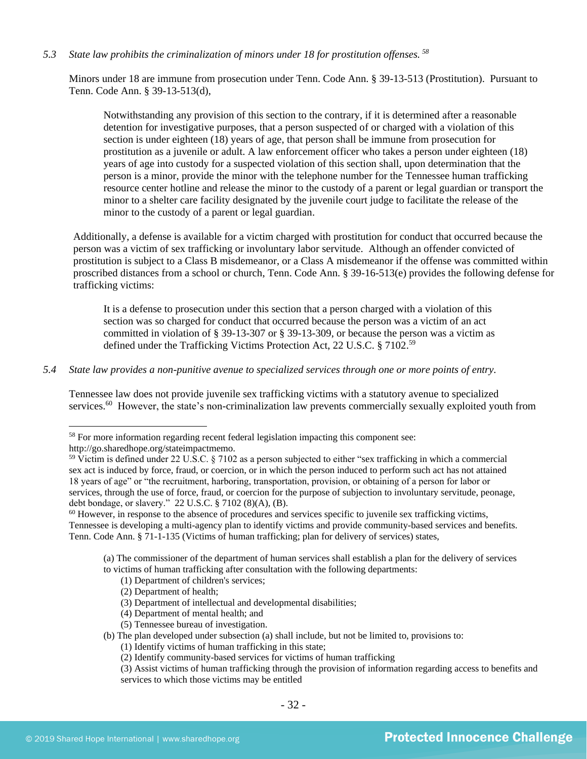*5.3 State law prohibits the criminalization of minors under 18 for prostitution offenses.* [58]

Minors under 18 are immune from prosecution under Tenn. Code Ann. § 39-13-513 (Prostitution). Pursuant to Tenn. Code Ann. § 39-13-513(d),

> Notwithstanding any provision of this section to the contrary, if it is determined after a reasonable detention for investigative purposes, that a person suspected of or charged with a violation of this section is under eighteen (18) years of age, that person shall be immune from prosecution for prostitution as a juvenile or adult. A law enforcement officer who takes a person under eighteen (18) years of age into custody for a suspected violation of this section shall, upon determination that the person is a minor, provide the minor with the telephone number for the Tennessee human trafficking resource center hotline and release the minor to the custody of a parent or legal guardian or transport the minor to a shelter care facility designated by the juvenile court judge to facilitate the release of the minor to the custody of a parent or legal guardian.

Additionally, a defense is available for a victim charged with prostitution for conduct that occurred because the person was a victim of sex trafficking or involuntary labor servitude. Although an offender convicted of prostitution is subject to a Class B misdemeanor, or a Class A misdemeanor if the offense was committed within proscribed distances from a school or church, Tenn. Code Ann. § 39-16-513(e) provides the following defense for trafficking victims:

> It is a defense to prosecution under this section that a person charged with a violation of this section was so charged for conduct that occurred because the person was a victim of an act committed in violation of § 39-13-307 or § 39-13-309, or because the person was a victim as defined under the Trafficking Victims Protection Act, 22 U.S.C. § 7102.[59]

*5.4 State law provides a non-punitive avenue to specialized services through one or more points of entry.*

Tennessee law does not provide juvenile sex trafficking victims with a statutory avenue to specialized services.[60] However, the state's non-criminalization law prevents commercially sexually exploited youth from

---

[58] For more information regarding recent federal legislation impacting this component see: http://go.sharedhope.org/stateimpactmemo.

[59] Victim is defined under 22 U.S.C. § 7102 as a person subjected to either "sex trafficking in which a commercial sex act is induced by force, fraud, or coercion, or in which the person induced to perform such act has not attained 18 years of age" or "the recruitment, harboring, transportation, provision, or obtaining of a person for labor or services, through the use of force, fraud, or coercion for the purpose of subjection to involuntary servitude, peonage, debt bondage, or slavery." 22 U.S.C. § 7102 (8)(A), (B).

[60] However, in response to the absence of procedures and services specific to juvenile sex trafficking victims, Tennessee is developing a multi-agency plan to identify victims and provide community-based services and benefits. Tenn. Code Ann. § 71-1-135 (Victims of human trafficking; plan for delivery of services) states,

> (a) The commissioner of the department of human services shall establish a plan for the delivery of services to victims of human trafficking after consultation with the following departments:
> (1) Department of children's services;
> (2) Department of health;
> (3) Department of intellectual and developmental disabilities;
> (4) Department of mental health; and
> (5) Tennessee bureau of investigation.
> (b) The plan developed under subsection (a) shall include, but not be limited to, provisions to:
> (1) Identify victims of human trafficking in this state;
> (2) Identify community-based services for victims of human trafficking
> (3) Assist victims of human trafficking through the provision of information regarding access to benefits and services to which those victims may be entitled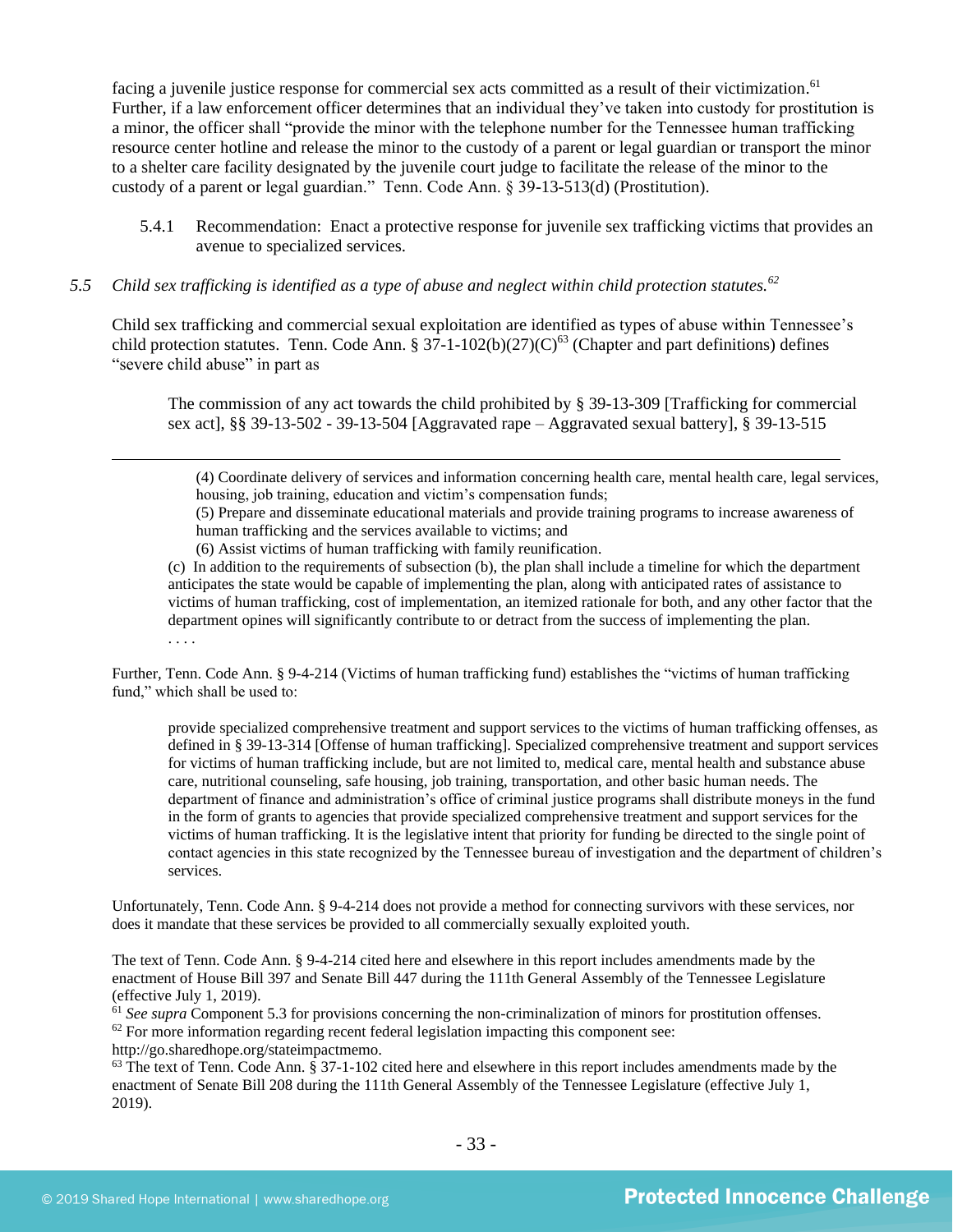facing a juvenile justice response for commercial sex acts committed as a result of their victimization.[61] Further, if a law enforcement officer determines that an individual they've taken into custody for prostitution is a minor, the officer shall "provide the minor with the telephone number for the Tennessee human trafficking resource center hotline and release the minor to the custody of a parent or legal guardian or transport the minor to a shelter care facility designated by the juvenile court judge to facilitate the release of the minor to the custody of a parent or legal guardian." Tenn. Code Ann. § 39-13-513(d) (Prostitution).

5.4.1 Recommendation: Enact a protective response for juvenile sex trafficking victims that provides an avenue to specialized services.

*5.5 Child sex trafficking is identified as a type of abuse and neglect within child protection statutes.*[62]

Child sex trafficking and commercial sexual exploitation are identified as types of abuse within Tennessee's child protection statutes. Tenn. Code Ann. § 37-1-102(b)(27)(C)[63] (Chapter and part definitions) defines "severe child abuse" in part as

> The commission of any act towards the child prohibited by § 39-13-309 [Trafficking for commercial sex act], §§ 39-13-502 - 39-13-504 [Aggravated rape – Aggravated sexual battery], § 39-13-515

---

> (4) Coordinate delivery of services and information concerning health care, mental health care, legal services, housing, job training, education and victim's compensation funds;
> (5) Prepare and disseminate educational materials and provide training programs to increase awareness of human trafficking and the services available to victims; and
> (6) Assist victims of human trafficking with family reunification.
>
> (c) In addition to the requirements of subsection (b), the plan shall include a timeline for which the department anticipates the state would be capable of implementing the plan, along with anticipated rates of assistance to victims of human trafficking, cost of implementation, an itemized rationale for both, and any other factor that the department opines will significantly contribute to or detract from the success of implementing the plan.
> . . . .

Further, Tenn. Code Ann. § 9-4-214 (Victims of human trafficking fund) establishes the "victims of human trafficking fund," which shall be used to:

> provide specialized comprehensive treatment and support services to the victims of human trafficking offenses, as defined in § 39-13-314 [Offense of human trafficking]. Specialized comprehensive treatment and support services for victims of human trafficking include, but are not limited to, medical care, mental health and substance abuse care, nutritional counseling, safe housing, job training, transportation, and other basic human needs. The department of finance and administration's office of criminal justice programs shall distribute moneys in the fund in the form of grants to agencies that provide specialized comprehensive treatment and support services for the victims of human trafficking. It is the legislative intent that priority for funding be directed to the single point of contact agencies in this state recognized by the Tennessee bureau of investigation and the department of children's services.

Unfortunately, Tenn. Code Ann. § 9-4-214 does not provide a method for connecting survivors with these services, nor does it mandate that these services be provided to all commercially sexually exploited youth.

The text of Tenn. Code Ann. § 9-4-214 cited here and elsewhere in this report includes amendments made by the enactment of House Bill 397 and Senate Bill 447 during the 111th General Assembly of the Tennessee Legislature (effective July 1, 2019).

[61] *See supra* Component 5.3 for provisions concerning the non-criminalization of minors for prostitution offenses.

[62] For more information regarding recent federal legislation impacting this component see: http://go.sharedhope.org/stateimpactmemo.

[63] The text of Tenn. Code Ann. § 37-1-102 cited here and elsewhere in this report includes amendments made by the enactment of Senate Bill 208 during the 111th General Assembly of the Tennessee Legislature (effective July 1, 2019).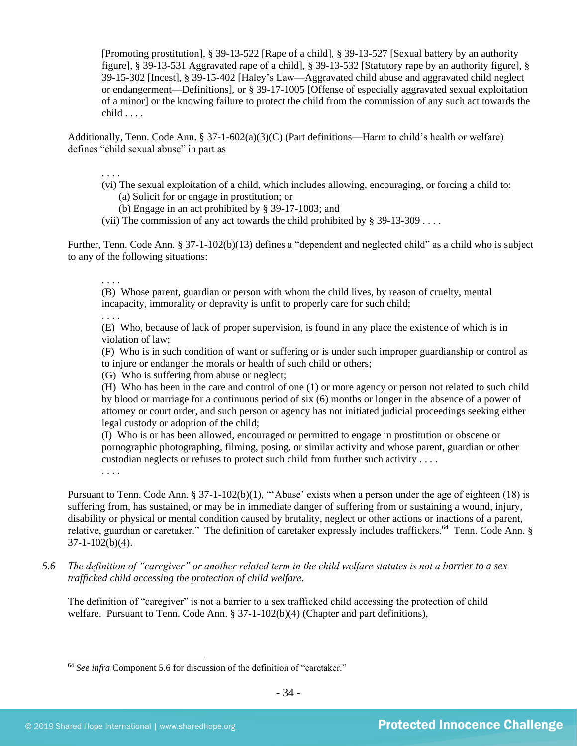> [Promoting prostitution], § 39-13-522 [Rape of a child], § 39-13-527 [Sexual battery by an authority figure], § 39-13-531 Aggravated rape of a child], § 39-13-532 [Statutory rape by an authority figure], § 39-15-302 [Incest], § 39-15-402 [Haley's Law—Aggravated child abuse and aggravated child neglect or endangerment—Definitions], or § 39-17-1005 [Offense of especially aggravated sexual exploitation of a minor] or the knowing failure to protect the child from the commission of any such act towards the child . . . .

Additionally, Tenn. Code Ann. § 37-1-602(a)(3)(C) (Part definitions—Harm to child's health or welfare) defines "child sexual abuse" in part as

> . . . .
> (vi) The sexual exploitation of a child, which includes allowing, encouraging, or forcing a child to:
> (a) Solicit for or engage in prostitution; or
> (b) Engage in an act prohibited by § 39-17-1003; and
> (vii) The commission of any act towards the child prohibited by § 39-13-309 . . . .

Further, Tenn. Code Ann. § 37-1-102(b)(13) defines a "dependent and neglected child" as a child who is subject to any of the following situations:

> . . . .
> (B) Whose parent, guardian or person with whom the child lives, by reason of cruelty, mental incapacity, immorality or depravity is unfit to properly care for such child;
> . . . .
> (E) Who, because of lack of proper supervision, is found in any place the existence of which is in violation of law;
> (F) Who is in such condition of want or suffering or is under such improper guardianship or control as to injure or endanger the morals or health of such child or others;
> (G) Who is suffering from abuse or neglect;
> (H) Who has been in the care and control of one (1) or more agency or person not related to such child by blood or marriage for a continuous period of six (6) months or longer in the absence of a power of attorney or court order, and such person or agency has not initiated judicial proceedings seeking either legal custody or adoption of the child;
> (I) Who is or has been allowed, encouraged or permitted to engage in prostitution or obscene or pornographic photographing, filming, posing, or similar activity and whose parent, guardian or other custodian neglects or refuses to protect such child from further such activity . . . .
> . . . .

Pursuant to Tenn. Code Ann. § 37-1-102(b)(1), "'Abuse' exists when a person under the age of eighteen (18) is suffering from, has sustained, or may be in immediate danger of suffering from or sustaining a wound, injury, disability or physical or mental condition caused by brutality, neglect or other actions or inactions of a parent, relative, guardian or caretaker." The definition of caretaker expressly includes traffickers.[64] Tenn. Code Ann. § 37-1-102(b)(4).

*5.6 The definition of "caregiver" or another related term in the child welfare statutes is not a barrier to a sex trafficked child accessing the protection of child welfare.*

The definition of "caregiver" is not a barrier to a sex trafficked child accessing the protection of child welfare. Pursuant to Tenn. Code Ann. § 37-1-102(b)(4) (Chapter and part definitions),

---

[64] *See infra* Component 5.6 for discussion of the definition of "caretaker."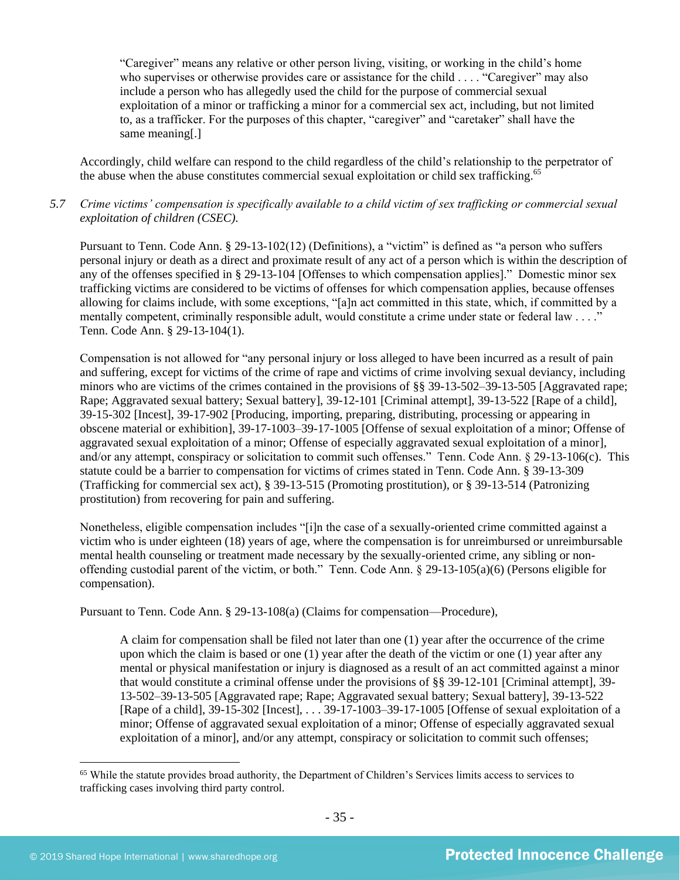> "Caregiver" means any relative or other person living, visiting, or working in the child's home who supervises or otherwise provides care or assistance for the child . . . . "Caregiver" may also include a person who has allegedly used the child for the purpose of commercial sexual exploitation of a minor or trafficking a minor for a commercial sex act, including, but not limited to, as a trafficker. For the purposes of this chapter, "caregiver" and "caretaker" shall have the same meaning[.]

Accordingly, child welfare can respond to the child regardless of the child's relationship to the perpetrator of the abuse when the abuse constitutes commercial sexual exploitation or child sex trafficking.[65]

*5.7 Crime victims' compensation is specifically available to a child victim of sex trafficking or commercial sexual exploitation of children (CSEC).*

Pursuant to Tenn. Code Ann. § 29-13-102(12) (Definitions), a "victim" is defined as "a person who suffers personal injury or death as a direct and proximate result of any act of a person which is within the description of any of the offenses specified in § 29-13-104 [Offenses to which compensation applies]." Domestic minor sex trafficking victims are considered to be victims of offenses for which compensation applies, because offenses allowing for claims include, with some exceptions, "[a]n act committed in this state, which, if committed by a mentally competent, criminally responsible adult, would constitute a crime under state or federal law . . . ." Tenn. Code Ann. § 29-13-104(1).

Compensation is not allowed for "any personal injury or loss alleged to have been incurred as a result of pain and suffering, except for victims of the crime of rape and victims of crime involving sexual deviancy, including minors who are victims of the crimes contained in the provisions of §§ 39-13-502–39-13-505 [Aggravated rape; Rape; Aggravated sexual battery; Sexual battery], 39-12-101 [Criminal attempt], 39-13-522 [Rape of a child], 39-15-302 [Incest], 39-17-902 [Producing, importing, preparing, distributing, processing or appearing in obscene material or exhibition], 39-17-1003–39-17-1005 [Offense of sexual exploitation of a minor; Offense of aggravated sexual exploitation of a minor; Offense of especially aggravated sexual exploitation of a minor], and/or any attempt, conspiracy or solicitation to commit such offenses." Tenn. Code Ann. § 29-13-106(c). This statute could be a barrier to compensation for victims of crimes stated in Tenn. Code Ann. § 39-13-309 (Trafficking for commercial sex act), § 39-13-515 (Promoting prostitution), or § 39-13-514 (Patronizing prostitution) from recovering for pain and suffering.

Nonetheless, eligible compensation includes "[i]n the case of a sexually-oriented crime committed against a victim who is under eighteen (18) years of age, where the compensation is for unreimbursed or unreimbursable mental health counseling or treatment made necessary by the sexually-oriented crime, any sibling or non-offending custodial parent of the victim, or both." Tenn. Code Ann. § 29-13-105(a)(6) (Persons eligible for compensation).

Pursuant to Tenn. Code Ann. § 29-13-108(a) (Claims for compensation—Procedure),

> A claim for compensation shall be filed not later than one (1) year after the occurrence of the crime upon which the claim is based or one (1) year after the death of the victim or one (1) year after any mental or physical manifestation or injury is diagnosed as a result of an act committed against a minor that would constitute a criminal offense under the provisions of §§ 39-12-101 [Criminal attempt], 39-13-502–39-13-505 [Aggravated rape; Rape; Aggravated sexual battery; Sexual battery], 39-13-522 [Rape of a child], 39-15-302 [Incest], . . . 39-17-1003–39-17-1005 [Offense of sexual exploitation of a minor; Offense of aggravated sexual exploitation of a minor; Offense of especially aggravated sexual exploitation of a minor], and/or any attempt, conspiracy or solicitation to commit such offenses;

[65] While the statute provides broad authority, the Department of Children's Services limits access to services to trafficking cases involving third party control.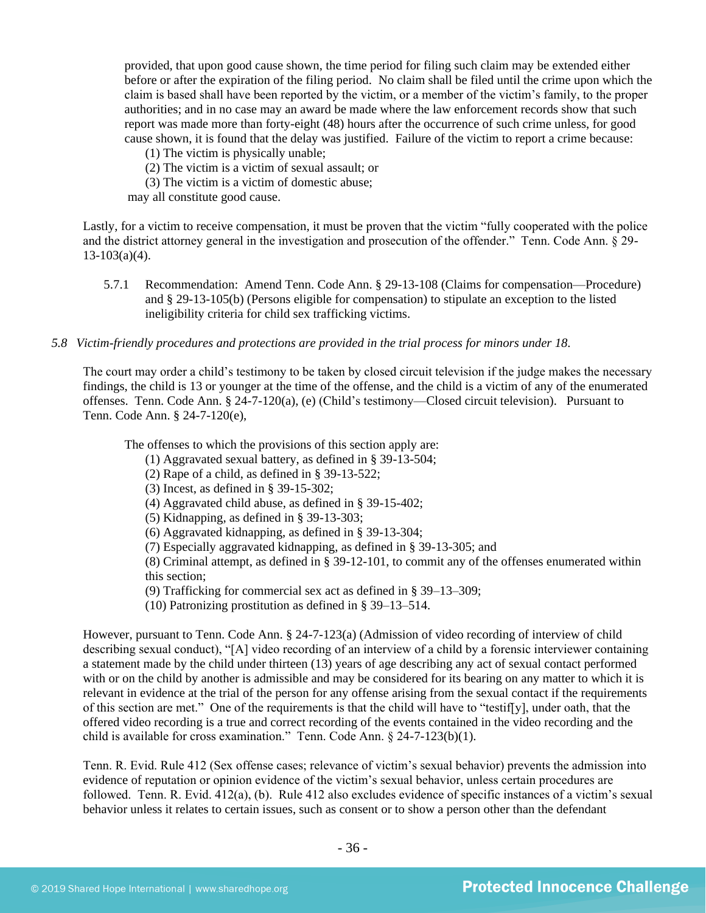> provided, that upon good cause shown, the time period for filing such claim may be extended either before or after the expiration of the filing period. No claim shall be filed until the crime upon which the claim is based shall have been reported by the victim, or a member of the victim's family, to the proper authorities; and in no case may an award be made where the law enforcement records show that such report was made more than forty-eight (48) hours after the occurrence of such crime unless, for good cause shown, it is found that the delay was justified. Failure of the victim to report a crime because:
>
> (1) The victim is physically unable;
>
> (2) The victim is a victim of sexual assault; or
>
> (3) The victim is a victim of domestic abuse;
>
> may all constitute good cause.

Lastly, for a victim to receive compensation, it must be proven that the victim "fully cooperated with the police and the district attorney general in the investigation and prosecution of the offender." Tenn. Code Ann. § 29-13-103(a)(4).

5.7.1 Recommendation: Amend Tenn. Code Ann. § 29-13-108 (Claims for compensation—Procedure) and § 29-13-105(b) (Persons eligible for compensation) to stipulate an exception to the listed ineligibility criteria for child sex trafficking victims.

*5.8 Victim-friendly procedures and protections are provided in the trial process for minors under 18.*

The court may order a child's testimony to be taken by closed circuit television if the judge makes the necessary findings, the child is 13 or younger at the time of the offense, and the child is a victim of any of the enumerated offenses. Tenn. Code Ann. § 24-7-120(a), (e) (Child's testimony—Closed circuit television). Pursuant to Tenn. Code Ann. § 24-7-120(e),

> The offenses to which the provisions of this section apply are:
>
> (1) Aggravated sexual battery, as defined in § 39-13-504;
>
> (2) Rape of a child, as defined in § 39-13-522;
>
> (3) Incest, as defined in § 39-15-302;
>
> (4) Aggravated child abuse, as defined in § 39-15-402;
>
> (5) Kidnapping, as defined in § 39-13-303;
>
> (6) Aggravated kidnapping, as defined in § 39-13-304;
>
> (7) Especially aggravated kidnapping, as defined in § 39-13-305; and
>
> (8) Criminal attempt, as defined in § 39-12-101, to commit any of the offenses enumerated within this section;
>
> (9) Trafficking for commercial sex act as defined in § 39–13–309;
>
> (10) Patronizing prostitution as defined in § 39–13–514.

However, pursuant to Tenn. Code Ann. § 24-7-123(a) (Admission of video recording of interview of child describing sexual conduct), "[A] video recording of an interview of a child by a forensic interviewer containing a statement made by the child under thirteen (13) years of age describing any act of sexual contact performed with or on the child by another is admissible and may be considered for its bearing on any matter to which it is relevant in evidence at the trial of the person for any offense arising from the sexual contact if the requirements of this section are met." One of the requirements is that the child will have to "testif[y], under oath, that the offered video recording is a true and correct recording of the events contained in the video recording and the child is available for cross examination." Tenn. Code Ann. § 24-7-123(b)(1).

Tenn. R. Evid. Rule 412 (Sex offense cases; relevance of victim's sexual behavior) prevents the admission into evidence of reputation or opinion evidence of the victim's sexual behavior, unless certain procedures are followed. Tenn. R. Evid. 412(a), (b). Rule 412 also excludes evidence of specific instances of a victim's sexual behavior unless it relates to certain issues, such as consent or to show a person other than the defendant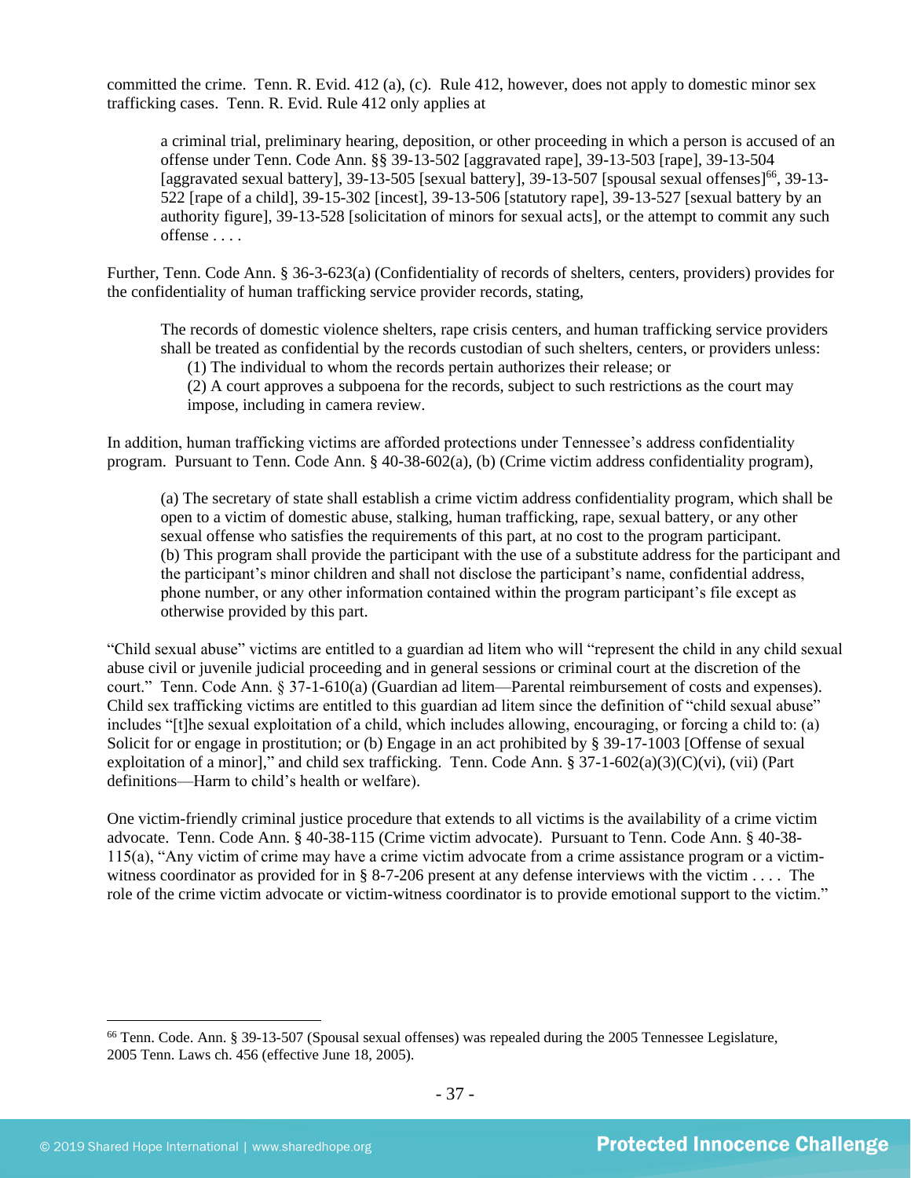committed the crime. Tenn. R. Evid. 412 (a), (c). Rule 412, however, does not apply to domestic minor sex trafficking cases. Tenn. R. Evid. Rule 412 only applies at

> a criminal trial, preliminary hearing, deposition, or other proceeding in which a person is accused of an offense under Tenn. Code Ann. §§ 39-13-502 [aggravated rape], 39-13-503 [rape], 39-13-504 [aggravated sexual battery], 39-13-505 [sexual battery], 39-13-507 [spousal sexual offenses][66], 39-13-522 [rape of a child], 39-15-302 [incest], 39-13-506 [statutory rape], 39-13-527 [sexual battery by an authority figure], 39-13-528 [solicitation of minors for sexual acts], or the attempt to commit any such offense . . . .

Further, Tenn. Code Ann. § 36-3-623(a) (Confidentiality of records of shelters, centers, providers) provides for the confidentiality of human trafficking service provider records, stating,

> The records of domestic violence shelters, rape crisis centers, and human trafficking service providers shall be treated as confidential by the records custodian of such shelters, centers, or providers unless:
>
> (1) The individual to whom the records pertain authorizes their release; or
>
> (2) A court approves a subpoena for the records, subject to such restrictions as the court may impose, including in camera review.

In addition, human trafficking victims are afforded protections under Tennessee's address confidentiality program. Pursuant to Tenn. Code Ann. § 40-38-602(a), (b) (Crime victim address confidentiality program),

> (a) The secretary of state shall establish a crime victim address confidentiality program, which shall be open to a victim of domestic abuse, stalking, human trafficking, rape, sexual battery, or any other sexual offense who satisfies the requirements of this part, at no cost to the program participant.
>
> (b) This program shall provide the participant with the use of a substitute address for the participant and the participant's minor children and shall not disclose the participant's name, confidential address, phone number, or any other information contained within the program participant's file except as otherwise provided by this part.

"Child sexual abuse" victims are entitled to a guardian ad litem who will "represent the child in any child sexual abuse civil or juvenile judicial proceeding and in general sessions or criminal court at the discretion of the court." Tenn. Code Ann. § 37-1-610(a) (Guardian ad litem—Parental reimbursement of costs and expenses). Child sex trafficking victims are entitled to this guardian ad litem since the definition of "child sexual abuse" includes "[t]he sexual exploitation of a child, which includes allowing, encouraging, or forcing a child to: (a) Solicit for or engage in prostitution; or (b) Engage in an act prohibited by § 39-17-1003 [Offense of sexual exploitation of a minor]," and child sex trafficking. Tenn. Code Ann. § 37-1-602(a)(3)(C)(vi), (vii) (Part definitions—Harm to child's health or welfare).

One victim-friendly criminal justice procedure that extends to all victims is the availability of a crime victim advocate. Tenn. Code Ann. § 40-38-115 (Crime victim advocate). Pursuant to Tenn. Code Ann. § 40-38-115(a), "Any victim of crime may have a crime victim advocate from a crime assistance program or a victim-witness coordinator as provided for in § 8-7-206 present at any defense interviews with the victim . . . . The role of the crime victim advocate or victim-witness coordinator is to provide emotional support to the victim."

[66] Tenn. Code. Ann. § 39-13-507 (Spousal sexual offenses) was repealed during the 2005 Tennessee Legislature, 2005 Tenn. Laws ch. 456 (effective June 18, 2005).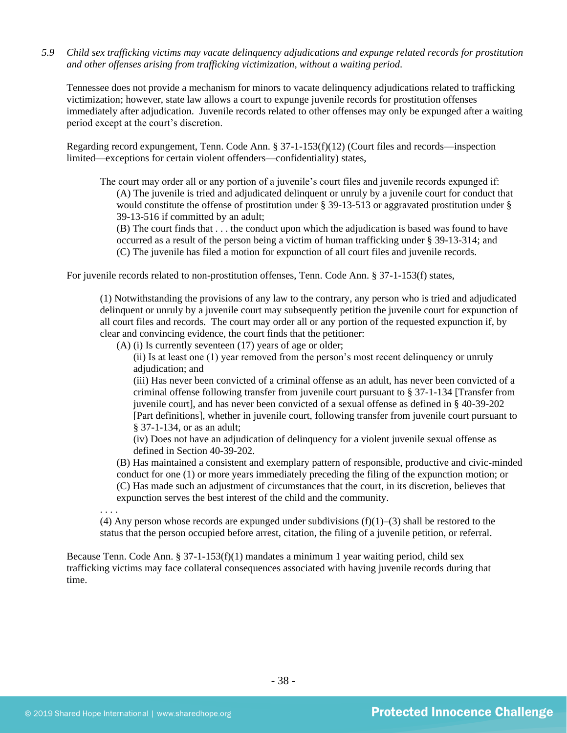*5.9 Child sex trafficking victims may vacate delinquency adjudications and expunge related records for prostitution and other offenses arising from trafficking victimization, without a waiting period.*

Tennessee does not provide a mechanism for minors to vacate delinquency adjudications related to trafficking victimization; however, state law allows a court to expunge juvenile records for prostitution offenses immediately after adjudication. Juvenile records related to other offenses may only be expunged after a waiting period except at the court's discretion.

Regarding record expungement, Tenn. Code Ann. § 37-1-153(f)(12) (Court files and records—inspection limited—exceptions for certain violent offenders—confidentiality) states,

> The court may order all or any portion of a juvenile's court files and juvenile records expunged if:
>
> (A) The juvenile is tried and adjudicated delinquent or unruly by a juvenile court for conduct that would constitute the offense of prostitution under § 39-13-513 or aggravated prostitution under § 39-13-516 if committed by an adult;
>
> (B) The court finds that . . . the conduct upon which the adjudication is based was found to have occurred as a result of the person being a victim of human trafficking under § 39-13-314; and
>
> (C) The juvenile has filed a motion for expunction of all court files and juvenile records.

For juvenile records related to non-prostitution offenses, Tenn. Code Ann. § 37-1-153(f) states,

> (1) Notwithstanding the provisions of any law to the contrary, any person who is tried and adjudicated delinquent or unruly by a juvenile court may subsequently petition the juvenile court for expunction of all court files and records. The court may order all or any portion of the requested expunction if, by clear and convincing evidence, the court finds that the petitioner:
>
> (A) (i) Is currently seventeen (17) years of age or older;
>
> (ii) Is at least one (1) year removed from the person's most recent delinquency or unruly adjudication; and
>
> (iii) Has never been convicted of a criminal offense as an adult, has never been convicted of a criminal offense following transfer from juvenile court pursuant to § 37-1-134 [Transfer from juvenile court], and has never been convicted of a sexual offense as defined in § 40-39-202 [Part definitions], whether in juvenile court, following transfer from juvenile court pursuant to § 37-1-134, or as an adult;
>
> (iv) Does not have an adjudication of delinquency for a violent juvenile sexual offense as defined in Section 40-39-202.
>
> (B) Has maintained a consistent and exemplary pattern of responsible, productive and civic-minded conduct for one (1) or more years immediately preceding the filing of the expunction motion; or
>
> (C) Has made such an adjustment of circumstances that the court, in its discretion, believes that expunction serves the best interest of the child and the community.
>
> . . . .
>
> (4) Any person whose records are expunged under subdivisions (f)(1)–(3) shall be restored to the status that the person occupied before arrest, citation, the filing of a juvenile petition, or referral.

Because Tenn. Code Ann. § 37-1-153(f)(1) mandates a minimum 1 year waiting period, child sex trafficking victims may face collateral consequences associated with having juvenile records during that time.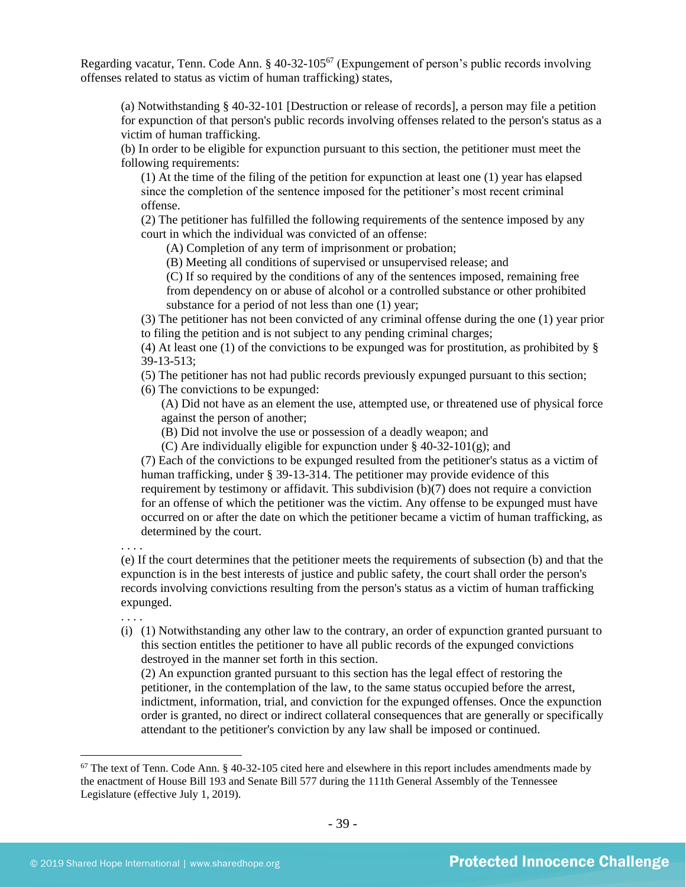Regarding vacatur, Tenn. Code Ann. § 40-32-105[67] (Expungement of person's public records involving offenses related to status as victim of human trafficking) states,

> (a) Notwithstanding § 40-32-101 [Destruction or release of records], a person may file a petition for expunction of that person's public records involving offenses related to the person's status as a victim of human trafficking.
>
> (b) In order to be eligible for expunction pursuant to this section, the petitioner must meet the following requirements:
>
> > (1) At the time of the filing of the petition for expunction at least one (1) year has elapsed since the completion of the sentence imposed for the petitioner's most recent criminal offense.
> >
> > (2) The petitioner has fulfilled the following requirements of the sentence imposed by any court in which the individual was convicted of an offense:
> >
> > > (A) Completion of any term of imprisonment or probation;
> > >
> > > (B) Meeting all conditions of supervised or unsupervised release; and
> > >
> > > (C) If so required by the conditions of any of the sentences imposed, remaining free from dependency on or abuse of alcohol or a controlled substance or other prohibited substance for a period of not less than one (1) year;
> >
> > (3) The petitioner has not been convicted of any criminal offense during the one (1) year prior to filing the petition and is not subject to any pending criminal charges;
> >
> > (4) At least one (1) of the convictions to be expunged was for prostitution, as prohibited by § 39-13-513;
> >
> > (5) The petitioner has not had public records previously expunged pursuant to this section;
> >
> > (6) The convictions to be expunged:
> >
> > > (A) Did not have as an element the use, attempted use, or threatened use of physical force against the person of another;
> > >
> > > (B) Did not involve the use or possession of a deadly weapon; and
> > >
> > > (C) Are individually eligible for expunction under § 40-32-101(g); and
> >
> > (7) Each of the convictions to be expunged resulted from the petitioner's status as a victim of human trafficking, under § 39-13-314. The petitioner may provide evidence of this requirement by testimony or affidavit. This subdivision (b)(7) does not require a conviction for an offense of which the petitioner was the victim. Any offense to be expunged must have occurred on or after the date on which the petitioner became a victim of human trafficking, as determined by the court.
>
> . . . .
>
> (e) If the court determines that the petitioner meets the requirements of subsection (b) and that the expunction is in the best interests of justice and public safety, the court shall order the person's records involving convictions resulting from the person's status as a victim of human trafficking expunged.
>
> . . . .
>
> (i) (1) Notwithstanding any other law to the contrary, an order of expunction granted pursuant to this section entitles the petitioner to have all public records of the expunged convictions destroyed in the manner set forth in this section.
>
> > (2) An expunction granted pursuant to this section has the legal effect of restoring the petitioner, in the contemplation of the law, to the same status occupied before the arrest, indictment, information, trial, and conviction for the expunged offenses. Once the expunction order is granted, no direct or indirect collateral consequences that are generally or specifically attendant to the petitioner's conviction by any law shall be imposed or continued.

[67] The text of Tenn. Code Ann. § 40-32-105 cited here and elsewhere in this report includes amendments made by the enactment of House Bill 193 and Senate Bill 577 during the 111th General Assembly of the Tennessee Legislature (effective July 1, 2019).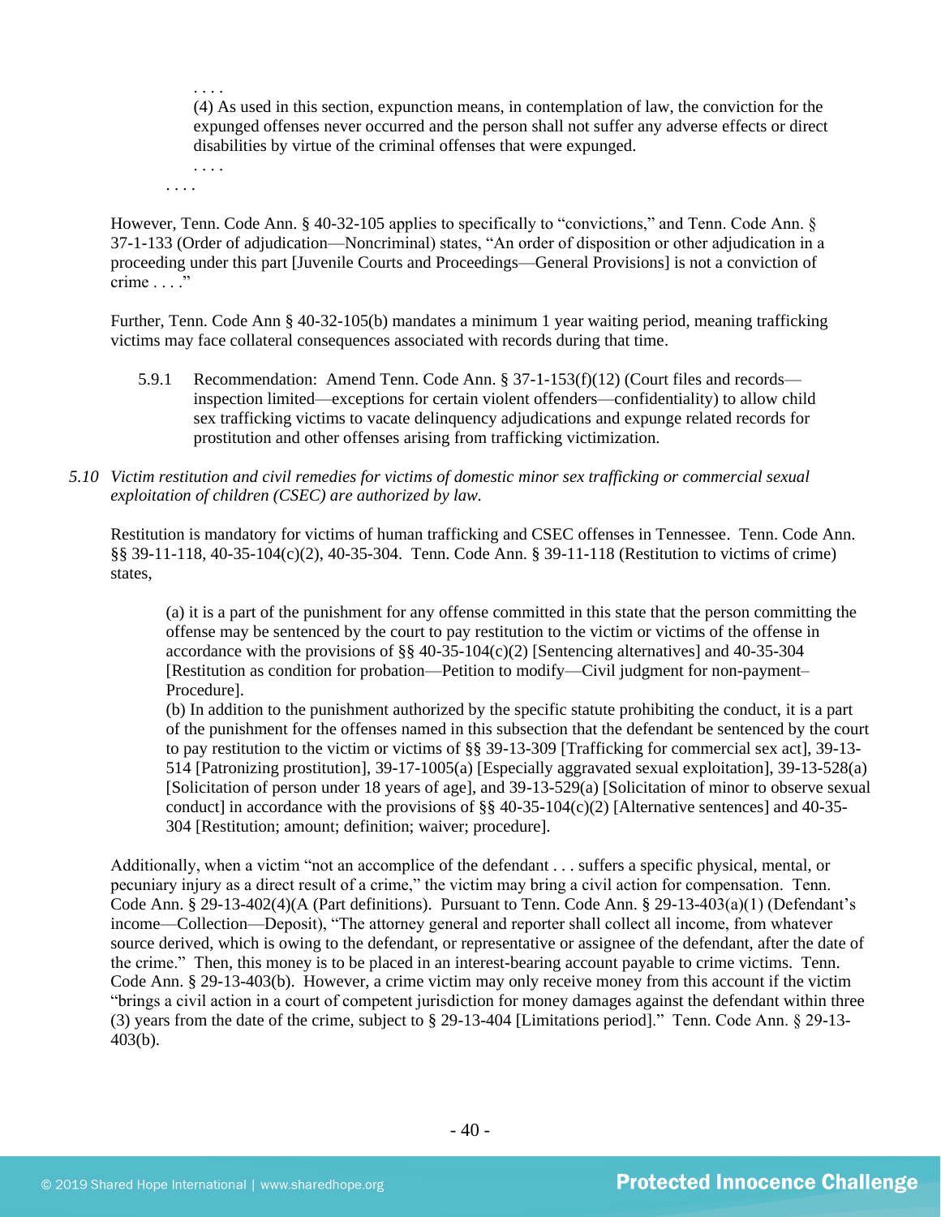. . . .

(4) As used in this section, expunction means, in contemplation of law, the conviction for the expunged offenses never occurred and the person shall not suffer any adverse effects or direct disabilities by virtue of the criminal offenses that were expunged.

. . . .

. . . .

However, Tenn. Code Ann. § 40-32-105 applies to specifically to "convictions," and Tenn. Code Ann. § 37-1-133 (Order of adjudication—Noncriminal) states, "An order of disposition or other adjudication in a proceeding under this part [Juvenile Courts and Proceedings—General Provisions] is not a conviction of crime . . . ."

Further, Tenn. Code Ann § 40-32-105(b) mandates a minimum 1 year waiting period, meaning trafficking victims may face collateral consequences associated with records during that time.

5.9.1 Recommendation: Amend Tenn. Code Ann. § 37-1-153(f)(12) (Court files and records—inspection limited—exceptions for certain violent offenders—confidentiality) to allow child sex trafficking victims to vacate delinquency adjudications and expunge related records for prostitution and other offenses arising from trafficking victimization.

*5.10 Victim restitution and civil remedies for victims of domestic minor sex trafficking or commercial sexual exploitation of children (CSEC) are authorized by law.*

Restitution is mandatory for victims of human trafficking and CSEC offenses in Tennessee. Tenn. Code Ann. §§ 39-11-118, 40-35-104(c)(2), 40-35-304. Tenn. Code Ann. § 39-11-118 (Restitution to victims of crime) states,

(a) it is a part of the punishment for any offense committed in this state that the person committing the offense may be sentenced by the court to pay restitution to the victim or victims of the offense in accordance with the provisions of §§ 40-35-104(c)(2) [Sentencing alternatives] and 40-35-304 [Restitution as condition for probation—Petition to modify—Civil judgment for non-payment–Procedure].

(b) In addition to the punishment authorized by the specific statute prohibiting the conduct, it is a part of the punishment for the offenses named in this subsection that the defendant be sentenced by the court to pay restitution to the victim or victims of §§ 39-13-309 [Trafficking for commercial sex act], 39-13-514 [Patronizing prostitution], 39-17-1005(a) [Especially aggravated sexual exploitation], 39-13-528(a) [Solicitation of person under 18 years of age], and 39-13-529(a) [Solicitation of minor to observe sexual conduct] in accordance with the provisions of §§ 40-35-104(c)(2) [Alternative sentences] and 40-35-304 [Restitution; amount; definition; waiver; procedure].

Additionally, when a victim "not an accomplice of the defendant . . . suffers a specific physical, mental, or pecuniary injury as a direct result of a crime," the victim may bring a civil action for compensation. Tenn. Code Ann. § 29-13-402(4)(A (Part definitions). Pursuant to Tenn. Code Ann. § 29-13-403(a)(1) (Defendant's income—Collection—Deposit), "The attorney general and reporter shall collect all income, from whatever source derived, which is owing to the defendant, or representative or assignee of the defendant, after the date of the crime." Then, this money is to be placed in an interest-bearing account payable to crime victims. Tenn. Code Ann. § 29-13-403(b). However, a crime victim may only receive money from this account if the victim "brings a civil action in a court of competent jurisdiction for money damages against the defendant within three (3) years from the date of the crime, subject to § 29-13-404 [Limitations period]." Tenn. Code Ann. § 29-13-403(b).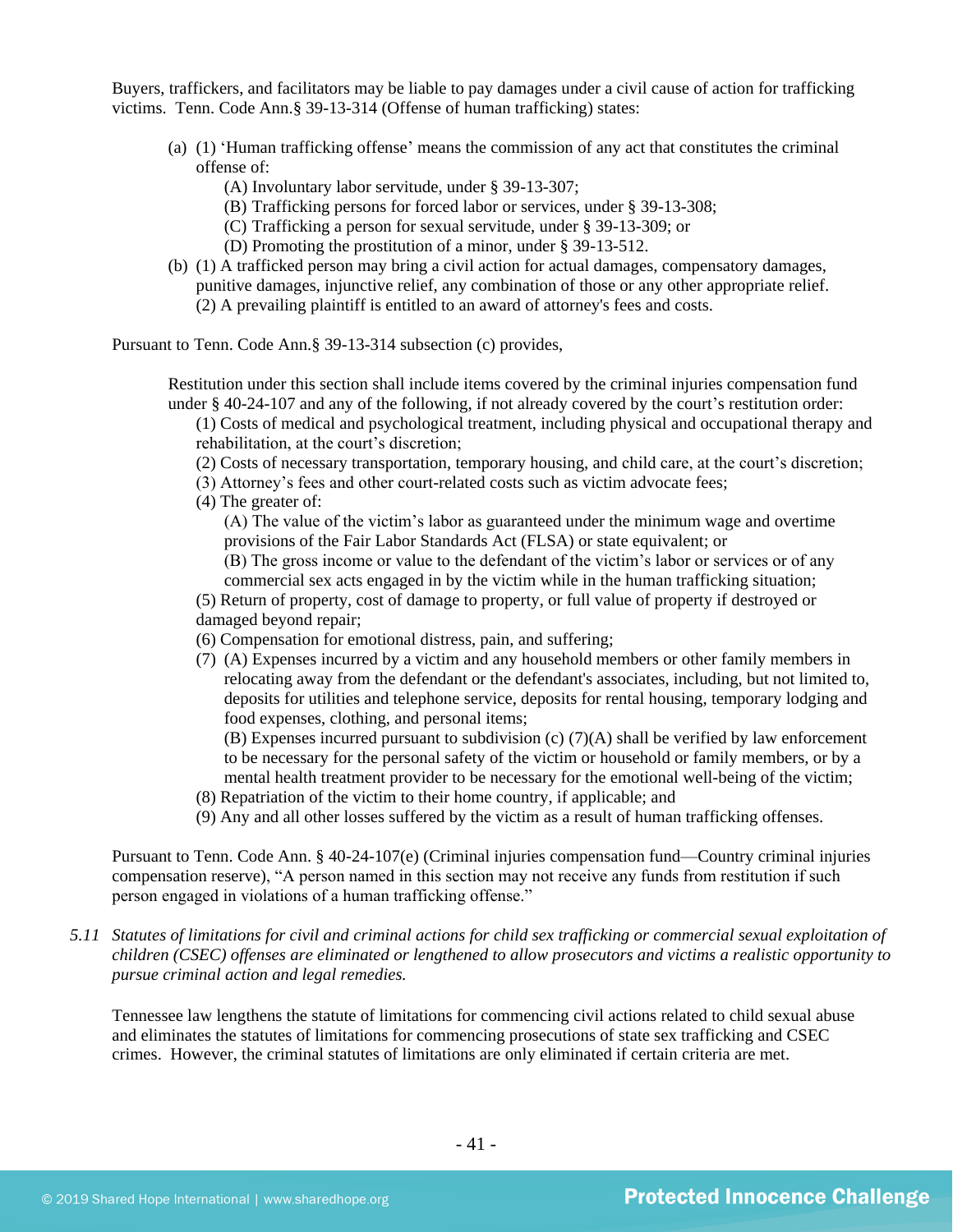Buyers, traffickers, and facilitators may be liable to pay damages under a civil cause of action for trafficking victims. Tenn. Code Ann.§ 39-13-314 (Offense of human trafficking) states:

> (a) (1) 'Human trafficking offense' means the commission of any act that constitutes the criminal offense of:
>
> (A) Involuntary labor servitude, under § 39-13-307;
> (B) Trafficking persons for forced labor or services, under § 39-13-308;
> (C) Trafficking a person for sexual servitude, under § 39-13-309; or
> (D) Promoting the prostitution of a minor, under § 39-13-512.
>
> (b) (1) A trafficked person may bring a civil action for actual damages, compensatory damages, punitive damages, injunctive relief, any combination of those or any other appropriate relief.
> (2) A prevailing plaintiff is entitled to an award of attorney's fees and costs.

Pursuant to Tenn. Code Ann.§ 39-13-314 subsection (c) provides,

> Restitution under this section shall include items covered by the criminal injuries compensation fund under § 40-24-107 and any of the following, if not already covered by the court's restitution order:
>
> (1) Costs of medical and psychological treatment, including physical and occupational therapy and rehabilitation, at the court's discretion;
> (2) Costs of necessary transportation, temporary housing, and child care, at the court's discretion;
> (3) Attorney's fees and other court-related costs such as victim advocate fees;
> (4) The greater of:
>
> (A) The value of the victim's labor as guaranteed under the minimum wage and overtime provisions of the Fair Labor Standards Act (FLSA) or state equivalent; or
> (B) The gross income or value to the defendant of the victim's labor or services or of any commercial sex acts engaged in by the victim while in the human trafficking situation;
>
> (5) Return of property, cost of damage to property, or full value of property if destroyed or damaged beyond repair;
> (6) Compensation for emotional distress, pain, and suffering;
> (7) (A) Expenses incurred by a victim and any household members or other family members in relocating away from the defendant or the defendant's associates, including, but not limited to, deposits for utilities and telephone service, deposits for rental housing, temporary lodging and food expenses, clothing, and personal items;
> (B) Expenses incurred pursuant to subdivision (c) (7)(A) shall be verified by law enforcement to be necessary for the personal safety of the victim or household or family members, or by a mental health treatment provider to be necessary for the emotional well-being of the victim;
> (8) Repatriation of the victim to their home country, if applicable; and
> (9) Any and all other losses suffered by the victim as a result of human trafficking offenses.

Pursuant to Tenn. Code Ann. § 40-24-107(e) (Criminal injuries compensation fund—Country criminal injuries compensation reserve), "A person named in this section may not receive any funds from restitution if such person engaged in violations of a human trafficking offense."

*5.11 Statutes of limitations for civil and criminal actions for child sex trafficking or commercial sexual exploitation of children (CSEC) offenses are eliminated or lengthened to allow prosecutors and victims a realistic opportunity to pursue criminal action and legal remedies.*

Tennessee law lengthens the statute of limitations for commencing civil actions related to child sexual abuse and eliminates the statutes of limitations for commencing prosecutions of state sex trafficking and CSEC crimes. However, the criminal statutes of limitations are only eliminated if certain criteria are met.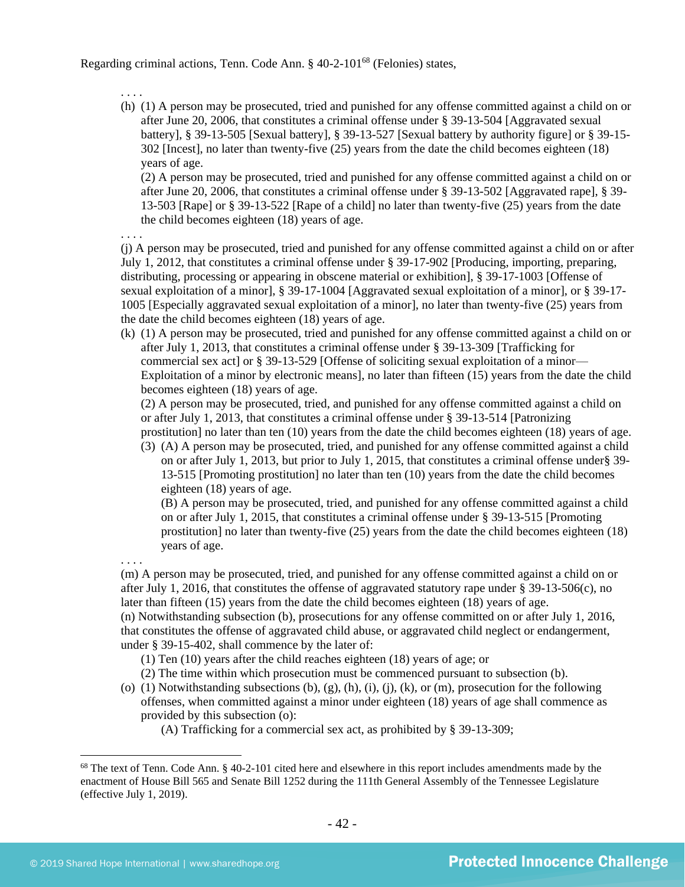Regarding criminal actions, Tenn. Code Ann. § 40-2-101[68] (Felonies) states,

> . . . .
>
> (h) (1) A person may be prosecuted, tried and punished for any offense committed against a child on or after June 20, 2006, that constitutes a criminal offense under § 39-13-504 [Aggravated sexual battery], § 39-13-505 [Sexual battery], § 39-13-527 [Sexual battery by authority figure] or § 39-15-302 [Incest], no later than twenty-five (25) years from the date the child becomes eighteen (18) years of age.
>
> (2) A person may be prosecuted, tried and punished for any offense committed against a child on or after June 20, 2006, that constitutes a criminal offense under § 39-13-502 [Aggravated rape], § 39-13-503 [Rape] or § 39-13-522 [Rape of a child] no later than twenty-five (25) years from the date the child becomes eighteen (18) years of age.
>
> . . . .
>
> (j) A person may be prosecuted, tried and punished for any offense committed against a child on or after July 1, 2012, that constitutes a criminal offense under § 39-17-902 [Producing, importing, preparing, distributing, processing or appearing in obscene material or exhibition], § 39-17-1003 [Offense of sexual exploitation of a minor], § 39-17-1004 [Aggravated sexual exploitation of a minor], or § 39-17-1005 [Especially aggravated sexual exploitation of a minor], no later than twenty-five (25) years from the date the child becomes eighteen (18) years of age.
>
> (k) (1) A person may be prosecuted, tried and punished for any offense committed against a child on or after July 1, 2013, that constitutes a criminal offense under § 39-13-309 [Trafficking for commercial sex act] or § 39-13-529 [Offense of soliciting sexual exploitation of a minor—Exploitation of a minor by electronic means], no later than fifteen (15) years from the date the child becomes eighteen (18) years of age.
>
> (2) A person may be prosecuted, tried, and punished for any offense committed against a child on or after July 1, 2013, that constitutes a criminal offense under § 39-13-514 [Patronizing prostitution] no later than ten (10) years from the date the child becomes eighteen (18) years of age.
>
> (3) (A) A person may be prosecuted, tried, and punished for any offense committed against a child on or after July 1, 2013, but prior to July 1, 2015, that constitutes a criminal offense under§ 39-13-515 [Promoting prostitution] no later than ten (10) years from the date the child becomes eighteen (18) years of age.
>
> (B) A person may be prosecuted, tried, and punished for any offense committed against a child on or after July 1, 2015, that constitutes a criminal offense under § 39-13-515 [Promoting prostitution] no later than twenty-five (25) years from the date the child becomes eighteen (18) years of age.
>
> . . . .
>
> (m) A person may be prosecuted, tried, and punished for any offense committed against a child on or after July 1, 2016, that constitutes the offense of aggravated statutory rape under § 39-13-506(c), no later than fifteen (15) years from the date the child becomes eighteen (18) years of age.
>
> (n) Notwithstanding subsection (b), prosecutions for any offense committed on or after July 1, 2016, that constitutes the offense of aggravated child abuse, or aggravated child neglect or endangerment, under § 39-15-402, shall commence by the later of:
>
> (1) Ten (10) years after the child reaches eighteen (18) years of age; or
>
> (2) The time within which prosecution must be commenced pursuant to subsection (b).
>
> (o) (1) Notwithstanding subsections (b), (g), (h), (i), (j), (k), or (m), prosecution for the following offenses, when committed against a minor under eighteen (18) years of age shall commence as provided by this subsection (o):
>
> (A) Trafficking for a commercial sex act, as prohibited by § 39-13-309;

[68] The text of Tenn. Code Ann. § 40-2-101 cited here and elsewhere in this report includes amendments made by the enactment of House Bill 565 and Senate Bill 1252 during the 111th General Assembly of the Tennessee Legislature (effective July 1, 2019).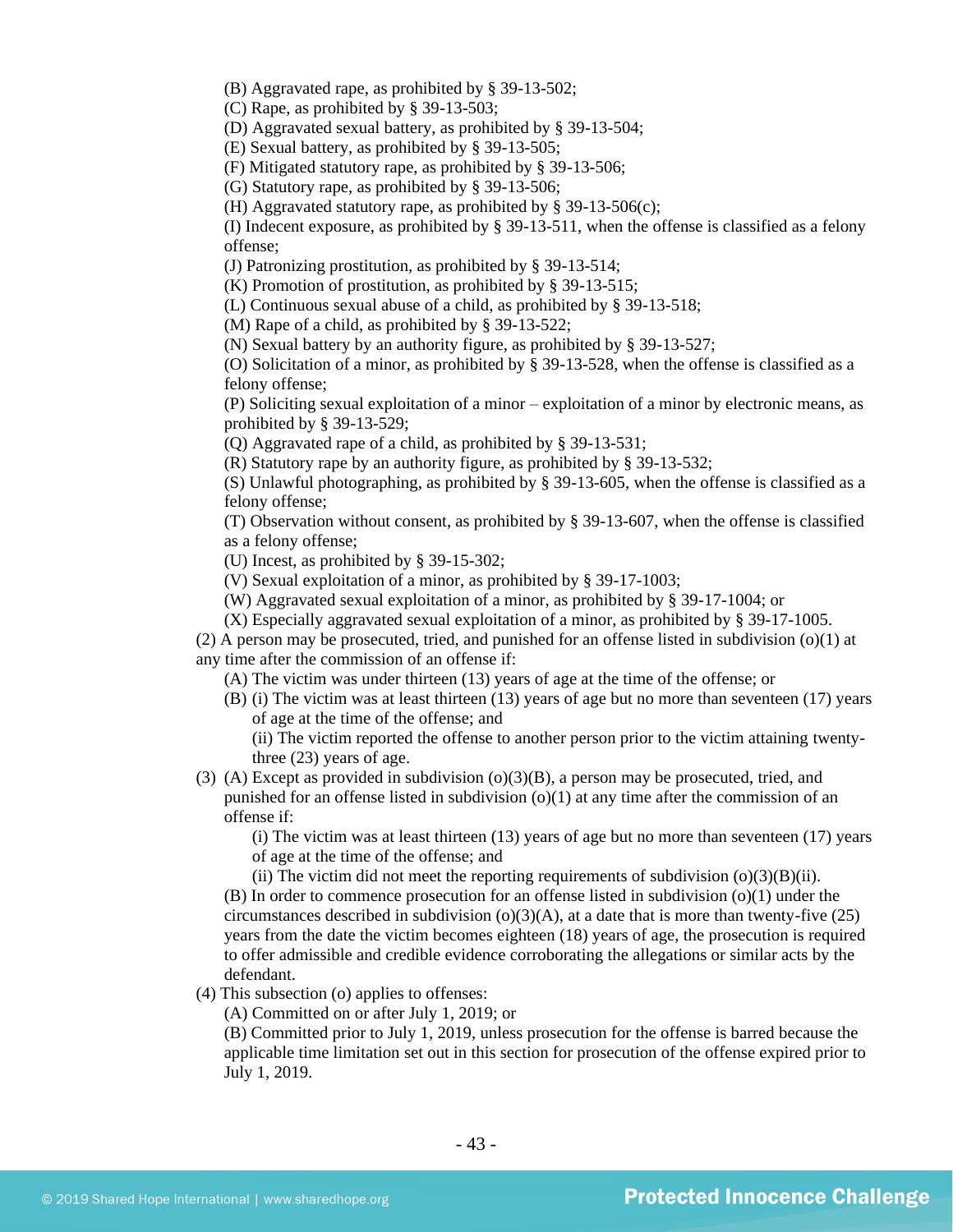(B) Aggravated rape, as prohibited by § 39-13-502;
(C) Rape, as prohibited by § 39-13-503;
(D) Aggravated sexual battery, as prohibited by § 39-13-504;
(E) Sexual battery, as prohibited by § 39-13-505;
(F) Mitigated statutory rape, as prohibited by § 39-13-506;
(G) Statutory rape, as prohibited by § 39-13-506;
(H) Aggravated statutory rape, as prohibited by § 39-13-506(c);
(I) Indecent exposure, as prohibited by § 39-13-511, when the offense is classified as a felony offense;
(J) Patronizing prostitution, as prohibited by § 39-13-514;
(K) Promotion of prostitution, as prohibited by § 39-13-515;
(L) Continuous sexual abuse of a child, as prohibited by § 39-13-518;
(M) Rape of a child, as prohibited by § 39-13-522;
(N) Sexual battery by an authority figure, as prohibited by § 39-13-527;
(O) Solicitation of a minor, as prohibited by § 39-13-528, when the offense is classified as a felony offense;
(P) Soliciting sexual exploitation of a minor – exploitation of a minor by electronic means, as prohibited by § 39-13-529;
(Q) Aggravated rape of a child, as prohibited by § 39-13-531;
(R) Statutory rape by an authority figure, as prohibited by § 39-13-532;
(S) Unlawful photographing, as prohibited by § 39-13-605, when the offense is classified as a felony offense;
(T) Observation without consent, as prohibited by § 39-13-607, when the offense is classified as a felony offense;
(U) Incest, as prohibited by § 39-15-302;
(V) Sexual exploitation of a minor, as prohibited by § 39-17-1003;
(W) Aggravated sexual exploitation of a minor, as prohibited by § 39-17-1004; or
(X) Especially aggravated sexual exploitation of a minor, as prohibited by § 39-17-1005.

(2) A person may be prosecuted, tried, and punished for an offense listed in subdivision (o)(1) at any time after the commission of an offense if:
(A) The victim was under thirteen (13) years of age at the time of the offense; or
(B) (i) The victim was at least thirteen (13) years of age but no more than seventeen (17) years of age at the time of the offense; and
(ii) The victim reported the offense to another person prior to the victim attaining twenty-three (23) years of age.

(3) (A) Except as provided in subdivision (o)(3)(B), a person may be prosecuted, tried, and punished for an offense listed in subdivision (o)(1) at any time after the commission of an offense if:
(i) The victim was at least thirteen (13) years of age but no more than seventeen (17) years of age at the time of the offense; and
(ii) The victim did not meet the reporting requirements of subdivision (o)(3)(B)(ii).
(B) In order to commence prosecution for an offense listed in subdivision (o)(1) under the circumstances described in subdivision (o)(3)(A), at a date that is more than twenty-five (25) years from the date the victim becomes eighteen (18) years of age, the prosecution is required to offer admissible and credible evidence corroborating the allegations or similar acts by the defendant.

(4) This subsection (o) applies to offenses:
(A) Committed on or after July 1, 2019; or
(B) Committed prior to July 1, 2019, unless prosecution for the offense is barred because the applicable time limitation set out in this section for prosecution of the offense expired prior to July 1, 2019.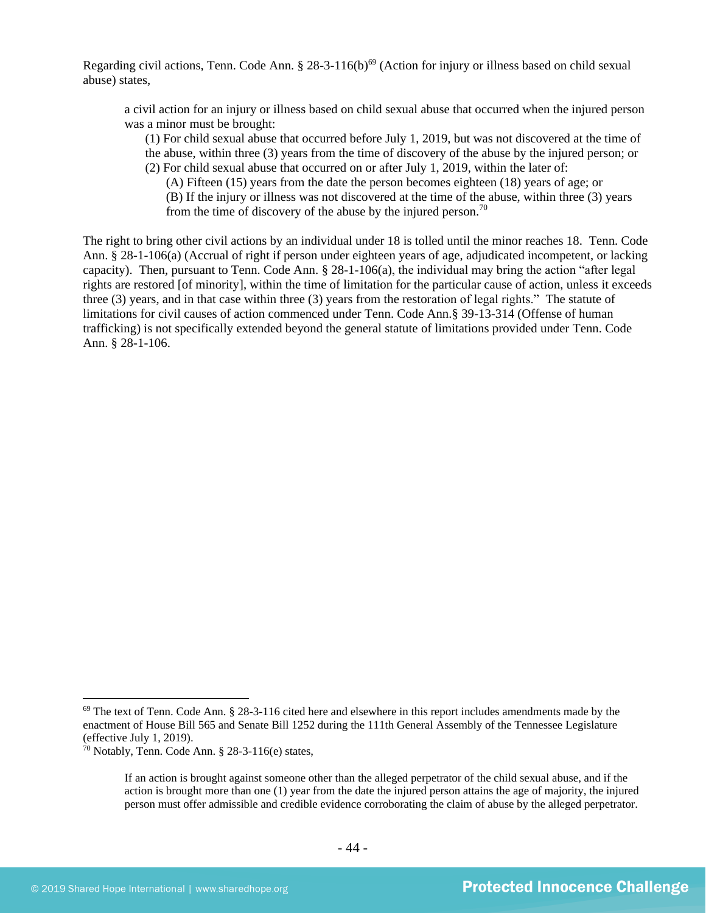Regarding civil actions, Tenn. Code Ann. § 28-3-116(b)[69] (Action for injury or illness based on child sexual abuse) states,

> a civil action for an injury or illness based on child sexual abuse that occurred when the injured person was a minor must be brought:
>
> (1) For child sexual abuse that occurred before July 1, 2019, but was not discovered at the time of the abuse, within three (3) years from the time of discovery of the abuse by the injured person; or
>
> (2) For child sexual abuse that occurred on or after July 1, 2019, within the later of:
>
> (A) Fifteen (15) years from the date the person becomes eighteen (18) years of age; or
>
> (B) If the injury or illness was not discovered at the time of the abuse, within three (3) years from the time of discovery of the abuse by the injured person.[70]

The right to bring other civil actions by an individual under 18 is tolled until the minor reaches 18. Tenn. Code Ann. § 28-1-106(a) (Accrual of right if person under eighteen years of age, adjudicated incompetent, or lacking capacity). Then, pursuant to Tenn. Code Ann. § 28-1-106(a), the individual may bring the action "after legal rights are restored [of minority], within the time of limitation for the particular cause of action, unless it exceeds three (3) years, and in that case within three (3) years from the restoration of legal rights." The statute of limitations for civil causes of action commenced under Tenn. Code Ann.§ 39-13-314 (Offense of human trafficking) is not specifically extended beyond the general statute of limitations provided under Tenn. Code Ann. § 28-1-106.

---

[69] The text of Tenn. Code Ann. § 28-3-116 cited here and elsewhere in this report includes amendments made by the enactment of House Bill 565 and Senate Bill 1252 during the 111th General Assembly of the Tennessee Legislature (effective July 1, 2019).

[70] Notably, Tenn. Code Ann. § 28-3-116(e) states,

> If an action is brought against someone other than the alleged perpetrator of the child sexual abuse, and if the action is brought more than one (1) year from the date the injured person attains the age of majority, the injured person must offer admissible and credible evidence corroborating the claim of abuse by the alleged perpetrator.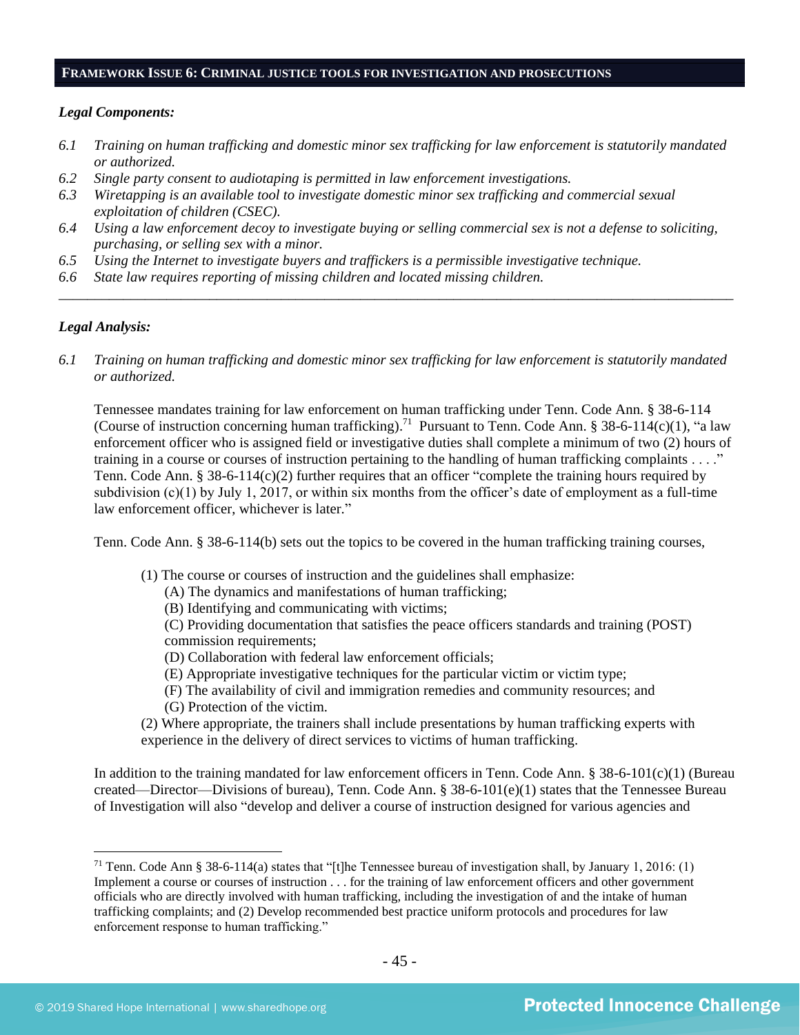**FRAMEWORK ISSUE 6: CRIMINAL JUSTICE TOOLS FOR INVESTIGATION AND PROSECUTIONS**

***Legal Components:***

*6.1 Training on human trafficking and domestic minor sex trafficking for law enforcement is statutorily mandated or authorized.*
*6.2 Single party consent to audiotaping is permitted in law enforcement investigations.*
*6.3 Wiretapping is an available tool to investigate domestic minor sex trafficking and commercial sexual exploitation of children (CSEC).*
*6.4 Using a law enforcement decoy to investigate buying or selling commercial sex is not a defense to soliciting, purchasing, or selling sex with a minor.*
*6.5 Using the Internet to investigate buyers and traffickers is a permissible investigative technique.*
*6.6 State law requires reporting of missing children and located missing children.*

---

***Legal Analysis:***

*6.1 Training on human trafficking and domestic minor sex trafficking for law enforcement is statutorily mandated or authorized.*

Tennessee mandates training for law enforcement on human trafficking under Tenn. Code Ann. § 38-6-114 (Course of instruction concerning human trafficking).[71] Pursuant to Tenn. Code Ann. § 38-6-114(c)(1), "a law enforcement officer who is assigned field or investigative duties shall complete a minimum of two (2) hours of training in a course or courses of instruction pertaining to the handling of human trafficking complaints . . . ." Tenn. Code Ann. § 38-6-114(c)(2) further requires that an officer "complete the training hours required by subdivision (c)(1) by July 1, 2017, or within six months from the officer's date of employment as a full-time law enforcement officer, whichever is later."

Tenn. Code Ann. § 38-6-114(b) sets out the topics to be covered in the human trafficking training courses,

> (1) The course or courses of instruction and the guidelines shall emphasize:
> (A) The dynamics and manifestations of human trafficking;
> (B) Identifying and communicating with victims;
> (C) Providing documentation that satisfies the peace officers standards and training (POST) commission requirements;
> (D) Collaboration with federal law enforcement officials;
> (E) Appropriate investigative techniques for the particular victim or victim type;
> (F) The availability of civil and immigration remedies and community resources; and
> (G) Protection of the victim.
> (2) Where appropriate, the trainers shall include presentations by human trafficking experts with experience in the delivery of direct services to victims of human trafficking.

In addition to the training mandated for law enforcement officers in Tenn. Code Ann. § 38-6-101(c)(1) (Bureau created—Director—Divisions of bureau), Tenn. Code Ann. § 38-6-101(e)(1) states that the Tennessee Bureau of Investigation will also "develop and deliver a course of instruction designed for various agencies and

---

[71] Tenn. Code Ann § 38-6-114(a) states that "[t]he Tennessee bureau of investigation shall, by January 1, 2016: (1) Implement a course or courses of instruction . . . for the training of law enforcement officers and other government officials who are directly involved with human trafficking, including the investigation of and the intake of human trafficking complaints; and (2) Develop recommended best practice uniform protocols and procedures for law enforcement response to human trafficking."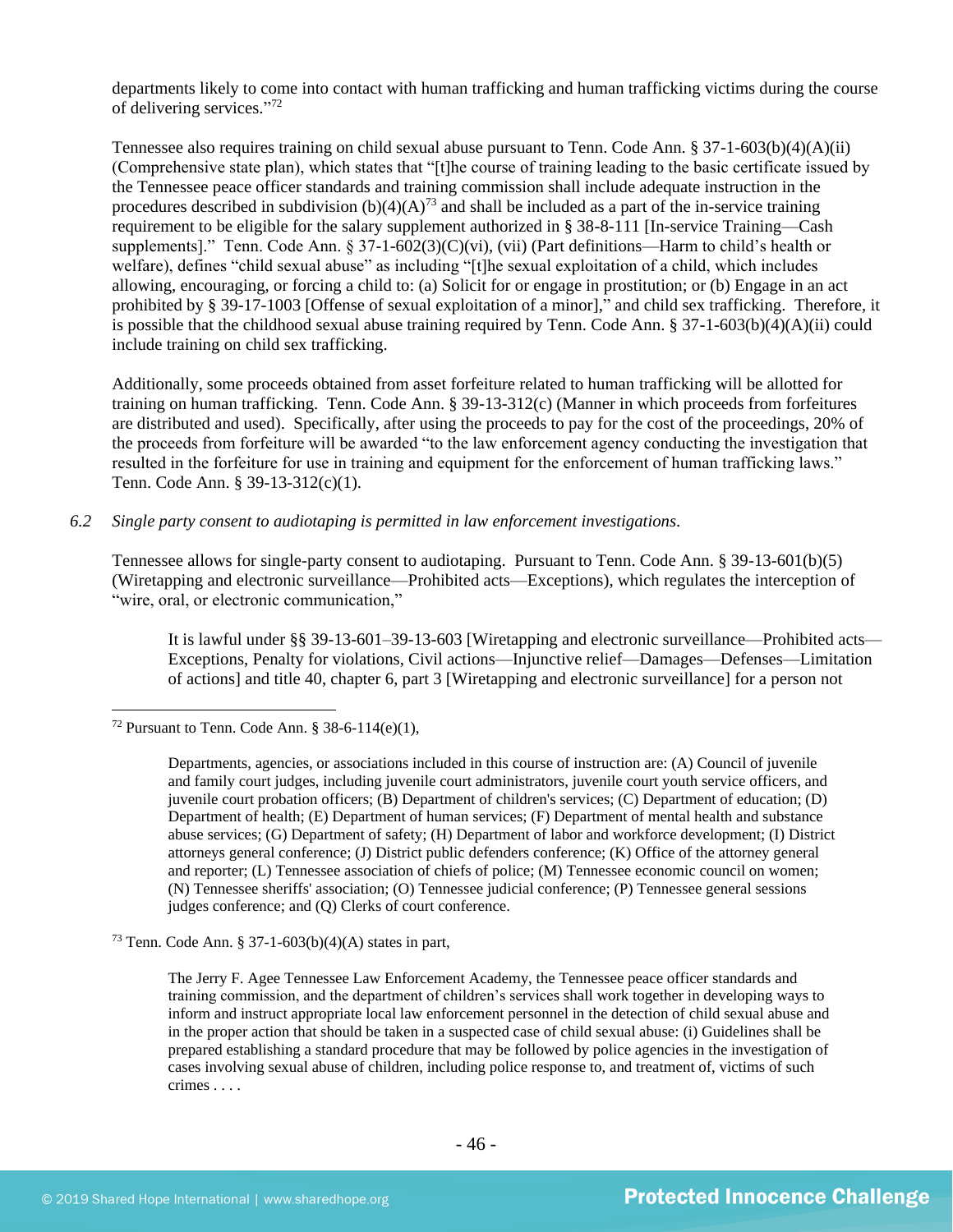departments likely to come into contact with human trafficking and human trafficking victims during the course of delivering services."[72]

Tennessee also requires training on child sexual abuse pursuant to Tenn. Code Ann. § 37-1-603(b)(4)(A)(ii) (Comprehensive state plan), which states that "[t]he course of training leading to the basic certificate issued by the Tennessee peace officer standards and training commission shall include adequate instruction in the procedures described in subdivision (b)(4)(A)[73] and shall be included as a part of the in-service training requirement to be eligible for the salary supplement authorized in § 38-8-111 [In-service Training—Cash supplements]." Tenn. Code Ann. § 37-1-602(3)(C)(vi), (vii) (Part definitions—Harm to child's health or welfare), defines "child sexual abuse" as including "[t]he sexual exploitation of a child, which includes allowing, encouraging, or forcing a child to: (a) Solicit for or engage in prostitution; or (b) Engage in an act prohibited by § 39-17-1003 [Offense of sexual exploitation of a minor]," and child sex trafficking. Therefore, it is possible that the childhood sexual abuse training required by Tenn. Code Ann. § 37-1-603(b)(4)(A)(ii) could include training on child sex trafficking.

Additionally, some proceeds obtained from asset forfeiture related to human trafficking will be allotted for training on human trafficking. Tenn. Code Ann. § 39-13-312(c) (Manner in which proceeds from forfeitures are distributed and used). Specifically, after using the proceeds to pay for the cost of the proceedings, 20% of the proceeds from forfeiture will be awarded "to the law enforcement agency conducting the investigation that resulted in the forfeiture for use in training and equipment for the enforcement of human trafficking laws." Tenn. Code Ann. § 39-13-312(c)(1).

*6.2 Single party consent to audiotaping is permitted in law enforcement investigations.*

Tennessee allows for single-party consent to audiotaping. Pursuant to Tenn. Code Ann. § 39-13-601(b)(5) (Wiretapping and electronic surveillance—Prohibited acts—Exceptions), which regulates the interception of "wire, oral, or electronic communication,"

> It is lawful under §§ 39-13-601–39-13-603 [Wiretapping and electronic surveillance—Prohibited acts—Exceptions, Penalty for violations, Civil actions—Injunctive relief—Damages—Defenses—Limitation of actions] and title 40, chapter 6, part 3 [Wiretapping and electronic surveillance] for a person not

---

[72] Pursuant to Tenn. Code Ann. § 38-6-114(e)(1),

> Departments, agencies, or associations included in this course of instruction are: (A) Council of juvenile and family court judges, including juvenile court administrators, juvenile court youth service officers, and juvenile court probation officers; (B) Department of children's services; (C) Department of education; (D) Department of health; (E) Department of human services; (F) Department of mental health and substance abuse services; (G) Department of safety; (H) Department of labor and workforce development; (I) District attorneys general conference; (J) District public defenders conference; (K) Office of the attorney general and reporter; (L) Tennessee association of chiefs of police; (M) Tennessee economic council on women; (N) Tennessee sheriffs' association; (O) Tennessee judicial conference; (P) Tennessee general sessions judges conference; and (Q) Clerks of court conference.

[73] Tenn. Code Ann. § 37-1-603(b)(4)(A) states in part,

> The Jerry F. Agee Tennessee Law Enforcement Academy, the Tennessee peace officer standards and training commission, and the department of children's services shall work together in developing ways to inform and instruct appropriate local law enforcement personnel in the detection of child sexual abuse and in the proper action that should be taken in a suspected case of child sexual abuse: (i) Guidelines shall be prepared establishing a standard procedure that may be followed by police agencies in the investigation of cases involving sexual abuse of children, including police response to, and treatment of, victims of such crimes . . . .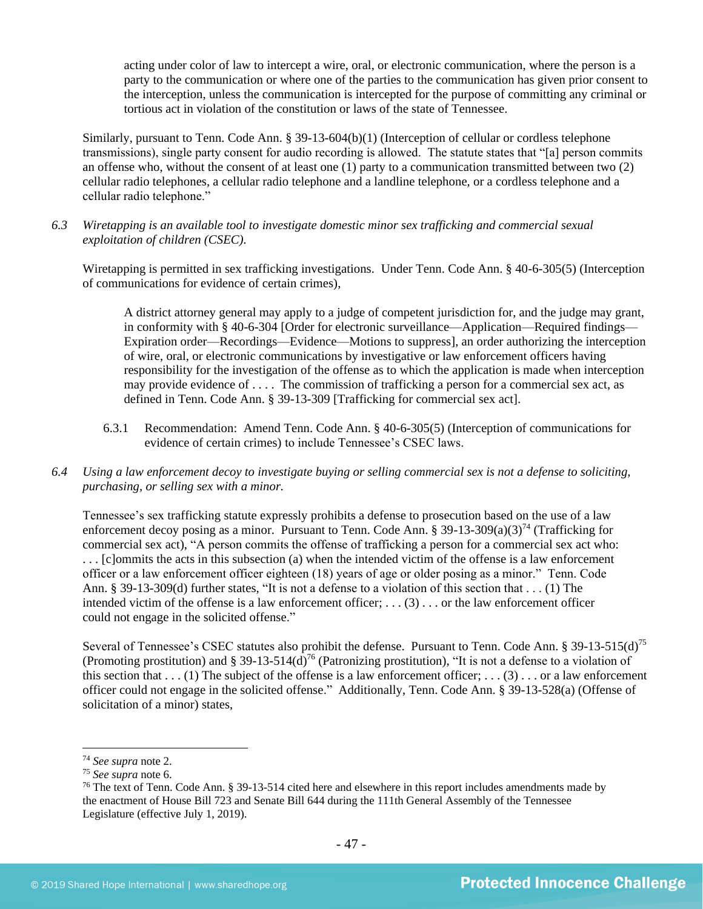> acting under color of law to intercept a wire, oral, or electronic communication, where the person is a party to the communication or where one of the parties to the communication has given prior consent to the interception, unless the communication is intercepted for the purpose of committing any criminal or tortious act in violation of the constitution or laws of the state of Tennessee.

Similarly, pursuant to Tenn. Code Ann. § 39-13-604(b)(1) (Interception of cellular or cordless telephone transmissions), single party consent for audio recording is allowed. The statute states that "[a] person commits an offense who, without the consent of at least one (1) party to a communication transmitted between two (2) cellular radio telephones, a cellular radio telephone and a landline telephone, or a cordless telephone and a cellular radio telephone."

*6.3 Wiretapping is an available tool to investigate domestic minor sex trafficking and commercial sexual exploitation of children (CSEC).*

Wiretapping is permitted in sex trafficking investigations. Under Tenn. Code Ann. § 40-6-305(5) (Interception of communications for evidence of certain crimes),

> A district attorney general may apply to a judge of competent jurisdiction for, and the judge may grant, in conformity with § 40-6-304 [Order for electronic surveillance—Application—Required findings—Expiration order—Recordings—Evidence—Motions to suppress], an order authorizing the interception of wire, oral, or electronic communications by investigative or law enforcement officers having responsibility for the investigation of the offense as to which the application is made when interception may provide evidence of . . . . The commission of trafficking a person for a commercial sex act, as defined in Tenn. Code Ann. § 39-13-309 [Trafficking for commercial sex act].

6.3.1 Recommendation: Amend Tenn. Code Ann. § 40-6-305(5) (Interception of communications for evidence of certain crimes) to include Tennessee's CSEC laws.

*6.4 Using a law enforcement decoy to investigate buying or selling commercial sex is not a defense to soliciting, purchasing, or selling sex with a minor.*

Tennessee's sex trafficking statute expressly prohibits a defense to prosecution based on the use of a law enforcement decoy posing as a minor. Pursuant to Tenn. Code Ann. § 39-13-309(a)(3)[74] (Trafficking for commercial sex act), "A person commits the offense of trafficking a person for a commercial sex act who: . . . [c]ommits the acts in this subsection (a) when the intended victim of the offense is a law enforcement officer or a law enforcement officer eighteen (18) years of age or older posing as a minor." Tenn. Code Ann. § 39-13-309(d) further states, "It is not a defense to a violation of this section that . . . (1) The intended victim of the offense is a law enforcement officer; . . . (3) . . . or the law enforcement officer could not engage in the solicited offense."

Several of Tennessee's CSEC statutes also prohibit the defense. Pursuant to Tenn. Code Ann. § 39-13-515(d)[75] (Promoting prostitution) and § 39-13-514(d)[76] (Patronizing prostitution), "It is not a defense to a violation of this section that . . . (1) The subject of the offense is a law enforcement officer; . . . (3) . . . or a law enforcement officer could not engage in the solicited offense." Additionally, Tenn. Code Ann. § 39-13-528(a) (Offense of solicitation of a minor) states,

---

[74] *See supra* note 2.

[75] *See supra* note 6.

[76] The text of Tenn. Code Ann. § 39-13-514 cited here and elsewhere in this report includes amendments made by the enactment of House Bill 723 and Senate Bill 644 during the 111th General Assembly of the Tennessee Legislature (effective July 1, 2019).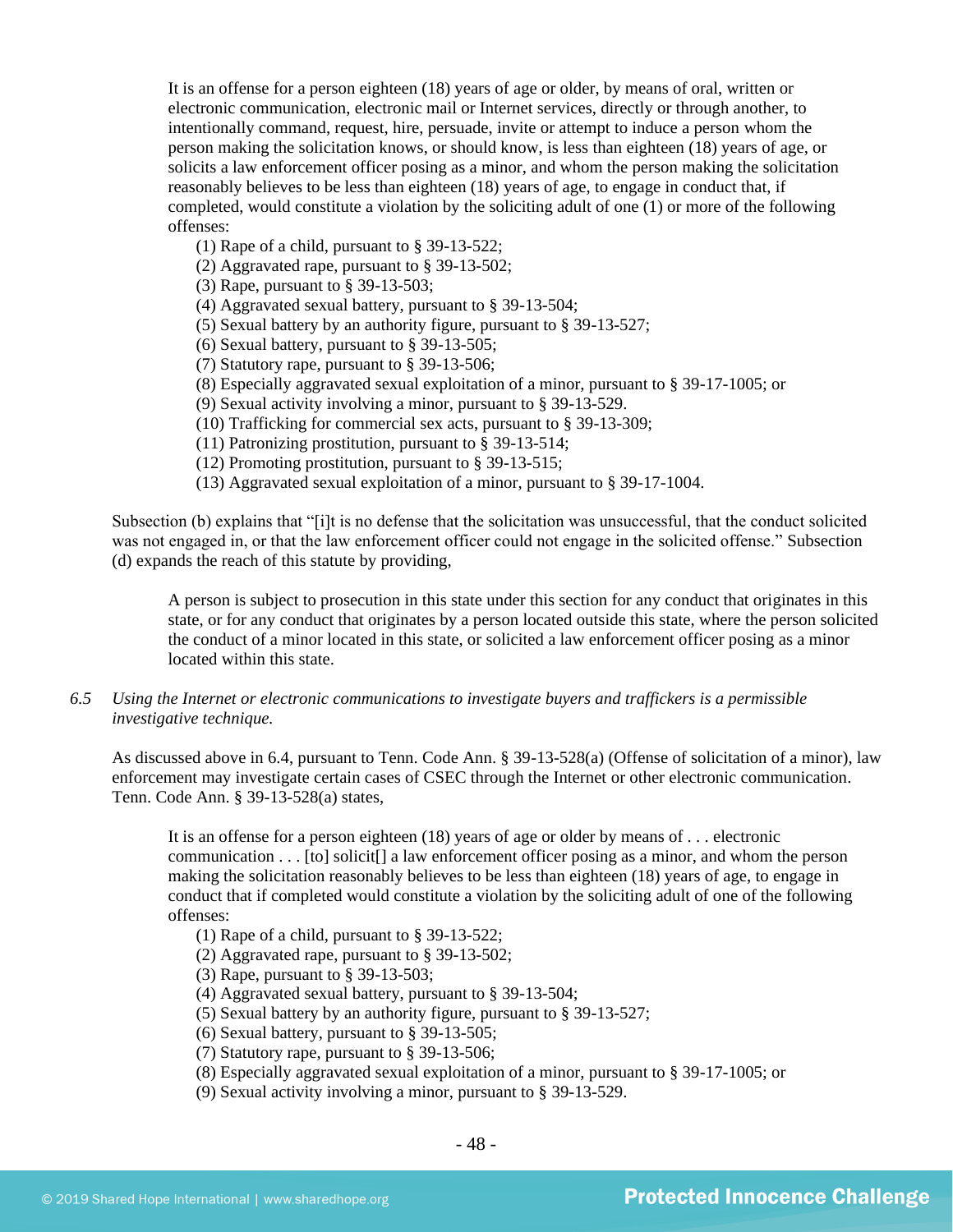> It is an offense for a person eighteen (18) years of age or older, by means of oral, written or electronic communication, electronic mail or Internet services, directly or through another, to intentionally command, request, hire, persuade, invite or attempt to induce a person whom the person making the solicitation knows, or should know, is less than eighteen (18) years of age, or solicits a law enforcement officer posing as a minor, and whom the person making the solicitation reasonably believes to be less than eighteen (18) years of age, to engage in conduct that, if completed, would constitute a violation by the soliciting adult of one (1) or more of the following offenses:
>
> (1) Rape of a child, pursuant to § 39-13-522;
> (2) Aggravated rape, pursuant to § 39-13-502;
> (3) Rape, pursuant to § 39-13-503;
> (4) Aggravated sexual battery, pursuant to § 39-13-504;
> (5) Sexual battery by an authority figure, pursuant to § 39-13-527;
> (6) Sexual battery, pursuant to § 39-13-505;
> (7) Statutory rape, pursuant to § 39-13-506;
> (8) Especially aggravated sexual exploitation of a minor, pursuant to § 39-17-1005; or
> (9) Sexual activity involving a minor, pursuant to § 39-13-529.
> (10) Trafficking for commercial sex acts, pursuant to § 39-13-309;
> (11) Patronizing prostitution, pursuant to § 39-13-514;
> (12) Promoting prostitution, pursuant to § 39-13-515;
> (13) Aggravated sexual exploitation of a minor, pursuant to § 39-17-1004.

Subsection (b) explains that "[i]t is no defense that the solicitation was unsuccessful, that the conduct solicited was not engaged in, or that the law enforcement officer could not engage in the solicited offense." Subsection (d) expands the reach of this statute by providing,

> A person is subject to prosecution in this state under this section for any conduct that originates in this state, or for any conduct that originates by a person located outside this state, where the person solicited the conduct of a minor located in this state, or solicited a law enforcement officer posing as a minor located within this state.

*6.5 Using the Internet or electronic communications to investigate buyers and traffickers is a permissible investigative technique.*

As discussed above in 6.4, pursuant to Tenn. Code Ann. § 39-13-528(a) (Offense of solicitation of a minor), law enforcement may investigate certain cases of CSEC through the Internet or other electronic communication. Tenn. Code Ann. § 39-13-528(a) states,

> It is an offense for a person eighteen (18) years of age or older by means of . . . electronic communication . . . [to] solicit[] a law enforcement officer posing as a minor, and whom the person making the solicitation reasonably believes to be less than eighteen (18) years of age, to engage in conduct that if completed would constitute a violation by the soliciting adult of one of the following offenses:
>
> (1) Rape of a child, pursuant to § 39-13-522;
> (2) Aggravated rape, pursuant to § 39-13-502;
> (3) Rape, pursuant to § 39-13-503;
> (4) Aggravated sexual battery, pursuant to § 39-13-504;
> (5) Sexual battery by an authority figure, pursuant to § 39-13-527;
> (6) Sexual battery, pursuant to § 39-13-505;
> (7) Statutory rape, pursuant to § 39-13-506;
> (8) Especially aggravated sexual exploitation of a minor, pursuant to § 39-17-1005; or
> (9) Sexual activity involving a minor, pursuant to § 39-13-529.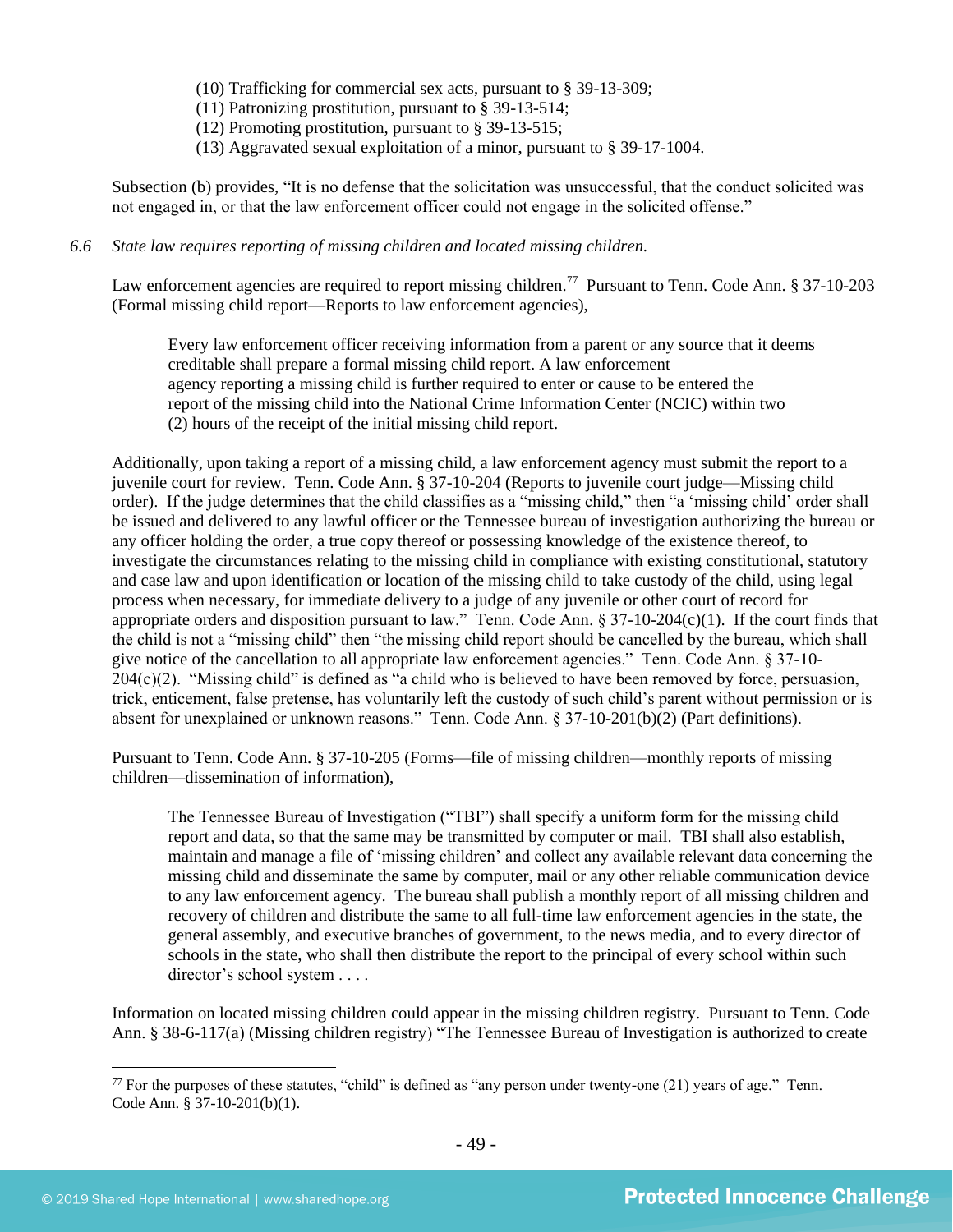(10) Trafficking for commercial sex acts, pursuant to § 39-13-309;
(11) Patronizing prostitution, pursuant to § 39-13-514;
(12) Promoting prostitution, pursuant to § 39-13-515;
(13) Aggravated sexual exploitation of a minor, pursuant to § 39-17-1004.

Subsection (b) provides, "It is no defense that the solicitation was unsuccessful, that the conduct solicited was not engaged in, or that the law enforcement officer could not engage in the solicited offense."

*6.6 State law requires reporting of missing children and located missing children.*

Law enforcement agencies are required to report missing children.[77] Pursuant to Tenn. Code Ann. § 37-10-203 (Formal missing child report—Reports to law enforcement agencies),

> Every law enforcement officer receiving information from a parent or any source that it deems creditable shall prepare a formal missing child report. A law enforcement agency reporting a missing child is further required to enter or cause to be entered the report of the missing child into the National Crime Information Center (NCIC) within two (2) hours of the receipt of the initial missing child report.

Additionally, upon taking a report of a missing child, a law enforcement agency must submit the report to a juvenile court for review. Tenn. Code Ann. § 37-10-204 (Reports to juvenile court judge—Missing child order). If the judge determines that the child classifies as a "missing child," then "a 'missing child' order shall be issued and delivered to any lawful officer or the Tennessee bureau of investigation authorizing the bureau or any officer holding the order, a true copy thereof or possessing knowledge of the existence thereof, to investigate the circumstances relating to the missing child in compliance with existing constitutional, statutory and case law and upon identification or location of the missing child to take custody of the child, using legal process when necessary, for immediate delivery to a judge of any juvenile or other court of record for appropriate orders and disposition pursuant to law." Tenn. Code Ann. § 37-10-204(c)(1). If the court finds that the child is not a "missing child" then "the missing child report should be cancelled by the bureau, which shall give notice of the cancellation to all appropriate law enforcement agencies." Tenn. Code Ann. § 37-10-204(c)(2). "Missing child" is defined as "a child who is believed to have been removed by force, persuasion, trick, enticement, false pretense, has voluntarily left the custody of such child's parent without permission or is absent for unexplained or unknown reasons." Tenn. Code Ann. § 37-10-201(b)(2) (Part definitions).

Pursuant to Tenn. Code Ann. § 37-10-205 (Forms—file of missing children—monthly reports of missing children—dissemination of information),

> The Tennessee Bureau of Investigation ("TBI") shall specify a uniform form for the missing child report and data, so that the same may be transmitted by computer or mail. TBI shall also establish, maintain and manage a file of 'missing children' and collect any available relevant data concerning the missing child and disseminate the same by computer, mail or any other reliable communication device to any law enforcement agency. The bureau shall publish a monthly report of all missing children and recovery of children and distribute the same to all full-time law enforcement agencies in the state, the general assembly, and executive branches of government, to the news media, and to every director of schools in the state, who shall then distribute the report to the principal of every school within such director's school system . . . .

Information on located missing children could appear in the missing children registry. Pursuant to Tenn. Code Ann. § 38-6-117(a) (Missing children registry) "The Tennessee Bureau of Investigation is authorized to create

---

[77] For the purposes of these statutes, "child" is defined as "any person under twenty-one (21) years of age." Tenn. Code Ann. § 37-10-201(b)(1).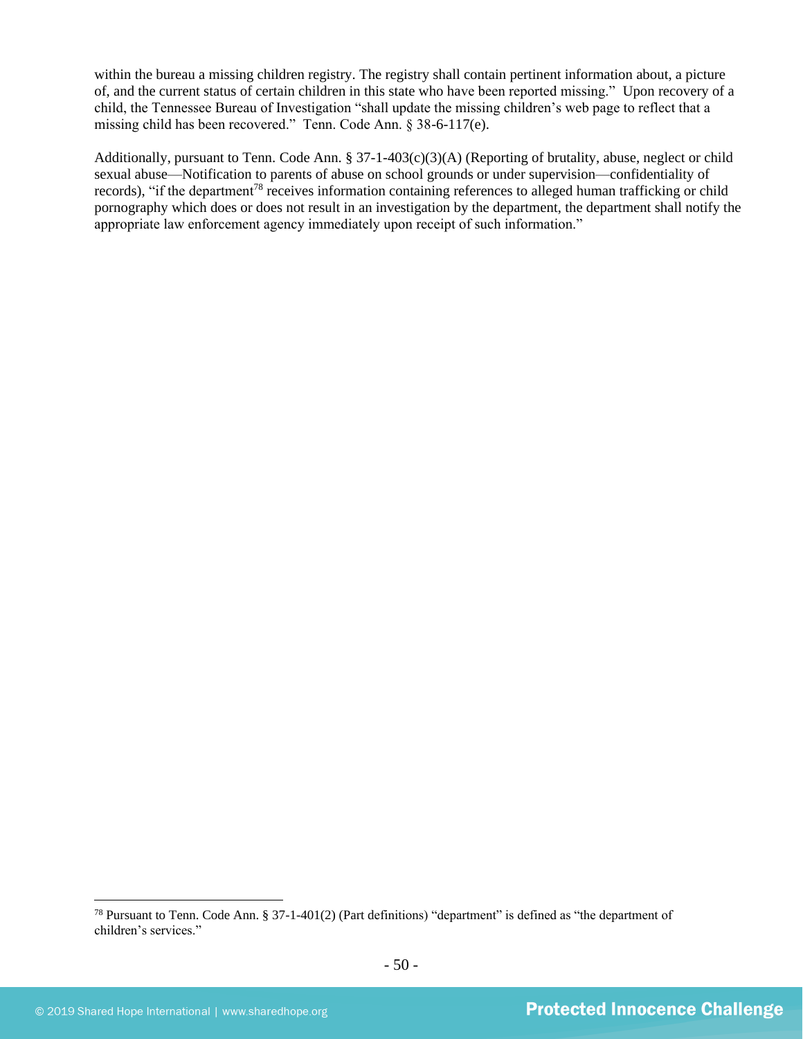within the bureau a missing children registry. The registry shall contain pertinent information about, a picture of, and the current status of certain children in this state who have been reported missing." Upon recovery of a child, the Tennessee Bureau of Investigation "shall update the missing children's web page to reflect that a missing child has been recovered." Tenn. Code Ann. § 38-6-117(e).

Additionally, pursuant to Tenn. Code Ann. § 37-1-403(c)(3)(A) (Reporting of brutality, abuse, neglect or child sexual abuse—Notification to parents of abuse on school grounds or under supervision—confidentiality of records), "if the department[78] receives information containing references to alleged human trafficking or child pornography which does or does not result in an investigation by the department, the department shall notify the appropriate law enforcement agency immediately upon receipt of such information."

[78] Pursuant to Tenn. Code Ann. § 37-1-401(2) (Part definitions) "department" is defined as "the department of children's services."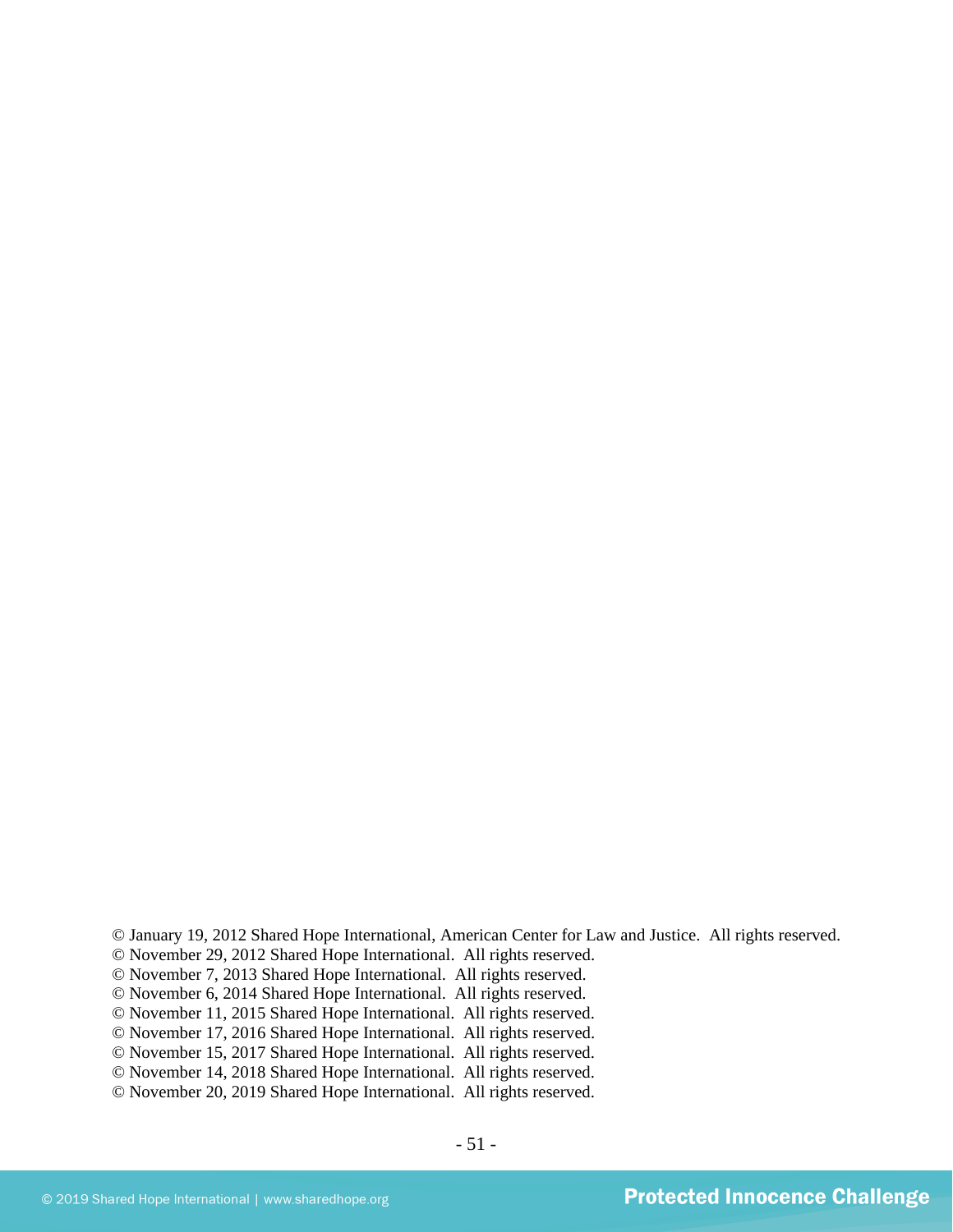© January 19, 2012 Shared Hope International, American Center for Law and Justice. All rights reserved.
© November 29, 2012 Shared Hope International. All rights reserved.
© November 7, 2013 Shared Hope International. All rights reserved.
© November 6, 2014 Shared Hope International. All rights reserved.
© November 11, 2015 Shared Hope International. All rights reserved.
© November 17, 2016 Shared Hope International. All rights reserved.
© November 15, 2017 Shared Hope International. All rights reserved.
© November 14, 2018 Shared Hope International. All rights reserved.
© November 20, 2019 Shared Hope International. All rights reserved.